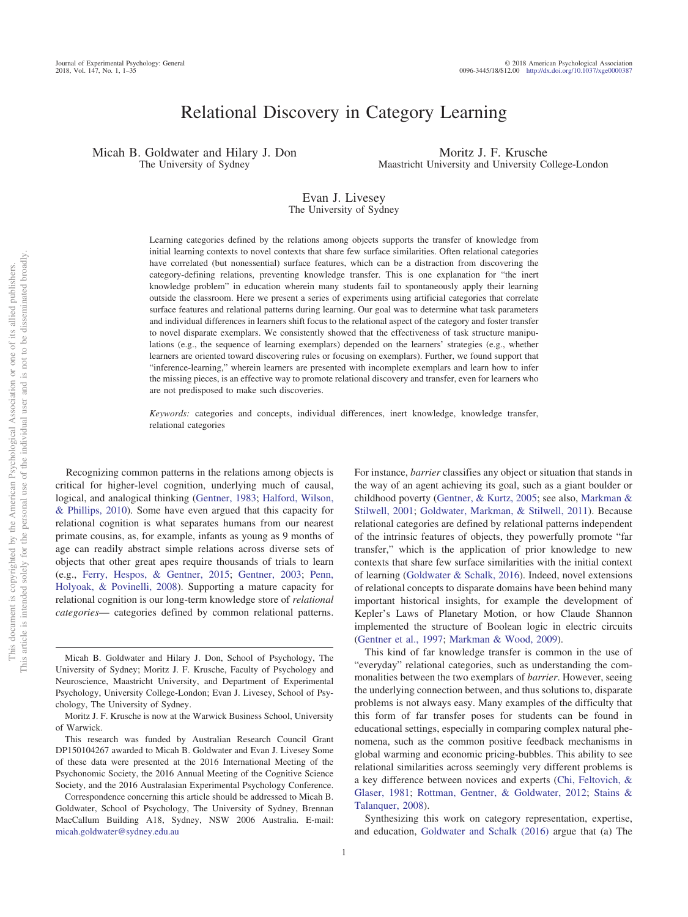# Relational Discovery in Category Learning

Micah B. Goldwater and Hilary J. Don
The University of Sydney

Moritz J. F. Krusche
Maastricht University and University College-London

Evan J. Livesey
The University of Sydney

Learning categories defined by the relations among objects supports the transfer of knowledge from initial learning contexts to novel contexts that share few surface similarities. Often relational categories have correlated (but nonessential) surface features, which can be a distraction from discovering the category-defining relations, preventing knowledge transfer. This is one explanation for "the inert knowledge problem" in education wherein many students fail to spontaneously apply their learning outside the classroom. Here we present a series of experiments using artificial categories that correlate surface features and relational patterns during learning. Our goal was to determine what task parameters and individual differences in learners shift focus to the relational aspect of the category and foster transfer to novel disparate exemplars. We consistently showed that the effectiveness of task structure manipulations (e.g., the sequence of learning exemplars) depended on the learners' strategies (e.g., whether learners are oriented toward discovering rules or focusing on exemplars). Further, we found support that "inference-learning," wherein learners are presented with incomplete exemplars and learn how to infer the missing pieces, is an effective way to promote relational discovery and transfer, even for learners who are not predisposed to make such discoveries.

*Keywords:* categories and concepts, individual differences, inert knowledge, knowledge transfer, relational categories

Recognizing common patterns in the relations among objects is critical for higher-level cognition, underlying much of causal, logical, and analogical thinking (Gentner, 1983; Halford, Wilson, & Phillips, 2010). Some have even argued that this capacity for relational cognition is what separates humans from our nearest primate cousins, as, for example, infants as young as 9 months of age can readily abstract simple relations across diverse sets of objects that other great apes require thousands of trials to learn (e.g., Ferry, Hespos, & Gentner, 2015; Gentner, 2003; Penn, Holyoak, & Povinelli, 2008). Supporting a mature capacity for relational cognition is our long-term knowledge store of *relational categories*— categories defined by common relational patterns. For instance, *barrier* classifies any object or situation that stands in the way of an agent achieving its goal, such as a giant boulder or childhood poverty (Gentner, & Kurtz, 2005; see also, Markman & Stilwell, 2001; Goldwater, Markman, & Stilwell, 2011). Because relational categories are defined by relational patterns independent of the intrinsic features of objects, they powerfully promote "far transfer," which is the application of prior knowledge to new contexts that share few surface similarities with the initial context of learning (Goldwater & Schalk, 2016). Indeed, novel extensions of relational concepts to disparate domains have been behind many important historical insights, for example the development of Kepler's Laws of Planetary Motion, or how Claude Shannon implemented the structure of Boolean logic in electric circuits (Gentner et al., 1997; Markman & Wood, 2009).

This kind of far knowledge transfer is common in the use of "everyday" relational categories, such as understanding the commonalities between the two exemplars of *barrier*. However, seeing the underlying connection between, and thus solutions to, disparate problems is not always easy. Many examples of the difficulty that this form of far transfer poses for students can be found in educational settings, especially in comparing complex natural phenomena, such as the common positive feedback mechanisms in global warming and economic pricing-bubbles. This ability to see relational similarities across seemingly very different problems is a key difference between novices and experts (Chi, Feltovich, & Glaser, 1981; Rottman, Gentner, & Goldwater, 2012; Stains & Talanquer, 2008).

Synthesizing this work on category representation, expertise, and education, Goldwater and Schalk (2016) argue that (a) The

---

Micah B. Goldwater and Hilary J. Don, School of Psychology, The University of Sydney; Moritz J. F. Krusche, Faculty of Psychology and Neuroscience, Maastricht University, and Department of Experimental Psychology, University College-London; Evan J. Livesey, School of Psychology, The University of Sydney.

Moritz J. F. Krusche is now at the Warwick Business School, University of Warwick.

This research was funded by Australian Research Council Grant DP150104267 awarded to Micah B. Goldwater and Evan J. Livesey Some of these data were presented at the 2016 International Meeting of the Psychonomic Society, the 2016 Annual Meeting of the Cognitive Science Society, and the 2016 Australasian Experimental Psychology Conference.

Correspondence concerning this article should be addressed to Micah B. Goldwater, School of Psychology, The University of Sydney, Brennan MacCallum Building A18, Sydney, NSW 2006 Australia. E-mail: micah.goldwater@sydney.edu.au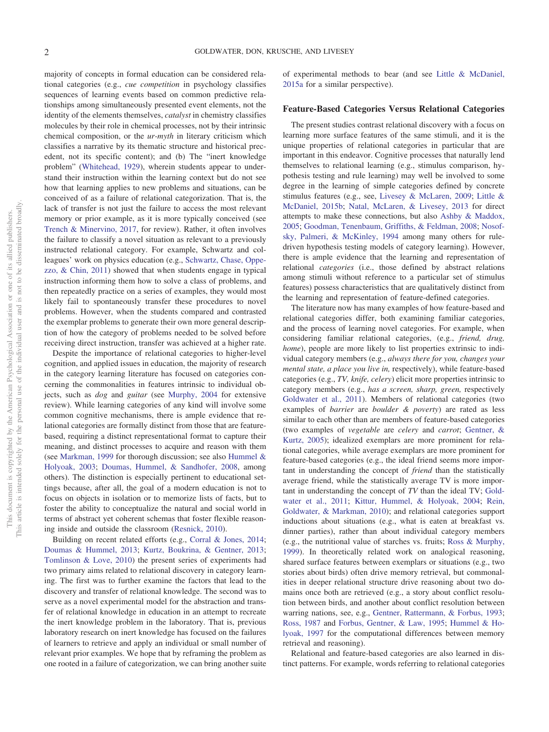majority of concepts in formal education can be considered relational categories (e.g., *cue competition* in psychology classifies sequences of learning events based on common predictive relationships among simultaneously presented event elements, not the identity of the elements themselves, *catalyst* in chemistry classifies molecules by their role in chemical processes, not by their intrinsic chemical composition, or the *ur-myth* in literary criticism which classifies a narrative by its thematic structure and historical precedent, not its specific content); and (b) The "inert knowledge problem" (Whitehead, 1929), wherein students appear to understand their instruction within the learning context but do not see how that learning applies to new problems and situations, can be conceived of as a failure of relational categorization. That is, the lack of transfer is not just the failure to access the most relevant memory or prior example, as it is more typically conceived (see Trench & Minervino, 2017, for review). Rather, it often involves the failure to classify a novel situation as relevant to a previously instructed relational category. For example, Schwartz and colleagues' work on physics education (e.g., Schwartz, Chase, Oppezzo, & Chin, 2011) showed that when students engage in typical instruction informing them how to solve a class of problems, and then repeatedly practice on a series of examples, they would most likely fail to spontaneously transfer these procedures to novel problems. However, when the students compared and contrasted the exemplar problems to generate their own more general description of how the category of problems needed to be solved before receiving direct instruction, transfer was achieved at a higher rate.

Despite the importance of relational categories to higher-level cognition, and applied issues in education, the majority of research in the category learning literature has focused on categories concerning the commonalities in features intrinsic to individual objects, such as *dog* and *guitar* (see Murphy, 2004 for extensive review). While learning categories of any kind will involve some common cognitive mechanisms, there is ample evidence that relational categories are formally distinct from those that are feature-based, requiring a distinct representational format to capture their meaning, and distinct processes to acquire and reason with them (see Markman, 1999 for thorough discussion; see also Hummel & Holyoak, 2003; Doumas, Hummel, & Sandhofer, 2008, among others). The distinction is especially pertinent to educational settings because, after all, the goal of a modern education is not to focus on objects in isolation or to memorize lists of facts, but to foster the ability to conceptualize the natural and social world in terms of abstract yet coherent schemas that foster flexible reasoning inside and outside the classroom (Resnick, 2010).

Building on recent related efforts (e.g., Corral & Jones, 2014; Doumas & Hummel, 2013; Kurtz, Boukrina, & Gentner, 2013; Tomlinson & Love, 2010) the present series of experiments had two primary aims related to relational discovery in category learning. The first was to further examine the factors that lead to the discovery and transfer of relational knowledge. The second was to serve as a novel experimental model for the abstraction and transfer of relational knowledge in education in an attempt to recreate the inert knowledge problem in the laboratory. That is, previous laboratory research on inert knowledge has focused on the failures of learners to retrieve and apply an individual or small number of relevant prior examples. We hope that by reframing the problem as one rooted in a failure of categorization, we can bring another suite of experimental methods to bear (and see Little & McDaniel, 2015a for a similar perspective).

## Feature-Based Categories Versus Relational Categories

The present studies contrast relational discovery with a focus on learning more surface features of the same stimuli, and it is the unique properties of relational categories in particular that are important in this endeavor. Cognitive processes that naturally lend themselves to relational learning (e.g., stimulus comparison, hypothesis testing and rule learning) may well be involved to some degree in the learning of simple categories defined by concrete stimulus features (e.g., see, Livesey & McLaren, 2009; Little & McDaniel, 2015b; Natal, McLaren, & Livesey, 2013 for direct attempts to make these connections, but also Ashby & Maddox, 2005; Goodman, Tenenbaum, Griffiths, & Feldman, 2008; Nosofsky, Palmeri, & McKinley, 1994 among many others for rule-driven hypothesis testing models of category learning). However, there is ample evidence that the learning and representation of relational *categories* (i.e., those defined by abstract relations among stimuli without reference to a particular set of stimulus features) possess characteristics that are qualitatively distinct from the learning and representation of feature-defined categories.

The literature now has many examples of how feature-based and relational categories differ, both examining familiar categories, and the process of learning novel categories. For example, when considering familiar relational categories, (e.g., *friend, drug, home*), people are more likely to list properties extrinsic to individual category members (e.g., *always there for you, changes your mental state, a place you live in,* respectively), while feature-based categories (e.g., *TV, knife, celery*) elicit more properties intrinsic to category members (e.g., *has a screen, sharp, green,* respectively Goldwater et al., 2011). Members of relational categories (two examples of *barrier* are *boulder & poverty*) are rated as less similar to each other than are members of feature-based categories (two examples of *vegetable* are *celery* and *carrot*; Gentner, & Kurtz, 2005); idealized exemplars are more prominent for relational categories, while average exemplars are more prominent for feature-based categories (e.g., the ideal friend seems more important in understanding the concept of *friend* than the statistically average friend, while the statistically average TV is more important in understanding the concept of *TV* than the ideal TV; Goldwater et al., 2011; Kittur, Hummel, & Holyoak, 2004; Rein, Goldwater, & Markman, 2010); and relational categories support inductions about situations (e.g., what is eaten at breakfast vs. dinner parties), rather than about individual category members (e.g., the nutritional value of starches vs. fruits; Ross & Murphy, 1999). In theoretically related work on analogical reasoning, shared surface features between exemplars or situations (e.g., two stories about birds) often drive memory retrieval, but commonalities in deeper relational structure drive reasoning about two domains once both are retrieved (e.g., a story about conflict resolution between birds, and another about conflict resolution between warring nations, see, e.g., Gentner, Rattermann, & Forbus, 1993; Ross, 1987 and Forbus, Gentner, & Law, 1995; Hummel & Holyoak, 1997 for the computational differences between memory retrieval and reasoning).

Relational and feature-based categories are also learned in distinct patterns. For example, words referring to relational categories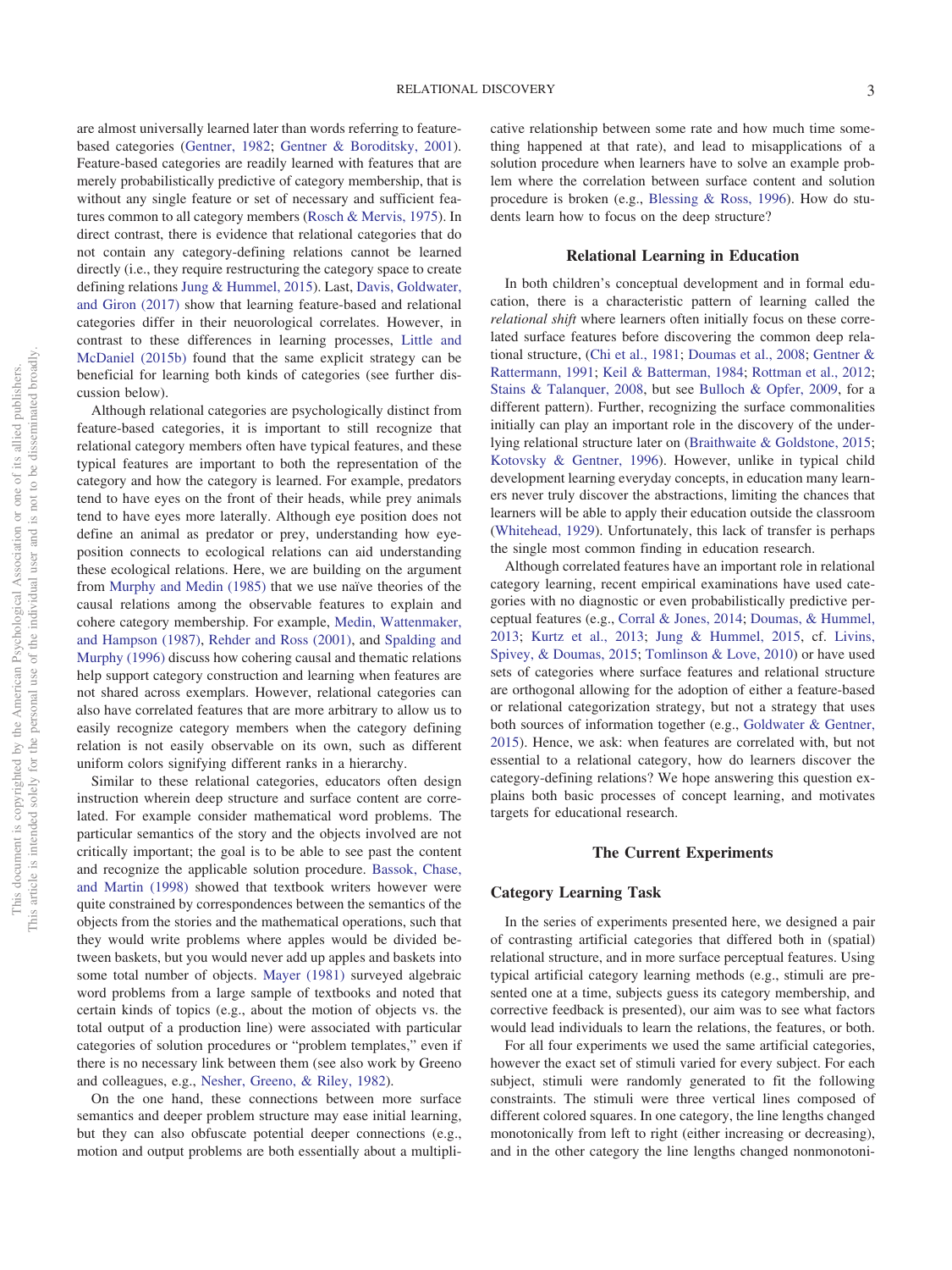are almost universally learned later than words referring to feature-based categories (Gentner, 1982; Gentner & Boroditsky, 2001). Feature-based categories are readily learned with features that are merely probabilistically predictive of category membership, that is without any single feature or set of necessary and sufficient features common to all category members (Rosch & Mervis, 1975). In direct contrast, there is evidence that relational categories that do not contain any category-defining relations cannot be learned directly (i.e., they require restructuring the category space to create defining relations Jung & Hummel, 2015). Last, Davis, Goldwater, and Giron (2017) show that learning feature-based and relational categories differ in their neuorological correlates. However, in contrast to these differences in learning processes, Little and McDaniel (2015b) found that the same explicit strategy can be beneficial for learning both kinds of categories (see further discussion below).

Although relational categories are psychologically distinct from feature-based categories, it is important to still recognize that relational category members often have typical features, and these typical features are important to both the representation of the category and how the category is learned. For example, predators tend to have eyes on the front of their heads, while prey animals tend to have eyes more laterally. Although eye position does not define an animal as predator or prey, understanding how eye-position connects to ecological relations can aid understanding these ecological relations. Here, we are building on the argument from Murphy and Medin (1985) that we use naïve theories of the causal relations among the observable features to explain and cohere category membership. For example, Medin, Wattenmaker, and Hampson (1987), Rehder and Ross (2001), and Spalding and Murphy (1996) discuss how cohering causal and thematic relations help support category construction and learning when features are not shared across exemplars. However, relational categories can also have correlated features that are more arbitrary to allow us to easily recognize category members when the category defining relation is not easily observable on its own, such as different uniform colors signifying different ranks in a hierarchy.

Similar to these relational categories, educators often design instruction wherein deep structure and surface content are correlated. For example consider mathematical word problems. The particular semantics of the story and the objects involved are not critically important; the goal is to be able to see past the content and recognize the applicable solution procedure. Bassok, Chase, and Martin (1998) showed that textbook writers however were quite constrained by correspondences between the semantics of the objects from the stories and the mathematical operations, such that they would write problems where apples would be divided between baskets, but you would never add up apples and baskets into some total number of objects. Mayer (1981) surveyed algebraic word problems from a large sample of textbooks and noted that certain kinds of topics (e.g., about the motion of objects vs. the total output of a production line) were associated with particular categories of solution procedures or "problem templates," even if there is no necessary link between them (see also work by Greeno and colleagues, e.g., Nesher, Greeno, & Riley, 1982).

On the one hand, these connections between more surface semantics and deeper problem structure may ease initial learning, but they can also obfuscate potential deeper connections (e.g., motion and output problems are both essentially about a multiplicative relationship between some rate and how much time something happened at that rate), and lead to misapplications of a solution procedure when learners have to solve an example problem where the correlation between surface content and solution procedure is broken (e.g., Blessing & Ross, 1996). How do students learn how to focus on the deep structure?

## Relational Learning in Education

In both children's conceptual development and in formal education, there is a characteristic pattern of learning called the *relational shift* where learners often initially focus on these correlated surface features before discovering the common deep relational structure, (Chi et al., 1981; Doumas et al., 2008; Gentner & Rattermann, 1991; Keil & Batterman, 1984; Rottman et al., 2012; Stains & Talanquer, 2008, but see Bulloch & Opfer, 2009, for a different pattern). Further, recognizing the surface commonalities initially can play an important role in the discovery of the underlying relational structure later on (Braithwaite & Goldstone, 2015; Kotovsky & Gentner, 1996). However, unlike in typical child development learning everyday concepts, in education many learners never truly discover the abstractions, limiting the chances that learners will be able to apply their education outside the classroom (Whitehead, 1929). Unfortunately, this lack of transfer is perhaps the single most common finding in education research.

Although correlated features have an important role in relational category learning, recent empirical examinations have used categories with no diagnostic or even probabilistically predictive perceptual features (e.g., Corral & Jones, 2014; Doumas, & Hummel, 2013; Kurtz et al., 2013; Jung & Hummel, 2015, cf. Livins, Spivey, & Doumas, 2015; Tomlinson & Love, 2010) or have used sets of categories where surface features and relational structure are orthogonal allowing for the adoption of either a feature-based or relational categorization strategy, but not a strategy that uses both sources of information together (e.g., Goldwater & Gentner, 2015). Hence, we ask: when features are correlated with, but not essential to a relational category, how do learners discover the category-defining relations? We hope answering this question explains both basic processes of concept learning, and motivates targets for educational research.

## The Current Experiments

### Category Learning Task

In the series of experiments presented here, we designed a pair of contrasting artificial categories that differed both in (spatial) relational structure, and in more surface perceptual features. Using typical artificial category learning methods (e.g., stimuli are presented one at a time, subjects guess its category membership, and corrective feedback is presented), our aim was to see what factors would lead individuals to learn the relations, the features, or both.

For all four experiments we used the same artificial categories, however the exact set of stimuli varied for every subject. For each subject, stimuli were randomly generated to fit the following constraints. The stimuli were three vertical lines composed of different colored squares. In one category, the line lengths changed monotonically from left to right (either increasing or decreasing), and in the other category the line lengths changed nonmonotoni-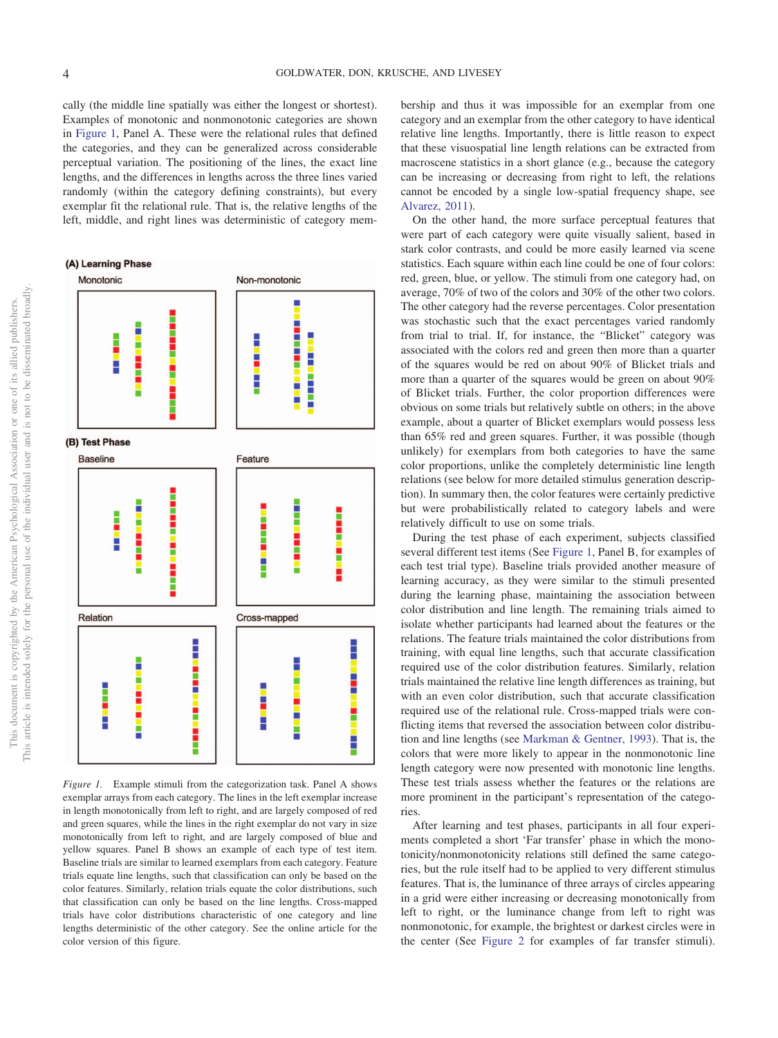cally (the middle line spatially was either the longest or shortest). Examples of monotonic and nonmonotonic categories are shown in Figure 1, Panel A. These were the relational rules that defined the categories, and they can be generalized across considerable perceptual variation. The positioning of the lines, the exact line lengths, and the differences in lengths across the three lines varied randomly (within the category defining constraints), but every exemplar fit the relational rule. That is, the relative lengths of the left, middle, and right lines was deterministic of category membership and thus it was impossible for an exemplar from one category and an exemplar from the other category to have identical relative line lengths. Importantly, there is little reason to expect that these visuospatial line length relations can be extracted from macroscene statistics in a short glance (e.g., because the category can be increasing or decreasing from right to left, the relations cannot be encoded by a single low-spatial frequency shape, see Alvarez, 2011).

Figure 1. Example stimuli from the categorization task. Panel A shows exemplar arrays from each category. The lines in the left exemplar increase in length monotonically from left to right, and are largely composed of red and green squares, while the lines in the right exemplar do not vary in size monotonically from left to right, and are largely composed of blue and yellow squares. Panel B shows an example of each type of test item. Baseline trials are similar to learned exemplars from each category. Feature trials equate line lengths, such that classification can only be based on the color features. Similarly, relation trials equate the color distributions, such that classification can only be based on the line lengths. Cross-mapped trials have color distributions characteristic of one category and line lengths deterministic of the other category. See the online article for the color version of this figure.

On the other hand, the more surface perceptual features that were part of each category were quite visually salient, based in stark color contrasts, and could be more easily learned via scene statistics. Each square within each line could be one of four colors: red, green, blue, or yellow. The stimuli from one category had, on average, 70% of two of the colors and 30% of the other two colors. The other category had the reverse percentages. Color presentation was stochastic such that the exact percentages varied randomly from trial to trial. If, for instance, the "Blicket" category was associated with the colors red and green then more than a quarter of the squares would be red on about 90% of Blicket trials and more than a quarter of the squares would be green on about 90% of Blicket trials. Further, the color proportion differences were obvious on some trials but relatively subtle on others; in the above example, about a quarter of Blicket exemplars would possess less than 65% red and green squares. Further, it was possible (though unlikely) for exemplars from both categories to have the same color proportions, unlike the completely deterministic line length relations (see below for more detailed stimulus generation description). In summary then, the color features were certainly predictive but were probabilistically related to category labels and were relatively difficult to use on some trials.

During the test phase of each experiment, subjects classified several different test items (See Figure 1, Panel B, for examples of each test trial type). Baseline trials provided another measure of learning accuracy, as they were similar to the stimuli presented during the learning phase, maintaining the association between color distribution and line length. The remaining trials aimed to isolate whether participants had learned about the features or the relations. The feature trials maintained the color distributions from training, with equal line lengths, such that accurate classification required use of the color distribution features. Similarly, relation trials maintained the relative line length differences as training, but with an even color distribution, such that accurate classification required use of the relational rule. Cross-mapped trials were conflicting items that reversed the association between color distribution and line lengths (see Markman & Gentner, 1993). That is, the colors that were more likely to appear in the nonmonotonic line length category were now presented with monotonic line lengths. These test trials assess whether the features or the relations are more prominent in the participant's representation of the categories.

After learning and test phases, participants in all four experiments completed a short 'Far transfer' phase in which the monotonicity/nonmonotonicity relations still defined the same categories, but the rule itself had to be applied to very different stimulus features. That is, the luminance of three arrays of circles appearing in a grid were either increasing or decreasing monotonically from left to right, or the luminance change from left to right was nonmonotonic, for example, the brightest or darkest circles were in the center (See Figure 2 for examples of far transfer stimuli).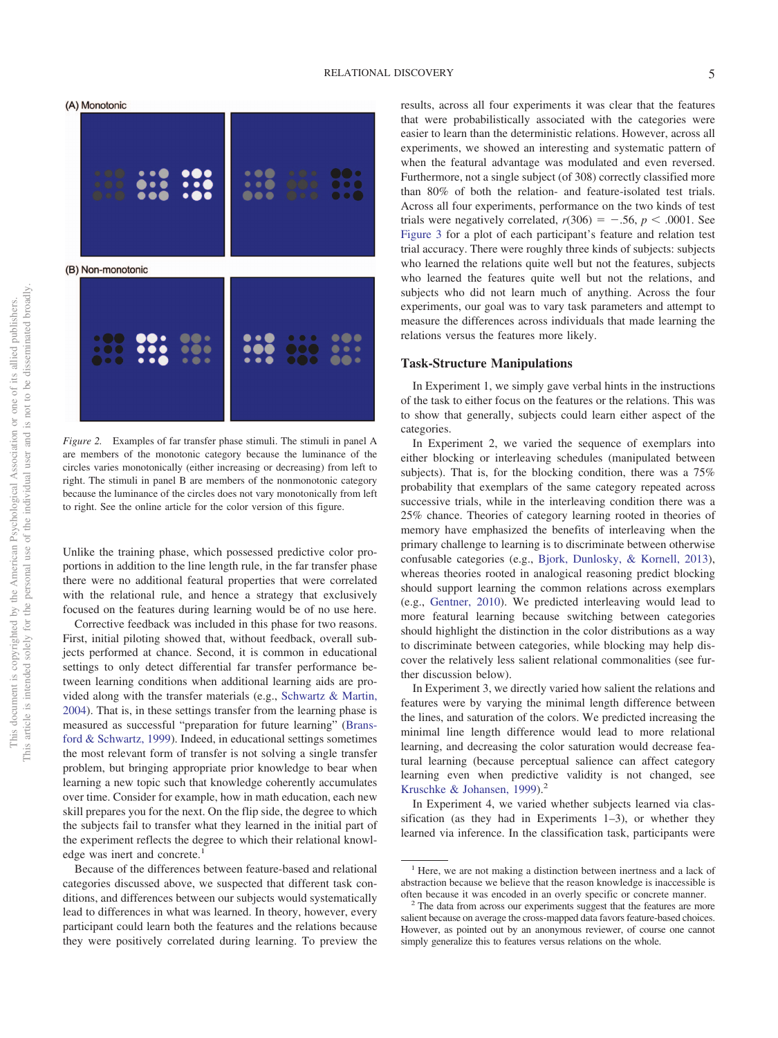*Figure 2.* Examples of far transfer phase stimuli. The stimuli in panel A are members of the monotonic category because the luminance of the circles varies monotonically (either increasing or decreasing) from left to right. The stimuli in panel B are members of the nonmonotonic category because the luminance of the circles does not vary monotonically from left to right. See the online article for the color version of this figure.

Unlike the training phase, which possessed predictive color proportions in addition to the line length rule, in the far transfer phase there were no additional featural properties that were correlated with the relational rule, and hence a strategy that exclusively focused on the features during learning would be of no use here.

Corrective feedback was included in this phase for two reasons. First, initial piloting showed that, without feedback, overall subjects performed at chance. Second, it is common in educational settings to only detect differential far transfer performance between learning conditions when additional learning aids are provided along with the transfer materials (e.g., Schwartz & Martin, 2004). That is, in these settings transfer from the learning phase is measured as successful "preparation for future learning" (Bransford & Schwartz, 1999). Indeed, in educational settings sometimes the most relevant form of transfer is not solving a single transfer problem, but bringing appropriate prior knowledge to bear when learning a new topic such that knowledge coherently accumulates over time. Consider for example, how in math education, each new skill prepares you for the next. On the flip side, the degree to which the subjects fail to transfer what they learned in the initial part of the experiment reflects the degree to which their relational knowledge was inert and concrete.[1]

Because of the differences between feature-based and relational categories discussed above, we suspected that different task conditions, and differences between our subjects would systematically lead to differences in what was learned. In theory, however, every participant could learn both the features and the relations because they were positively correlated during learning. To preview the results, across all four experiments it was clear that the features that were probabilistically associated with the categories were easier to learn than the deterministic relations. However, across all experiments, we showed an interesting and systematic pattern of when the featural advantage was modulated and even reversed. Furthermore, not a single subject (of 308) correctly classified more than 80% of both the relation- and feature-isolated test trials. Across all four experiments, performance on the two kinds of test trials were negatively correlated, $r(306) = -.56$, $p < .0001$. See Figure 3 for a plot of each participant's feature and relation test trial accuracy. There were roughly three kinds of subjects: subjects who learned the relations quite well but not the features, subjects who learned the features quite well but not the relations, and subjects who did not learn much of anything. Across the four experiments, our goal was to vary task parameters and attempt to measure the differences across individuals that made learning the relations versus the features more likely.

## Task-Structure Manipulations

In Experiment 1, we simply gave verbal hints in the instructions of the task to either focus on the features or the relations. This was to show that generally, subjects could learn either aspect of the categories.

In Experiment 2, we varied the sequence of exemplars into either blocking or interleaving schedules (manipulated between subjects). That is, for the blocking condition, there was a 75% probability that exemplars of the same category repeated across successive trials, while in the interleaving condition there was a 25% chance. Theories of category learning rooted in theories of memory have emphasized the benefits of interleaving when the primary challenge to learning is to discriminate between otherwise confusable categories (e.g., Bjork, Dunlosky, & Kornell, 2013), whereas theories rooted in analogical reasoning predict blocking should support learning the common relations across exemplars (e.g., Gentner, 2010). We predicted interleaving would lead to more featural learning because switching between categories should highlight the distinction in the color distributions as a way to discriminate between categories, while blocking may help discover the relatively less salient relational commonalities (see further discussion below).

In Experiment 3, we directly varied how salient the relations and features were by varying the minimal length difference between the lines, and saturation of the colors. We predicted increasing the minimal line length difference would lead to more relational learning, and decreasing the color saturation would decrease featural learning (because perceptual salience can affect category learning even when predictive validity is not changed, see Kruschke & Johansen, 1999).[2]

In Experiment 4, we varied whether subjects learned via classification (as they had in Experiments 1–3), or whether they learned via inference. In the classification task, participants were

[1] Here, we are not making a distinction between inertness and a lack of abstraction because we believe that the reason knowledge is inaccessible is often because it was encoded in an overly specific or concrete manner.

[2] The data from across our experiments suggest that the features are more salient because on average the cross-mapped data favors feature-based choices. However, as pointed out by an anonymous reviewer, of course one cannot simply generalize this to features versus relations on the whole.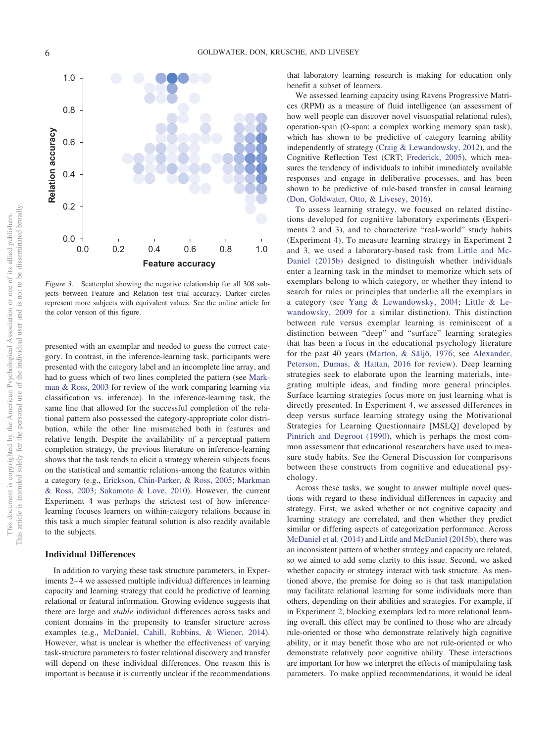*Figure 3.* Scatterplot showing the negative relationship for all 308 subjects between Feature and Relation test trial accuracy. Darker circles represent more subjects with equivalent values. See the online article for the color version of this figure.

presented with an exemplar and needed to guess the correct category. In contrast, in the inference-learning task, participants were presented with the category label and an incomplete line array, and had to guess which of two lines completed the pattern (see Markman & Ross, 2003 for review of the work comparing learning via classification vs. inference). In the inference-learning task, the same line that allowed for the successful completion of the relational pattern also possessed the category-appropriate color distribution, while the other line mismatched both in features and relative length. Despite the availability of a perceptual pattern completion strategy, the previous literature on inference-learning shows that the task tends to elicit a strategy wherein subjects focus on the statistical and semantic relations-among the features within a category (e.g., Erickson, Chin-Parker, & Ross, 2005; Markman & Ross, 2003; Sakamoto & Love, 2010). However, the current Experiment 4 was perhaps the strictest test of how inference-learning focuses learners on within-category relations because in this task a much simpler featural solution is also readily available to the subjects.

## Individual Differences

In addition to varying these task structure parameters, in Experiments 2–4 we assessed multiple individual differences in learning capacity and learning strategy that could be predictive of learning relational or featural information. Growing evidence suggests that there are large and *stable* individual differences across tasks and content domains in the propensity to transfer structure across examples (e.g., McDaniel, Cahill, Robbins, & Wiener, 2014). However, what is unclear is whether the effectiveness of varying task-structure parameters to foster relational discovery and transfer will depend on these individual differences. One reason this is important is because it is currently unclear if the recommendations that laboratory learning research is making for education only benefit a subset of learners.

We assessed learning capacity using Ravens Progressive Matrices (RPM) as a measure of fluid intelligence (an assessment of how well people can discover novel visuospatial relational rules), operation-span (O-span; a complex working memory span task), which has shown to be predictive of category learning ability independently of strategy (Craig & Lewandowsky, 2012), and the Cognitive Reflection Test (CRT; Frederick, 2005), which measures the tendency of individuals to inhibit immediately available responses and engage in deliberative processes, and has been shown to be predictive of rule-based transfer in causal learning (Don, Goldwater, Otto, & Livesey, 2016).

To assess learning strategy, we focused on related distinctions developed for cognitive laboratory experiments (Experiments 2 and 3), and to characterize "real-world" study habits (Experiment 4). To measure learning strategy in Experiment 2 and 3, we used a laboratory-based task from Little and McDaniel (2015b) designed to distinguish whether individuals enter a learning task in the mindset to memorize which sets of exemplars belong to which category, or whether they intend to search for rules or principles that underlie all the exemplars in a category (see Yang & Lewandowsky, 2004; Little & Lewandowsky, 2009 for a similar distinction). This distinction between rule versus exemplar learning is reminiscent of a distinction between "deep" and "surface" learning strategies that has been a focus in the educational psychology literature for the past 40 years (Marton, & Säljö, 1976; see Alexander, Peterson, Dumas, & Hattan, 2016 for review). Deep learning strategies seek to elaborate upon the learning materials, integrating multiple ideas, and finding more general principles. Surface learning strategies focus more on just learning what is directly presented. In Experiment 4, we assessed differences in deep versus surface learning strategy using the Motivational Strategies for Learning Questionnaire [MSLQ] developed by Pintrich and Degroot (1990), which is perhaps the most common assessment that educational researchers have used to measure study habits. See the General Discussion for comparisons between these constructs from cognitive and educational psychology.

Across these tasks, we sought to answer multiple novel questions with regard to these individual differences in capacity and strategy. First, we asked whether or not cognitive capacity and learning strategy are correlated, and then whether they predict similar or differing aspects of categorization performance. Across McDaniel et al. (2014) and Little and McDaniel (2015b), there was an inconsistent pattern of whether strategy and capacity are related, so we aimed to add some clarity to this issue. Second, we asked whether capacity or strategy interact with task structure. As mentioned above, the premise for doing so is that task manipulation may facilitate relational learning for some individuals more than others, depending on their abilities and strategies. For example, if in Experiment 2, blocking exemplars led to more relational learning overall, this effect may be confined to those who are already rule-oriented or those who demonstrate relatively high cognitive ability, or it may benefit those who are not rule-oriented or who demonstrate relatively poor cognitive ability. These interactions are important for how we interpret the effects of manipulating task parameters. To make applied recommendations, it would be ideal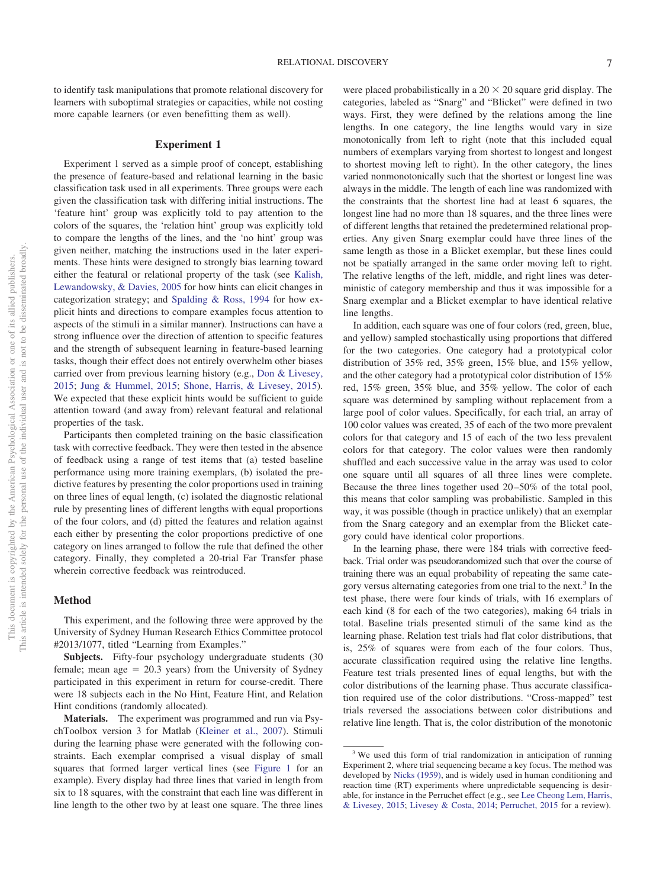to identify task manipulations that promote relational discovery for learners with suboptimal strategies or capacities, while not costing more capable learners (or even benefitting them as well).

## Experiment 1

Experiment 1 served as a simple proof of concept, establishing the presence of feature-based and relational learning in the basic classification task used in all experiments. Three groups were each given the classification task with differing initial instructions. The 'feature hint' group was explicitly told to pay attention to the colors of the squares, the 'relation hint' group was explicitly told to compare the lengths of the lines, and the 'no hint' group was given neither, matching the instructions used in the later experiments. These hints were designed to strongly bias learning toward either the featural or relational property of the task (see Kalish, Lewandowsky, & Davies, 2005 for how hints can elicit changes in categorization strategy; and Spalding & Ross, 1994 for how explicit hints and directions to compare examples focus attention to aspects of the stimuli in a similar manner). Instructions can have a strong influence over the direction of attention to specific features and the strength of subsequent learning in feature-based learning tasks, though their effect does not entirely overwhelm other biases carried over from previous learning history (e.g., Don & Livesey, 2015; Jung & Hummel, 2015; Shone, Harris, & Livesey, 2015). We expected that these explicit hints would be sufficient to guide attention toward (and away from) relevant featural and relational properties of the task.

Participants then completed training on the basic classification task with corrective feedback. They were then tested in the absence of feedback using a range of test items that (a) tested baseline performance using more training exemplars, (b) isolated the predictive features by presenting the color proportions used in training on three lines of equal length, (c) isolated the diagnostic relational rule by presenting lines of different lengths with equal proportions of the four colors, and (d) pitted the features and relation against each either by presenting the color proportions predictive of one category on lines arranged to follow the rule that defined the other category. Finally, they completed a 20-trial Far Transfer phase wherein corrective feedback was reintroduced.

### Method

This experiment, and the following three were approved by the University of Sydney Human Research Ethics Committee protocol #2013/1077, titled "Learning from Examples."

**Subjects.** Fifty-four psychology undergraduate students (30 female; mean age = 20.3 years) from the University of Sydney participated in this experiment in return for course-credit. There were 18 subjects each in the No Hint, Feature Hint, and Relation Hint conditions (randomly allocated).

**Materials.** The experiment was programmed and run via PsychToolbox version 3 for Matlab (Kleiner et al., 2007). Stimuli during the learning phase were generated with the following constraints. Each exemplar comprised a visual display of small squares that formed larger vertical lines (see Figure 1 for an example). Every display had three lines that varied in length from six to 18 squares, with the constraint that each line was different in line length to the other two by at least one square. The three lines were placed probabilistically in a $20 \times 20$ square grid display. The categories, labeled as "Snarg" and "Blicket" were defined in two ways. First, they were defined by the relations among the line lengths. In one category, the line lengths would vary in size monotonically from left to right (note that this included equal numbers of exemplars varying from shortest to longest and longest to shortest moving left to right). In the other category, the lines varied nonmonotonically such that the shortest or longest line was always in the middle. The length of each line was randomized with the constraints that the shortest line had at least 6 squares, the longest line had no more than 18 squares, and the three lines were of different lengths that retained the predetermined relational properties. Any given Snarg exemplar could have three lines of the same length as those in a Blicket exemplar, but these lines could not be spatially arranged in the same order moving left to right. The relative lengths of the left, middle, and right lines was deterministic of category membership and thus it was impossible for a Snarg exemplar and a Blicket exemplar to have identical relative line lengths.

In addition, each square was one of four colors (red, green, blue, and yellow) sampled stochastically using proportions that differed for the two categories. One category had a prototypical color distribution of 35% red, 35% green, 15% blue, and 15% yellow, and the other category had a prototypical color distribution of 15% red, 15% green, 35% blue, and 35% yellow. The color of each square was determined by sampling without replacement from a large pool of color values. Specifically, for each trial, an array of 100 color values was created, 35 of each of the two more prevalent colors for that category and 15 of each of the two less prevalent colors for that category. The color values were then randomly shuffled and each successive value in the array was used to color one square until all squares of all three lines were complete. Because the three lines together used 20–50% of the total pool, this means that color sampling was probabilistic. Sampled in this way, it was possible (though in practice unlikely) that an exemplar from the Snarg category and an exemplar from the Blicket category could have identical color proportions.

In the learning phase, there were 184 trials with corrective feedback. Trial order was pseudorandomized such that over the course of training there was an equal probability of repeating the same category versus alternating categories from one trial to the next.[3] In the test phase, there were four kinds of trials, with 16 exemplars of each kind (8 for each of the two categories), making 64 trials in total. Baseline trials presented stimuli of the same kind as the learning phase. Relation test trials had flat color distributions, that is, 25% of squares were from each of the four colors. Thus, accurate classification required using the relative line lengths. Feature test trials presented lines of equal lengths, but with the color distributions of the learning phase. Thus accurate classification required use of the color distributions. "Cross-mapped" test trials reversed the associations between color distributions and relative line length. That is, the color distribution of the monotonic

[3] We used this form of trial randomization in anticipation of running Experiment 2, where trial sequencing became a key focus. The method was developed by Nicks (1959), and is widely used in human conditioning and reaction time (RT) experiments where unpredictable sequencing is desirable, for instance in the Perruchet effect (e.g., see Lee Cheong Lem, Harris, & Livesey, 2015; Livesey & Costa, 2014; Perruchet, 2015 for a review).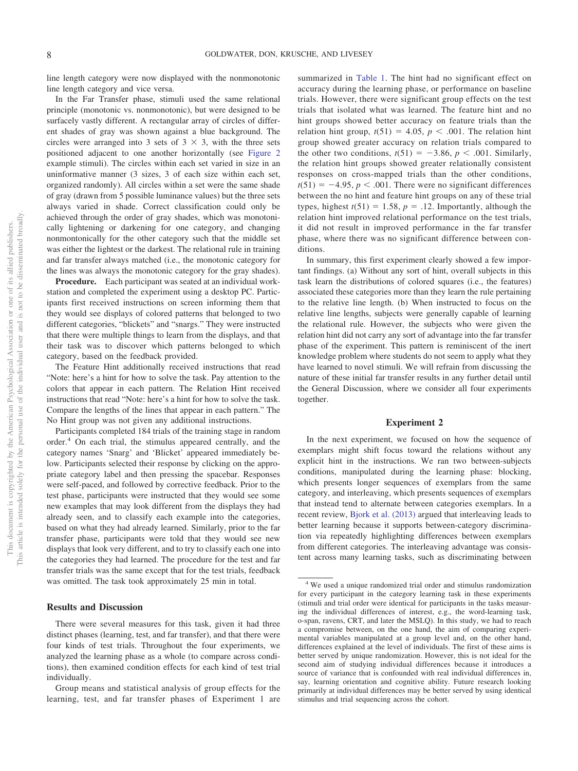line length category were now displayed with the nonmonotonic line length category and vice versa.

In the Far Transfer phase, stimuli used the same relational principle (monotonic vs. nonmonotonic), but were designed to be surfacely vastly different. A rectangular array of circles of different shades of gray was shown against a blue background. The circles were arranged into 3 sets of $3 \times 3$, with the three sets positioned adjacent to one another horizontally (see Figure 2 example stimuli). The circles within each set varied in size in an uninformative manner (3 sizes, 3 of each size within each set, organized randomly). All circles within a set were the same shade of gray (drawn from 5 possible luminance values) but the three sets always varied in shade. Correct classification could only be achieved through the order of gray shades, which was monotonically lightening or darkening for one category, and changing nonmontonically for the other category such that the middle set was either the lightest or the darkest. The relational rule in training and far transfer always matched (i.e., the monotonic category for the lines was always the monotonic category for the gray shades).

**Procedure.** Each participant was seated at an individual workstation and completed the experiment using a desktop PC. Participants first received instructions on screen informing them that they would see displays of colored patterns that belonged to two different categories, "blickets" and "snargs." They were instructed that there were multiple things to learn from the displays, and that their task was to discover which patterns belonged to which category, based on the feedback provided.

The Feature Hint additionally received instructions that read "Note: here's a hint for how to solve the task. Pay attention to the colors that appear in each pattern. The Relation Hint received instructions that read "Note: here's a hint for how to solve the task. Compare the lengths of the lines that appear in each pattern." The No Hint group was not given any additional instructions.

Participants completed 184 trials of the training stage in random order.[4] On each trial, the stimulus appeared centrally, and the category names 'Snarg' and 'Blicket' appeared immediately below. Participants selected their response by clicking on the appropriate category label and then pressing the spacebar. Responses were self-paced, and followed by corrective feedback. Prior to the test phase, participants were instructed that they would see some new examples that may look different from the displays they had already seen, and to classify each example into the categories, based on what they had already learned. Similarly, prior to the far transfer phase, participants were told that they would see new displays that look very different, and to try to classify each one into the categories they had learned. The procedure for the test and far transfer trials was the same except that for the test trials, feedback was omitted. The task took approximately 25 min in total.

## Results and Discussion

There were several measures for this task, given it had three distinct phases (learning, test, and far transfer), and that there were four kinds of test trials. Throughout the four experiments, we analyzed the learning phase as a whole (to compare across conditions), then examined condition effects for each kind of test trial individually.

Group means and statistical analysis of group effects for the learning, test, and far transfer phases of Experiment 1 are summarized in Table 1. The hint had no significant effect on accuracy during the learning phase, or performance on baseline trials. However, there were significant group effects on the test trials that isolated what was learned. The feature hint and no hint groups showed better accuracy on feature trials than the relation hint group, $t(51) = 4.05$, $p < .001$. The relation hint group showed greater accuracy on relation trials compared to the other two conditions, $t(51) = -3.86$, $p < .001$. Similarly, the relation hint groups showed greater relationally consistent responses on cross-mapped trials than the other conditions, $t(51) = -4.95$, $p < .001$. There were no significant differences between the no hint and feature hint groups on any of these trial types, highest $t(51) = 1.58$, $p = .12$. Importantly, although the relation hint improved relational performance on the test trials, it did not result in improved performance in the far transfer phase, where there was no significant difference between conditions.

In summary, this first experiment clearly showed a few important findings. (a) Without any sort of hint, overall subjects in this task learn the distributions of colored squares (i.e., the features) associated these categories more than they learn the rule pertaining to the relative line length. (b) When instructed to focus on the relative line lengths, subjects were generally capable of learning the relational rule. However, the subjects who were given the relation hint did not carry any sort of advantage into the far transfer phase of the experiment. This pattern is reminiscent of the inert knowledge problem where students do not seem to apply what they have learned to novel stimuli. We will refrain from discussing the nature of these initial far transfer results in any further detail until the General Discussion, where we consider all four experiments together.

## Experiment 2

In the next experiment, we focused on how the sequence of exemplars might shift focus toward the relations without any explicit hint in the instructions. We ran two between-subjects conditions, manipulated during the learning phase: blocking, which presents longer sequences of exemplars from the same category, and interleaving, which presents sequences of exemplars that instead tend to alternate between categories exemplars. In a recent review, Bjork et al. (2013) argued that interleaving leads to better learning because it supports between-category discrimination via repeatedly highlighting differences between exemplars from different categories. The interleaving advantage was consistent across many learning tasks, such as discriminating between

[4] We used a unique randomized trial order and stimulus randomization for every participant in the category learning task in these experiments (stimuli and trial order were identical for participants in the tasks measuring the individual differences of interest, e.g., the word-learning task, o-span, ravens, CRT, and later the MSLQ). In this study, we had to reach a compromise between, on the one hand, the aim of comparing experimental variables manipulated at a group level and, on the other hand, differences explained at the level of individuals. The first of these aims is better served by unique randomization. However, this is not ideal for the second aim of studying individual differences because it introduces a source of variance that is confounded with real individual differences in, say, learning orientation and cognitive ability. Future research looking primarily at individual differences may be better served by using identical stimulus and trial sequencing across the cohort.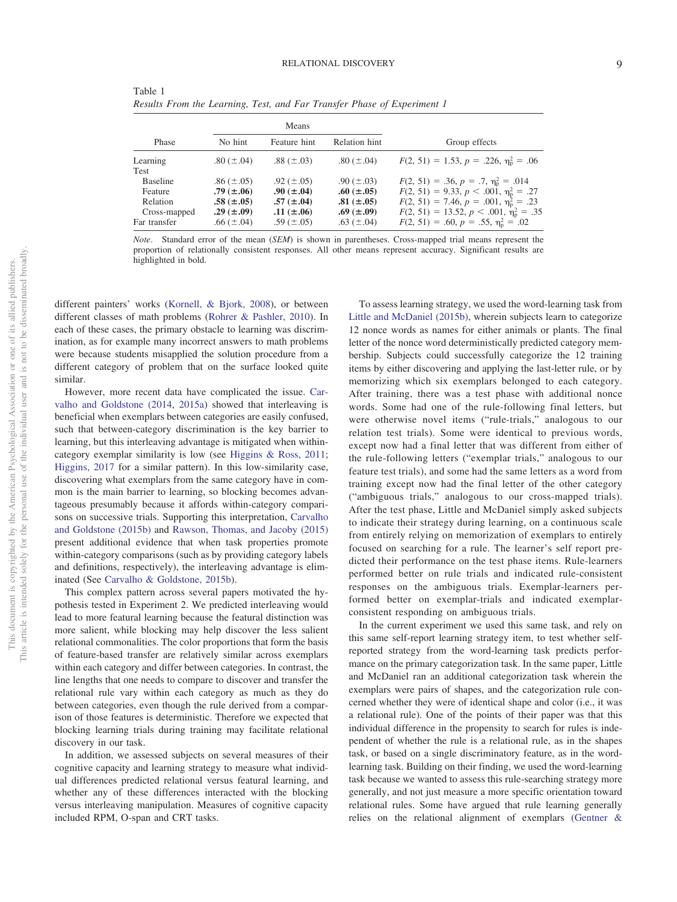Table 1

*Results From the Learning, Test, and Far Transfer Phase of Experiment 1*

| Phase | Means | | | Group effects |
|---|---|---|---|---|
| | No hint | Feature hint | Relation hint | |
| Learning | .80 (±.04) | .88 (±.03) | .80 (±.04) | $F(2, 51) = 1.53, p = .226, \eta_p^2 = .06$ |
| Test | | | | |
| Baseline | .86 (±.05) | .92 (±.05) | .90 (±.03) | $F(2, 51) = .36, p = .7, \eta_p^2 = .014$ |
| Feature | **.79 (±.06)** | **.90 (±.04)** | **.60 (±.05)** | $F(2, 51) = 9.33, p < .001, \eta_p^2 = .27$ |
| Relation | **.58 (±.05)** | **.57 (±.04)** | **.81 (±.05)** | $F(2, 51) = 7.46, p = .001, \eta_p^2 = .23$ |
| Cross-mapped | **.29 (±.09)** | **.11 (±.06)** | **.69 (±.09)** | $F(2, 51) = 13.52, p < .001, \eta_p^2 = .35$ |
| Far transfer | .66 (±.04) | .59 (±.05) | .63 (±.04) | $F(2, 51) = .60, p = .55, \eta_p^2 = .02$ |

*Note*. Standard error of the mean (*SEM*) is shown in parentheses. Cross-mapped trial means represent the proportion of relationally consistent responses. All other means represent accuracy. Significant results are highlighted in bold.

different painters' works (Kornell, & Bjork, 2008), or between different classes of math problems (Rohrer & Pashler, 2010). In each of these cases, the primary obstacle to learning was discrimination, as for example many incorrect answers to math problems were because students misapplied the solution procedure from a different category of problem that on the surface looked quite similar.

However, more recent data have complicated the issue. Carvalho and Goldstone (2014, 2015a) showed that interleaving is beneficial when exemplars between categories are easily confused, such that between-category discrimination is the key barrier to learning, but this interleaving advantage is mitigated when within-category exemplar similarity is low (see Higgins & Ross, 2011; Higgins, 2017 for a similar pattern). In this low-similarity case, discovering what exemplars from the same category have in common is the main barrier to learning, so blocking becomes advantageous presumably because it affords within-category comparisons on successive trials. Supporting this interpretation, Carvalho and Goldstone (2015b) and Rawson, Thomas, and Jacoby (2015) present additional evidence that when task properties promote within-category comparisons (such as by providing category labels and definitions, respectively), the interleaving advantage is eliminated (See Carvalho & Goldstone, 2015b).

This complex pattern across several papers motivated the hypothesis tested in Experiment 2. We predicted interleaving would lead to more featural learning because the featural distinction was more salient, while blocking may help discover the less salient relational commonalities. The color proportions that form the basis of feature-based transfer are relatively similar across exemplars within each category and differ between categories. In contrast, the line lengths that one needs to compare to discover and transfer the relational rule vary within each category as much as they do between categories, even though the rule derived from a comparison of those features is deterministic. Therefore we expected that blocking learning trials during training may facilitate relational discovery in our task.

In addition, we assessed subjects on several measures of their cognitive capacity and learning strategy to measure what individual differences predicted relational versus featural learning, and whether any of these differences interacted with the blocking versus interleaving manipulation. Measures of cognitive capacity included RPM, O-span and CRT tasks.

To assess learning strategy, we used the word-learning task from Little and McDaniel (2015b), wherein subjects learn to categorize 12 nonce words as names for either animals or plants. The final letter of the nonce word deterministically predicted category membership. Subjects could successfully categorize the 12 training items by either discovering and applying the last-letter rule, or by memorizing which six exemplars belonged to each category. After training, there was a test phase with additional nonce words. Some had one of the rule-following final letters, but were otherwise novel items ("rule-trials," analogous to our relation test trials). Some were identical to previous words, except now had a final letter that was different from either of the rule-following letters ("exemplar trials," analogous to our feature test trials), and some had the same letters as a word from training except now had the final letter of the other category ("ambiguous trials," analogous to our cross-mapped trials). After the test phase, Little and McDaniel simply asked subjects to indicate their strategy during learning, on a continuous scale from entirely relying on memorization of exemplars to entirely focused on searching for a rule. The learner's self report predicted their performance on the test phase items. Rule-learners performed better on rule trials and indicated rule-consistent responses on the ambiguous trials. Exemplar-learners performed better on exemplar-trials and indicated exemplar-consistent responding on ambiguous trials.

In the current experiment we used this same task, and rely on this same self-report learning strategy item, to test whether self-reported strategy from the word-learning task predicts performance on the primary categorization task. In the same paper, Little and McDaniel ran an additional categorization task wherein the exemplars were pairs of shapes, and the categorization rule concerned whether they were of identical shape and color (i.e., it was a relational rule). One of the points of their paper was that this individual difference in the propensity to search for rules is independent of whether the rule is a relational rule, as in the shapes task, or based on a single discriminatory feature, as in the word-learning task. Building on their finding, we used the word-learning task because we wanted to assess this rule-searching strategy more generally, and not just measure a more specific orientation toward relational rules. Some have argued that rule learning generally relies on the relational alignment of exemplars (Gentner &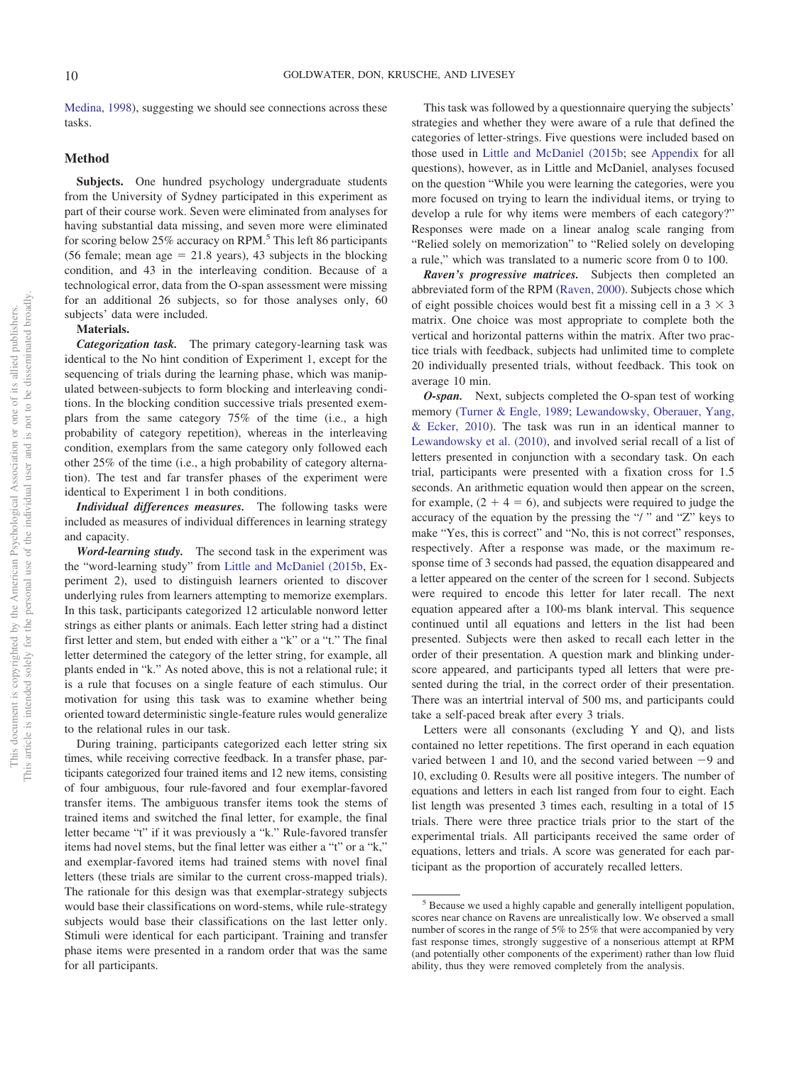Medina, 1998), suggesting we should see connections across these tasks.

## Method

**Subjects.** One hundred psychology undergraduate students from the University of Sydney participated in this experiment as part of their course work. Seven were eliminated from analyses for having substantial data missing, and seven more were eliminated for scoring below 25% accuracy on RPM.[5] This left 86 participants (56 female; mean age = 21.8 years), 43 subjects in the blocking condition, and 43 in the interleaving condition. Because of a technological error, data from the O-span assessment were missing for an additional 26 subjects, so for those analyses only, 60 subjects' data were included.

**Materials.**

***Categorization task.*** The primary category-learning task was identical to the No hint condition of Experiment 1, except for the sequencing of trials during the learning phase, which was manipulated between-subjects to form blocking and interleaving conditions. In the blocking condition successive trials presented exemplars from the same category 75% of the time (i.e., a high probability of category repetition), whereas in the interleaving condition, exemplars from the same category only followed each other 25% of the time (i.e., a high probability of category alternation). The test and far transfer phases of the experiment were identical to Experiment 1 in both conditions.

***Individual differences measures.*** The following tasks were included as measures of individual differences in learning strategy and capacity.

***Word-learning study.*** The second task in the experiment was the "word-learning study" from Little and McDaniel (2015b, Experiment 2), used to distinguish learners oriented to discover underlying rules from learners attempting to memorize exemplars. In this task, participants categorized 12 articulable nonword letter strings as either plants or animals. Each letter string had a distinct first letter and stem, but ended with either a "k" or a "t." The final letter determined the category of the letter string, for example, all plants ended in "k." As noted above, this is not a relational rule; it is a rule that focuses on a single feature of each stimulus. Our motivation for using this task was to examine whether being oriented toward deterministic single-feature rules would generalize to the relational rules in our task.

During training, participants categorized each letter string six times, while receiving corrective feedback. In a transfer phase, participants categorized four trained items and 12 new items, consisting of four ambiguous, four rule-favored and four exemplar-favored transfer items. The ambiguous transfer items took the stems of trained items and switched the final letter, for example, the final letter became "t" if it was previously a "k." Rule-favored transfer items had novel stems, but the final letter was either a "t" or a "k," and exemplar-favored items had trained stems with novel final letters (these trials are similar to the current cross-mapped trials). The rationale for this design was that exemplar-strategy subjects would base their classifications on word-stems, while rule-strategy subjects would base their classifications on the last letter only. Stimuli were identical for each participant. Training and transfer phase items were presented in a random order that was the same for all participants.

This task was followed by a questionnaire querying the subjects' strategies and whether they were aware of a rule that defined the categories of letter-strings. Five questions were included based on those used in Little and McDaniel (2015b; see Appendix for all questions), however, as in Little and McDaniel, analyses focused on the question "While you were learning the categories, were you more focused on trying to learn the individual items, or trying to develop a rule for why items were members of each category?" Responses were made on a linear analog scale ranging from "Relied solely on memorization" to "Relied solely on developing a rule," which was translated to a numeric score from 0 to 100.

***Raven's progressive matrices.*** Subjects then completed an abbreviated form of the RPM (Raven, 2000). Subjects chose which of eight possible choices would best fit a missing cell in a $3 \times 3$ matrix. One choice was most appropriate to complete both the vertical and horizontal patterns within the matrix. After two practice trials with feedback, subjects had unlimited time to complete 20 individually presented trials, without feedback. This took on average 10 min.

***O-span.*** Next, subjects completed the O-span test of working memory (Turner & Engle, 1989; Lewandowsky, Oberauer, Yang, & Ecker, 2010). The task was run in an identical manner to Lewandowsky et al. (2010), and involved serial recall of a list of letters presented in conjunction with a secondary task. On each trial, participants were presented with a fixation cross for 1.5 seconds. An arithmetic equation would then appear on the screen, for example, $(2 + 4 = 6)$, and subjects were required to judge the accuracy of the equation by the pressing the "/ " and "Z" keys to make "Yes, this is correct" and "No, this is not correct" responses, respectively. After a response was made, or the maximum response time of 3 seconds had passed, the equation disappeared and a letter appeared on the center of the screen for 1 second. Subjects were required to encode this letter for later recall. The next equation appeared after a 100-ms blank interval. This sequence continued until all equations and letters in the list had been presented. Subjects were then asked to recall each letter in the order of their presentation. A question mark and blinking underscore appeared, and participants typed all letters that were presented during the trial, in the correct order of their presentation. There was an intertrial interval of 500 ms, and participants could take a self-paced break after every 3 trials.

Letters were all consonants (excluding Y and Q), and lists contained no letter repetitions. The first operand in each equation varied between 1 and 10, and the second varied between $-9$ and 10, excluding 0. Results were all positive integers. The number of equations and letters in each list ranged from four to eight. Each list length was presented 3 times each, resulting in a total of 15 trials. There were three practice trials prior to the start of the experimental trials. All participants received the same order of equations, letters and trials. A score was generated for each participant as the proportion of accurately recalled letters.

[5] Because we used a highly capable and generally intelligent population, scores near chance on Ravens are unrealistically low. We observed a small number of scores in the range of 5% to 25% that were accompanied by very fast response times, strongly suggestive of a nonserious attempt at RPM (and potentially other components of the experiment) rather than low fluid ability, thus they were removed completely from the analysis.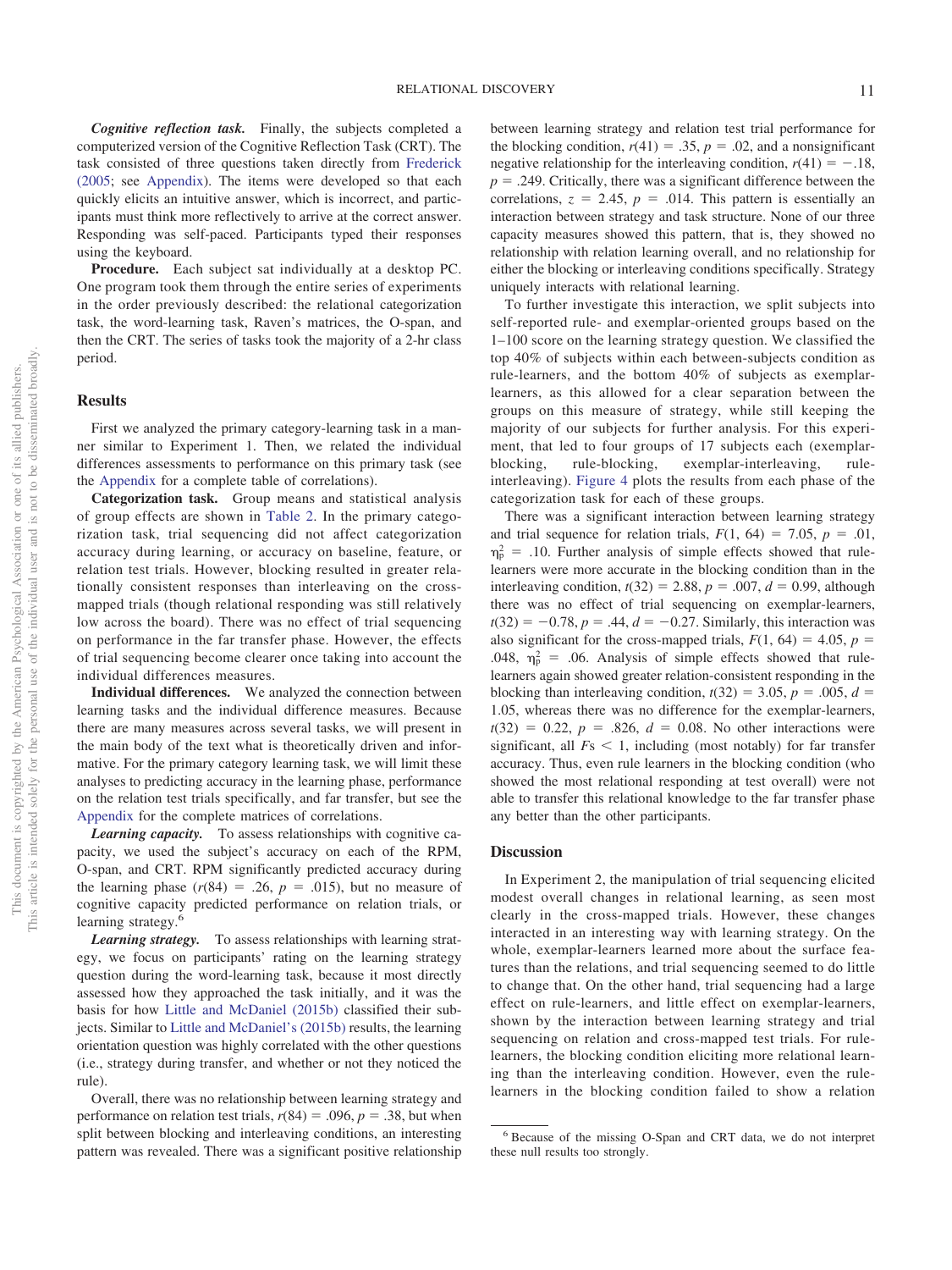***Cognitive reflection task.*** Finally, the subjects completed a computerized version of the Cognitive Reflection Task (CRT). The task consisted of three questions taken directly from Frederick (2005; see Appendix). The items were developed so that each quickly elicits an intuitive answer, which is incorrect, and participants must think more reflectively to arrive at the correct answer. Responding was self-paced. Participants typed their responses using the keyboard.

**Procedure.** Each subject sat individually at a desktop PC. One program took them through the entire series of experiments in the order previously described: the relational categorization task, the word-learning task, Raven's matrices, the O-span, and then the CRT. The series of tasks took the majority of a 2-hr class period.

## Results

First we analyzed the primary category-learning task in a manner similar to Experiment 1. Then, we related the individual differences assessments to performance on this primary task (see the Appendix for a complete table of correlations).

**Categorization task.** Group means and statistical analysis of group effects are shown in Table 2. In the primary categorization task, trial sequencing did not affect categorization accuracy during learning, or accuracy on baseline, feature, or relation test trials. However, blocking resulted in greater relationally consistent responses than interleaving on the cross-mapped trials (though relational responding was still relatively low across the board). There was no effect of trial sequencing on performance in the far transfer phase. However, the effects of trial sequencing become clearer once taking into account the individual differences measures.

**Individual differences.** We analyzed the connection between learning tasks and the individual difference measures. Because there are many measures across several tasks, we will present in the main body of the text what is theoretically driven and informative. For the primary category learning task, we will limit these analyses to predicting accuracy in the learning phase, performance on the relation test trials specifically, and far transfer, but see the Appendix for the complete matrices of correlations.

***Learning capacity.*** To assess relationships with cognitive capacity, we used the subject's accuracy on each of the RPM, O-span, and CRT. RPM significantly predicted accuracy during the learning phase ($r(84) = .26$, $p = .015$), but no measure of cognitive capacity predicted performance on relation trials, or learning strategy.[6]

***Learning strategy.*** To assess relationships with learning strategy, we focus on participants' rating on the learning strategy question during the word-learning task, because it most directly assessed how they approached the task initially, and it was the basis for how Little and McDaniel (2015b) classified their subjects. Similar to Little and McDaniel's (2015b) results, the learning orientation question was highly correlated with the other questions (i.e., strategy during transfer, and whether or not they noticed the rule).

Overall, there was no relationship between learning strategy and performance on relation test trials, $r(84) = .096$, $p = .38$, but when split between blocking and interleaving conditions, an interesting pattern was revealed. There was a significant positive relationship between learning strategy and relation test trial performance for the blocking condition, $r(41) = .35$, $p = .02$, and a nonsignificant negative relationship for the interleaving condition, $r(41) = -.18$, $p = .249$. Critically, there was a significant difference between the correlations, $z = 2.45$, $p = .014$. This pattern is essentially an interaction between strategy and task structure. None of our three capacity measures showed this pattern, that is, they showed no relationship with relation learning overall, and no relationship for either the blocking or interleaving conditions specifically. Strategy uniquely interacts with relational learning.

To further investigate this interaction, we split subjects into self-reported rule- and exemplar-oriented groups based on the 1–100 score on the learning strategy question. We classified the top 40% of subjects within each between-subjects condition as rule-learners, and the bottom 40% of subjects as exemplar-learners, as this allowed for a clear separation between the groups on this measure of strategy, while still keeping the majority of our subjects for further analysis. For this experiment, that led to four groups of 17 subjects each (exemplar-blocking, rule-blocking, exemplar-interleaving, rule-interleaving). Figure 4 plots the results from each phase of the categorization task for each of these groups.

There was a significant interaction between learning strategy and trial sequence for relation trials, $F(1, 64) = 7.05$, $p = .01$, $\eta_p^2 = .10$. Further analysis of simple effects showed that rule-learners were more accurate in the blocking condition than in the interleaving condition, $t(32) = 2.88$, $p = .007$, $d = 0.99$, although there was no effect of trial sequencing on exemplar-learners, $t(32) = -0.78$, $p = .44$, $d = -0.27$. Similarly, this interaction was also significant for the cross-mapped trials, $F(1, 64) = 4.05$, $p = .048$, $\eta_p^2 = .06$. Analysis of simple effects showed that rule-learners again showed greater relation-consistent responding in the blocking than interleaving condition, $t(32) = 3.05$, $p = .005$, $d = 1.05$, whereas there was no difference for the exemplar-learners, $t(32) = 0.22$, $p = .826$, $d = 0.08$. No other interactions were significant, all $F\text{s} < 1$, including (most notably) for far transfer accuracy. Thus, even rule learners in the blocking condition (who showed the most relational responding at test overall) were not able to transfer this relational knowledge to the far transfer phase any better than the other participants.

## Discussion

In Experiment 2, the manipulation of trial sequencing elicited modest overall changes in relational learning, as seen most clearly in the cross-mapped trials. However, these changes interacted in an interesting way with learning strategy. On the whole, exemplar-learners learned more about the surface features than the relations, and trial sequencing seemed to do little to change that. On the other hand, trial sequencing had a large effect on rule-learners, and little effect on exemplar-learners, shown by the interaction between learning strategy and trial sequencing on relation and cross-mapped test trials. For rule-learners, the blocking condition eliciting more relational learning than the interleaving condition. However, even the rule-learners in the blocking condition failed to show a relation

[6] Because of the missing O-Span and CRT data, we do not interpret these null results too strongly.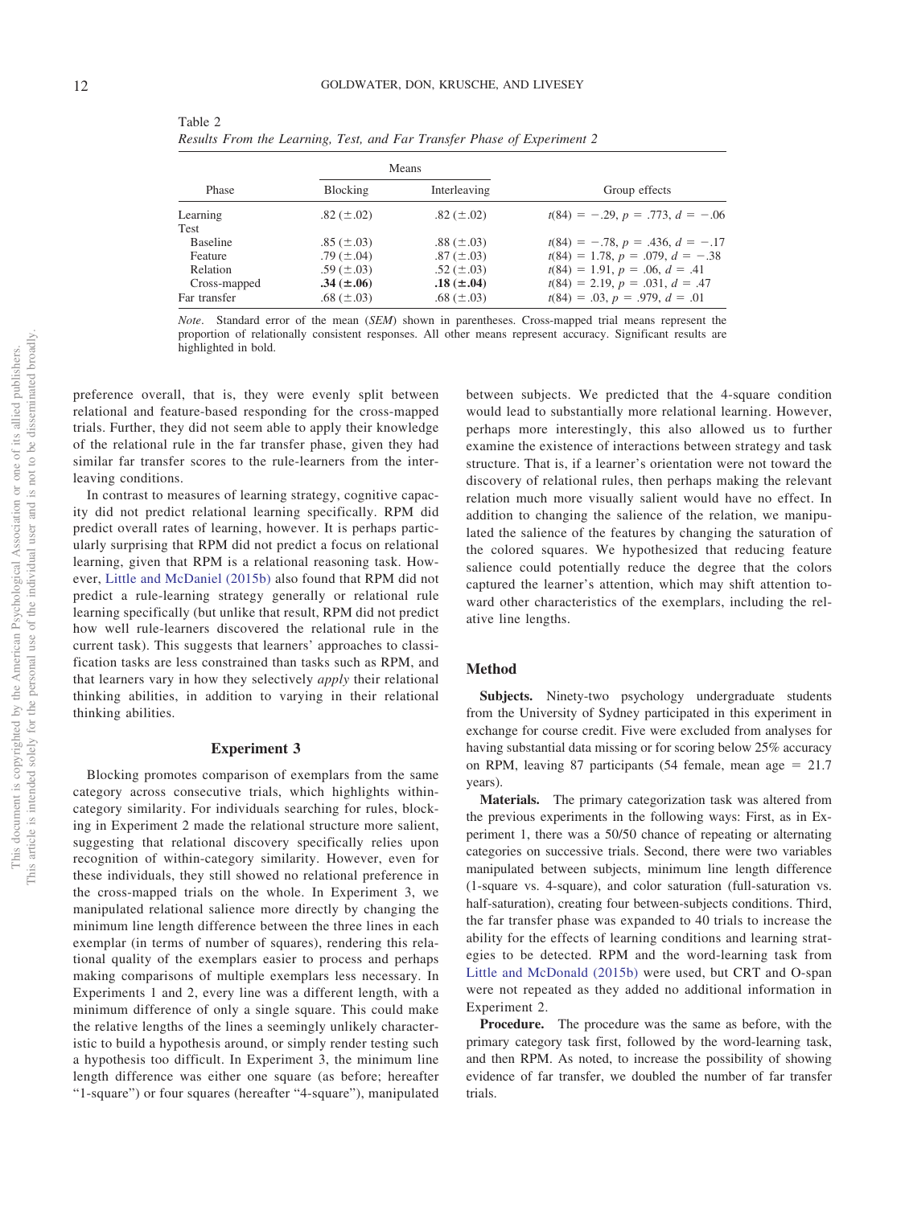Table 2
*Results From the Learning, Test, and Far Transfer Phase of Experiment 2*

| Phase | Means | | Group effects |
|---|---|---|---|
| | Blocking | Interleaving | |
| Learning | .82 (±.02) | .82 (±.02) | $t(84) = -.29, p = .773, d = -.06$ |
| Test | | | |
| Baseline | .85 (±.03) | .88 (±.03) | $t(84) = -.78, p = .436, d = -.17$ |
| Feature | .79 (±.04) | .87 (±.03) | $t(84) = 1.78, p = .079, d = -.38$ |
| Relation | .59 (±.03) | .52 (±.03) | $t(84) = 1.91, p = .06, d = .41$ |
| Cross-mapped | **.34 (±.06)** | **.18 (±.04)** | $t(84) = 2.19, p = .031, d = .47$ |
| Far transfer | .68 (±.03) | .68 (±.03) | $t(84) = .03, p = .979, d = .01$ |

*Note*. Standard error of the mean (*SEM*) shown in parentheses. Cross-mapped trial means represent the proportion of relationally consistent responses. All other means represent accuracy. Significant results are highlighted in bold.

preference overall, that is, they were evenly split between relational and feature-based responding for the cross-mapped trials. Further, they did not seem able to apply their knowledge of the relational rule in the far transfer phase, given they had similar far transfer scores to the rule-learners from the interleaving conditions.

In contrast to measures of learning strategy, cognitive capacity did not predict relational learning specifically. RPM did predict overall rates of learning, however. It is perhaps particularly surprising that RPM did not predict a focus on relational learning, given that RPM is a relational reasoning task. However, Little and McDaniel (2015b) also found that RPM did not predict a rule-learning strategy generally or relational rule learning specifically (but unlike that result, RPM did not predict how well rule-learners discovered the relational rule in the current task). This suggests that learners' approaches to classification tasks are less constrained than tasks such as RPM, and that learners vary in how they selectively *apply* their relational thinking abilities, in addition to varying in their relational thinking abilities.

## Experiment 3

Blocking promotes comparison of exemplars from the same category across consecutive trials, which highlights within-category similarity. For individuals searching for rules, blocking in Experiment 2 made the relational structure more salient, suggesting that relational discovery specifically relies upon recognition of within-category similarity. However, even for these individuals, they still showed no relational preference in the cross-mapped trials on the whole. In Experiment 3, we manipulated relational salience more directly by changing the minimum line length difference between the three lines in each exemplar (in terms of number of squares), rendering this relational quality of the exemplars easier to process and perhaps making comparisons of multiple exemplars less necessary. In Experiments 1 and 2, every line was a different length, with a minimum difference of only a single square. This could make the relative lengths of the lines a seemingly unlikely characteristic to build a hypothesis around, or simply render testing such a hypothesis too difficult. In Experiment 3, the minimum line length difference was either one square (as before; hereafter "1-square") or four squares (hereafter "4-square"), manipulated between subjects. We predicted that the 4-square condition would lead to substantially more relational learning. However, perhaps more interestingly, this also allowed us to further examine the existence of interactions between strategy and task structure. That is, if a learner's orientation were not toward the discovery of relational rules, then perhaps making the relevant relation much more visually salient would have no effect. In addition to changing the salience of the relation, we manipulated the salience of the features by changing the saturation of the colored squares. We hypothesized that reducing feature salience could potentially reduce the degree that the colors captured the learner's attention, which may shift attention toward other characteristics of the exemplars, including the relative line lengths.

### Method

**Subjects.** Ninety-two psychology undergraduate students from the University of Sydney participated in this experiment in exchange for course credit. Five were excluded from analyses for having substantial data missing or for scoring below 25% accuracy on RPM, leaving 87 participants (54 female, mean age = 21.7 years).

**Materials.** The primary categorization task was altered from the previous experiments in the following ways: First, as in Experiment 1, there was a 50/50 chance of repeating or alternating categories on successive trials. Second, there were two variables manipulated between subjects, minimum line length difference (1-square vs. 4-square), and color saturation (full-saturation vs. half-saturation), creating four between-subjects conditions. Third, the far transfer phase was expanded to 40 trials to increase the ability for the effects of learning conditions and learning strategies to be detected. RPM and the word-learning task from Little and McDonald (2015b) were used, but CRT and O-span were not repeated as they added no additional information in Experiment 2.

**Procedure.** The procedure was the same as before, with the primary category task first, followed by the word-learning task, and then RPM. As noted, to increase the possibility of showing evidence of far transfer, we doubled the number of far transfer trials.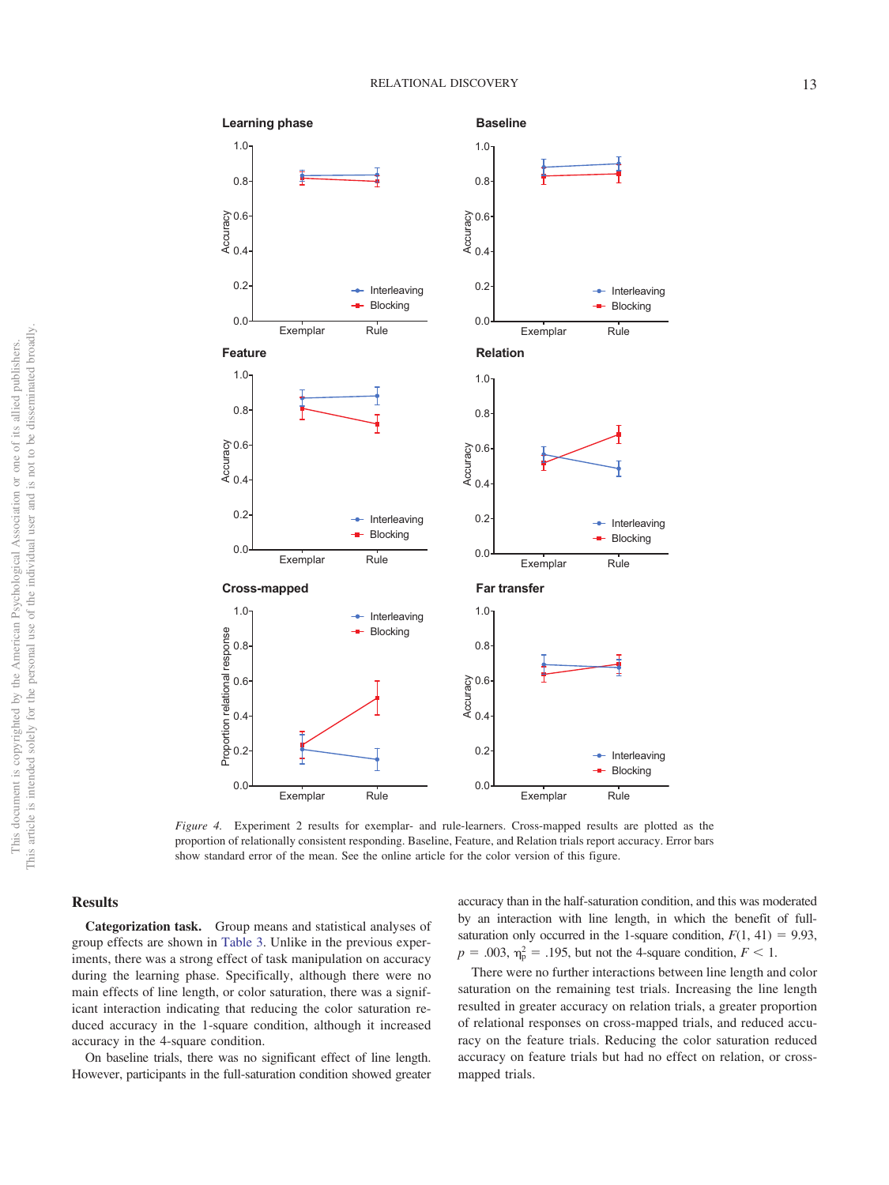*Figure 4.* Experiment 2 results for exemplar- and rule-learners. Cross-mapped results are plotted as the proportion of relationally consistent responding. Baseline, Feature, and Relation trials report accuracy. Error bars show standard error of the mean. See the online article for the color version of this figure.

## Results

**Categorization task.** Group means and statistical analyses of group effects are shown in Table 3. Unlike in the previous experiments, there was a strong effect of task manipulation on accuracy during the learning phase. Specifically, although there were no main effects of line length, or color saturation, there was a significant interaction indicating that reducing the color saturation reduced accuracy in the 1-square condition, although it increased accuracy in the 4-square condition.

On baseline trials, there was no significant effect of line length. However, participants in the full-saturation condition showed greater accuracy than in the half-saturation condition, and this was moderated by an interaction with line length, in which the benefit of full-saturation only occurred in the 1-square condition, $F(1, 41) = 9.93$, $p = .003$, $\eta_p^2 = .195$, but not the 4-square condition, $F < 1$.

There were no further interactions between line length and color saturation on the remaining test trials. Increasing the line length resulted in greater accuracy on relation trials, a greater proportion of relational responses on cross-mapped trials, and reduced accuracy on the feature trials. Reducing the color saturation reduced accuracy on feature trials but had no effect on relation, or cross-mapped trials.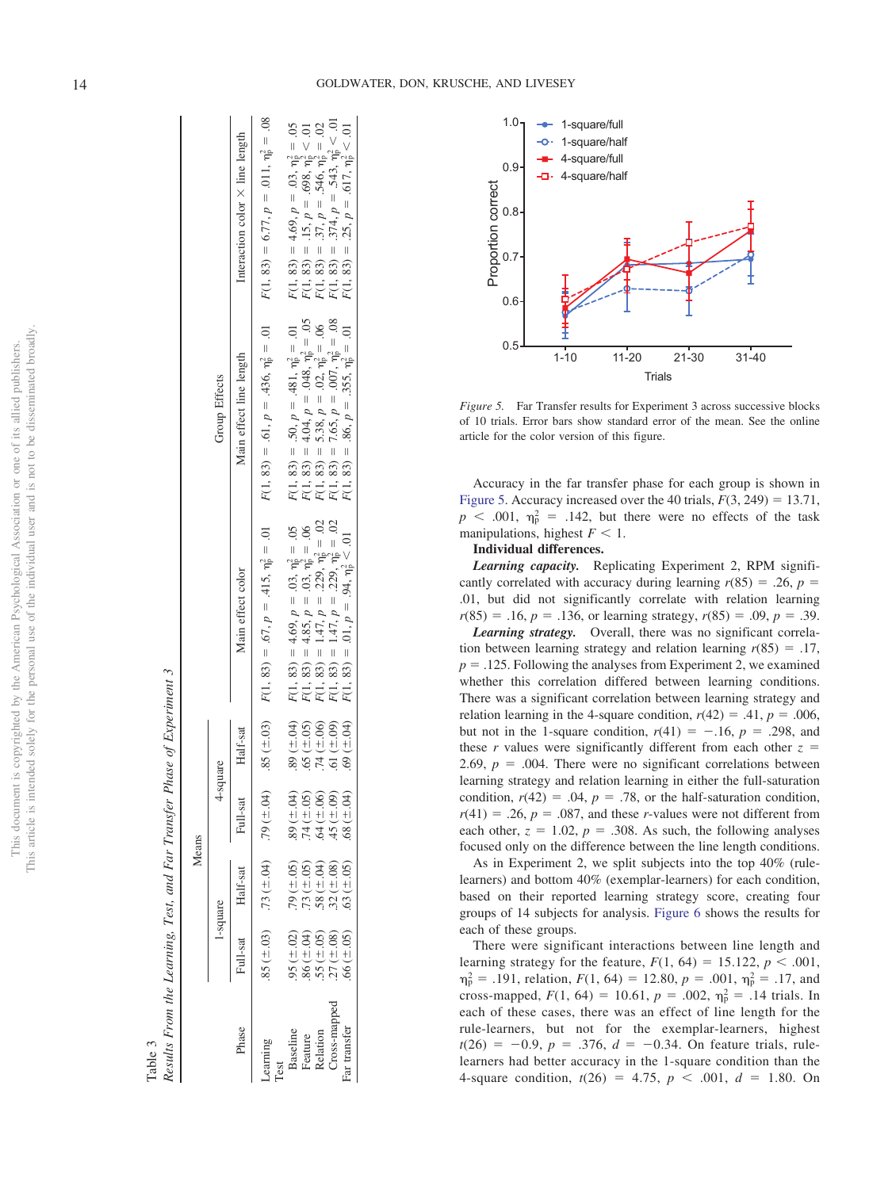Table 3
*Results From the Learning, Test, and Far Transfer Phase of Experiment 3*

| Phase | Means | | | | Group Effects | | |
|---|---|---|---|---|---|---|---|
| | 1-square | | 4-square | | | | |
| | Full-sat | Half-sat | Full-sat | Half-sat | Main effect color | Main effect line length | Interaction color × line length |
| Learning | .85 (±.03) | .73 (±.04) | .79 (±.04) | .85 (±.03) | $F(1, 83) = .67, p = .415, \eta_p^2 = .01$ | $F(1, 83) = .61, p = .436, \eta_p^2 = .01$ | $F(1, 83) = 6.77, p = .011, \eta_p^2 = .08$ |
| Test | | | | | | | |
| Baseline | .95 (±.02) | .79 (±.05) | .89 (±.04) | .89 (±.04) | $F(1, 83) = 4.69, p = .03, \eta_p^2 = .05$ | $F(1, 83) = .50, p = .481, \eta_p^2 = .01$ | $F(1, 83) = 4.69, p = .03, \eta_p^2 = .05$ |
| Feature | .86 (±.04) | .73 (±.05) | .74 (±.05) | .65 (±.05) | $F(1, 83) = 4.85, p = .03, \eta_p^2 = .06$ | $F(1, 83) = 4.04, p = .048, \eta_p^2 = .05$ | $F(1, 83) = .15, p = .698, \eta_p^2 < .01$ |
| Relation | .55 (±.05) | .58 (±.04) | .64 (±.06) | .74 (±.06) | $F(1, 83) = 1.47, p = .229, \eta_p^2 = .02$ | $F(1, 83) = 5.38, p = .02, \eta_p^2 = .06$ | $F(1, 83) = .37, p = .546, \eta_p^2 = .02$ |
| Cross-mapped | .27 (±.08) | .32 (±.08) | .45 (±.09) | .61 (±.09) | $F(1, 83) = 1.47, p = .229, \eta_p^2 = .02$ | $F(1, 83) = 7.65, p = .007, \eta_p^2 = .08$ | $F(1, 83) = .374, p = .543, \eta_p^2 < .01$ |
| Far transfer | .66 (±.05) | .63 (±.05) | .68 (±.04) | .69 (±.04) | $F(1, 83) = .01, p = .94, \eta_p^2 < .01$ | $F(1, 83) = .86, p = .355, \eta_p^2 = .01$ | $F(1, 83) = .25, p = .617, \eta_p^2 < .01$ |

*Figure 5.* Far Transfer results for Experiment 3 across successive blocks of 10 trials. Error bars show standard error of the mean. See the online article for the color version of this figure.

Accuracy in the far transfer phase for each group is shown in Figure 5. Accuracy increased over the 40 trials, $F(3, 249) = 13.71$, $p < .001$, $\eta_p^2 = .142$, but there were no effects of the task manipulations, highest $F < 1$.

**Individual differences.**

***Learning capacity.*** Replicating Experiment 2, RPM significantly correlated with accuracy during learning $r(85) = .26$, $p = .01$, but did not significantly correlate with relation learning $r(85) = .16$, $p = .136$, or learning strategy, $r(85) = .09$, $p = .39$.

***Learning strategy.*** Overall, there was no significant correlation between learning strategy and relation learning $r(85) = .17$, $p = .125$. Following the analyses from Experiment 2, we examined whether this correlation differed between learning conditions. There was a significant correlation between learning strategy and relation learning in the 4-square condition, $r(42) = .41$, $p = .006$, but not in the 1-square condition, $r(41) = -.16$, $p = .298$, and these $r$ values were significantly different from each other $z = 2.69$, $p = .004$. There were no significant correlations between learning strategy and relation learning in either the full-saturation condition, $r(42) = .04$, $p = .78$, or the half-saturation condition, $r(41) = .26$, $p = .087$, and these $r$-values were not different from each other, $z = 1.02$, $p = .308$. As such, the following analyses focused only on the difference between the line length conditions.

As in Experiment 2, we split subjects into the top 40% (rule-learners) and bottom 40% (exemplar-learners) for each condition, based on their reported learning strategy score, creating four groups of 14 subjects for analysis. Figure 6 shows the results for each of these groups.

There were significant interactions between line length and learning strategy for the feature, $F(1, 64) = 15.122$, $p < .001$, $\eta_p^2 = .191$, relation, $F(1, 64) = 12.80$, $p = .001$, $\eta_p^2 = .17$, and cross-mapped, $F(1, 64) = 10.61$, $p = .002$, $\eta_p^2 = .14$ trials. In each of these cases, there was an effect of line length for the rule-learners, but not for the exemplar-learners, highest $t(26) = -0.9$, $p = .376$, $d = -0.34$. On feature trials, rule-learners had better accuracy in the 1-square condition than the 4-square condition, $t(26) = 4.75$, $p < .001$, $d = 1.80$. On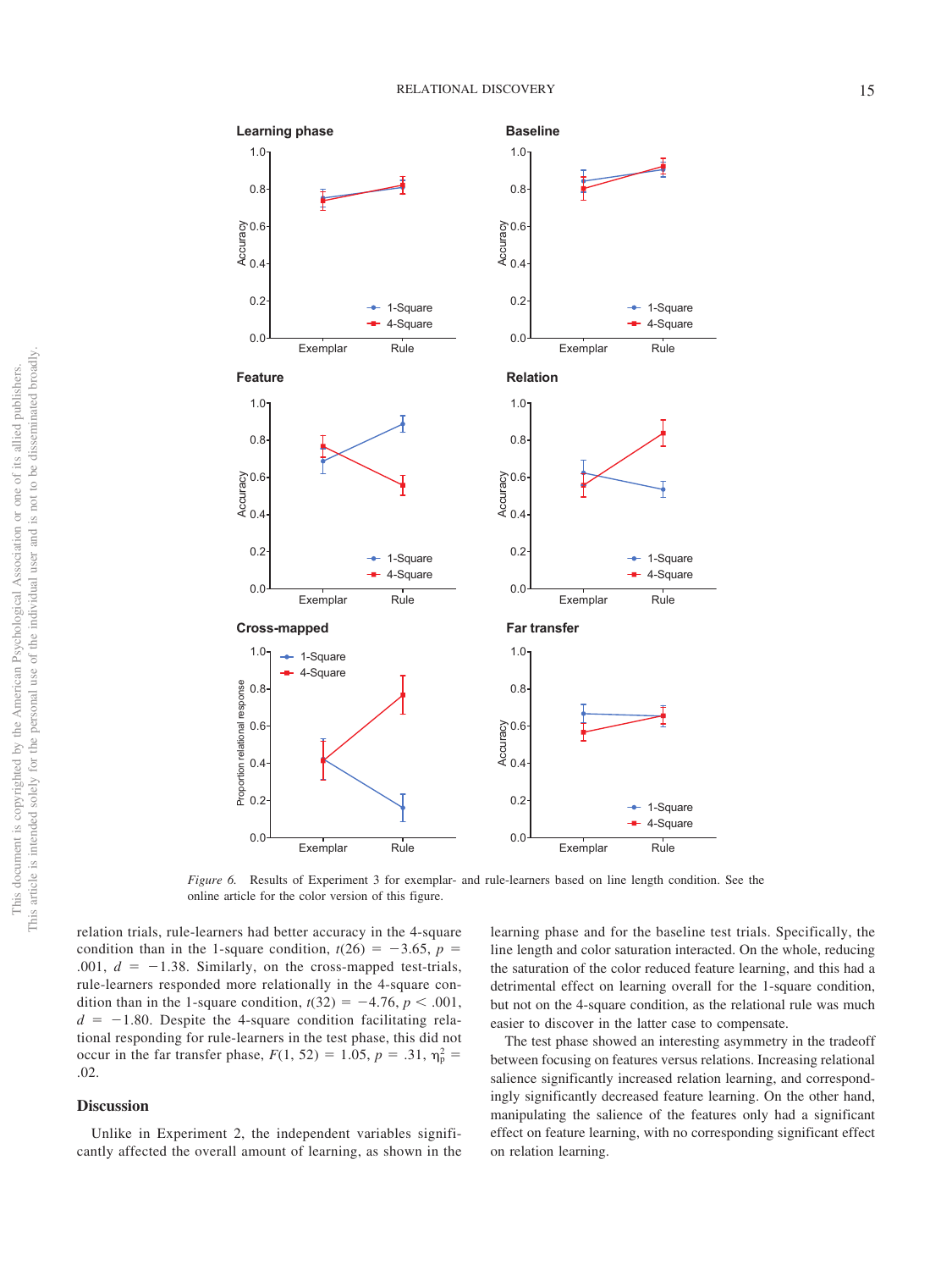*Figure 6.* Results of Experiment 3 for exemplar- and rule-learners based on line length condition. See the online article for the color version of this figure.

relation trials, rule-learners had better accuracy in the 4-square condition than in the 1-square condition, $t(26) = -3.65$, $p = .001$, $d = -1.38$. Similarly, on the cross-mapped test-trials, rule-learners responded more relationally in the 4-square condition than in the 1-square condition, $t(32) = -4.76$, $p < .001$, $d = -1.80$. Despite the 4-square condition facilitating relational responding for rule-learners in the test phase, this did not occur in the far transfer phase, $F(1, 52) = 1.05$, $p = .31$, $\eta_p^2 = .02$.

## Discussion

Unlike in Experiment 2, the independent variables significantly affected the overall amount of learning, as shown in the learning phase and for the baseline test trials. Specifically, the line length and color saturation interacted. On the whole, reducing the saturation of the color reduced feature learning, and this had a detrimental effect on learning overall for the 1-square condition, but not on the 4-square condition, as the relational rule was much easier to discover in the latter case to compensate.

The test phase showed an interesting asymmetry in the tradeoff between focusing on features versus relations. Increasing relational salience significantly increased relation learning, and correspondingly significantly decreased feature learning. On the other hand, manipulating the salience of the features only had a significant effect on feature learning, with no corresponding significant effect on relation learning.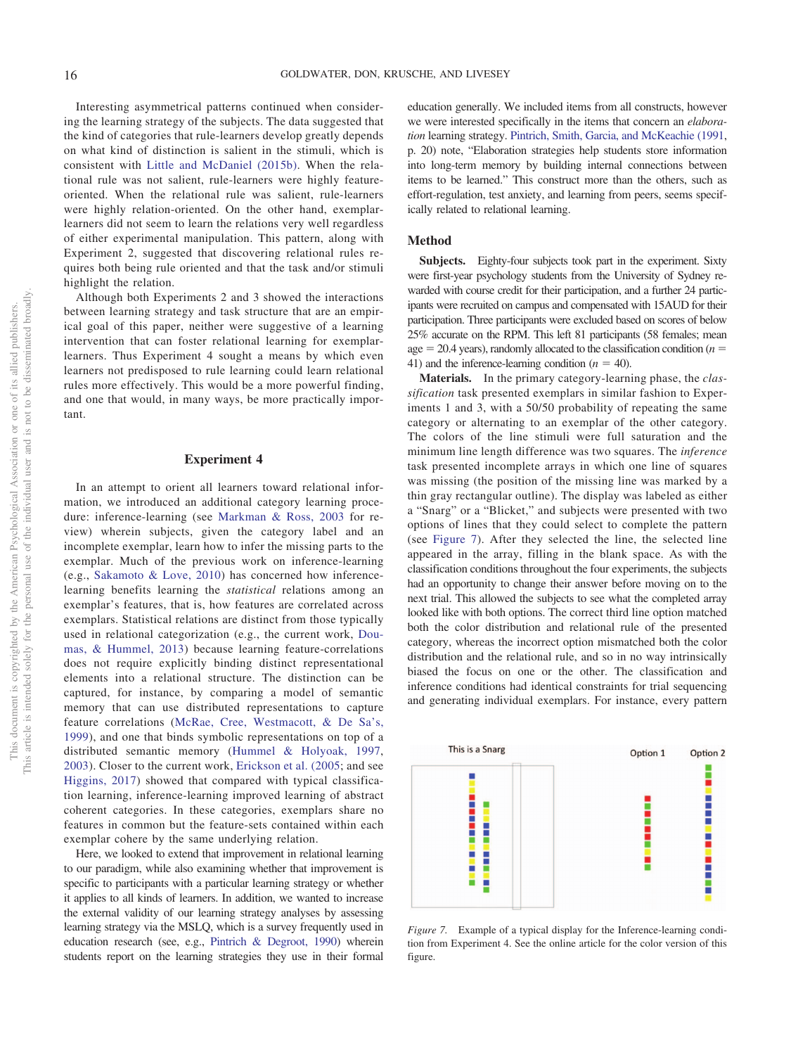Interesting asymmetrical patterns continued when considering the learning strategy of the subjects. The data suggested that the kind of categories that rule-learners develop greatly depends on what kind of distinction is salient in the stimuli, which is consistent with Little and McDaniel (2015b). When the relational rule was not salient, rule-learners were highly feature-oriented. When the relational rule was salient, rule-learners were highly relation-oriented. On the other hand, exemplar-learners did not seem to learn the relations very well regardless of either experimental manipulation. This pattern, along with Experiment 2, suggested that discovering relational rules requires both being rule oriented and that the task and/or stimuli highlight the relation.

Although both Experiments 2 and 3 showed the interactions between learning strategy and task structure that are an empirical goal of this paper, neither were suggestive of a learning intervention that can foster relational learning for exemplar-learners. Thus Experiment 4 sought a means by which even learners not predisposed to rule learning could learn relational rules more effectively. This would be a more powerful finding, and one that would, in many ways, be more practically important.

## Experiment 4

In an attempt to orient all learners toward relational information, we introduced an additional category learning procedure: inference-learning (see Markman & Ross, 2003 for review) wherein subjects, given the category label and an incomplete exemplar, learn how to infer the missing parts to the exemplar. Much of the previous work on inference-learning (e.g., Sakamoto & Love, 2010) has concerned how inference-learning benefits learning the *statistical* relations among an exemplar's features, that is, how features are correlated across exemplars. Statistical relations are distinct from those typically used in relational categorization (e.g., the current work, Doumas, & Hummel, 2013) because learning feature-correlations does not require explicitly binding distinct representational elements into a relational structure. The distinction can be captured, for instance, by comparing a model of semantic memory that can use distributed representations to capture feature correlations (McRae, Cree, Westmacott, & De Sa's, 1999), and one that binds symbolic representations on top of a distributed semantic memory (Hummel & Holyoak, 1997, 2003). Closer to the current work, Erickson et al. (2005; and see Higgins, 2017) showed that compared with typical classification learning, inference-learning improved learning of abstract coherent categories. In these categories, exemplars share no features in common but the feature-sets contained within each exemplar cohere by the same underlying relation.

Here, we looked to extend that improvement in relational learning to our paradigm, while also examining whether that improvement is specific to participants with a particular learning strategy or whether it applies to all kinds of learners. In addition, we wanted to increase the external validity of our learning strategy analyses by assessing learning strategy via the MSLQ, which is a survey frequently used in education research (see, e.g., Pintrich & Degroot, 1990) wherein students report on the learning strategies they use in their formal education generally. We included items from all constructs, however we were interested specifically in the items that concern an *elaboration* learning strategy. Pintrich, Smith, Garcia, and McKeachie (1991, p. 20) note, "Elaboration strategies help students store information into long-term memory by building internal connections between items to be learned." This construct more than the others, such as effort-regulation, test anxiety, and learning from peers, seems specifically related to relational learning.

### Method

**Subjects.** Eighty-four subjects took part in the experiment. Sixty were first-year psychology students from the University of Sydney rewarded with course credit for their participation, and a further 24 participants were recruited on campus and compensated with 15AUD for their participation. Three participants were excluded based on scores of below 25% accurate on the RPM. This left 81 participants (58 females; mean age = 20.4 years), randomly allocated to the classification condition ($n$ = 41) and the inference-learning condition ($n$ = 40).

**Materials.** In the primary category-learning phase, the *classification* task presented exemplars in similar fashion to Experiments 1 and 3, with a 50/50 probability of repeating the same category or alternating to an exemplar of the other category. The colors of the line stimuli were full saturation and the minimum line length difference was two squares. The *inference* task presented incomplete arrays in which one line of squares was missing (the position of the missing line was marked by a thin gray rectangular outline). The display was labeled as either a "Snarg" or a "Blicket," and subjects were presented with two options of lines that they could select to complete the pattern (see Figure 7). After they selected the line, the selected line appeared in the array, filling in the blank space. As with the classification conditions throughout the four experiments, the subjects had an opportunity to change their answer before moving on to the next trial. This allowed the subjects to see what the completed array looked like with both options. The correct third line option matched both the color distribution and relational rule of the presented category, whereas the incorrect option mismatched both the color distribution and the relational rule, and so in no way intrinsically biased the focus on one or the other. The classification and inference conditions had identical constraints for trial sequencing and generating individual exemplars. For instance, every pattern

*Figure 7.* Example of a typical display for the Inference-learning condition from Experiment 4. See the online article for the color version of this figure.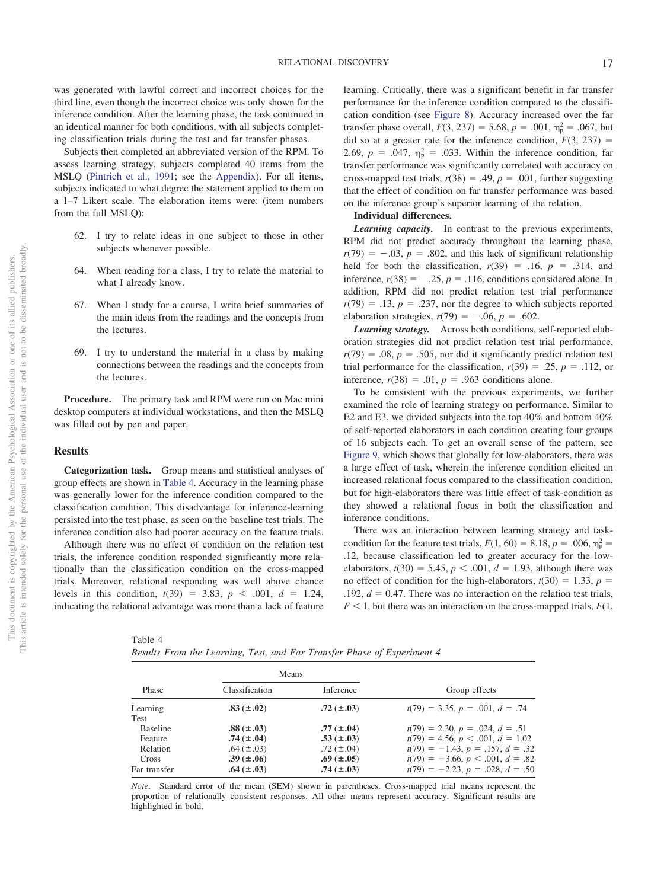was generated with lawful correct and incorrect choices for the third line, even though the incorrect choice was only shown for the inference condition. After the learning phase, the task continued in an identical manner for both conditions, with all subjects completing classification trials during the test and far transfer phases.

Subjects then completed an abbreviated version of the RPM. To assess learning strategy, subjects completed 40 items from the MSLQ (Pintrich et al., 1991; see the Appendix). For all items, subjects indicated to what degree the statement applied to them on a 1–7 Likert scale. The elaboration items were: (item numbers from the full MSLQ):

62. I try to relate ideas in one subject to those in other subjects whenever possible.

64. When reading for a class, I try to relate the material to what I already know.

67. When I study for a course, I write brief summaries of the main ideas from the readings and the concepts from the lectures.

69. I try to understand the material in a class by making connections between the readings and the concepts from the lectures.

**Procedure.** The primary task and RPM were run on Mac mini desktop computers at individual workstations, and then the MSLQ was filled out by pen and paper.

## Results

**Categorization task.** Group means and statistical analyses of group effects are shown in Table 4. Accuracy in the learning phase was generally lower for the inference condition compared to the classification condition. This disadvantage for inference-learning persisted into the test phase, as seen on the baseline test trials. The inference condition also had poorer accuracy on the feature trials.

Although there was no effect of condition on the relation test trials, the inference condition responded significantly more relationally than the classification condition on the cross-mapped trials. Moreover, relational responding was well above chance levels in this condition, $t(39) = 3.83$, $p < .001$, $d = 1.24$, indicating the relational advantage was more than a lack of feature learning. Critically, there was a significant benefit in far transfer performance for the inference condition compared to the classification condition (see Figure 8). Accuracy increased over the far transfer phase overall, $F(3, 237) = 5.68$, $p = .001$, $\eta_p^2 = .067$, but did so at a greater rate for the inference condition, $F(3, 237) = 2.69$, $p = .047$, $\eta_p^2 = .033$. Within the inference condition, far transfer performance was significantly correlated with accuracy on cross-mapped test trials, $r(38) = .49$, $p = .001$, further suggesting that the effect of condition on far transfer performance was based on the inference group's superior learning of the relation.

**Individual differences.**

***Learning capacity.*** In contrast to the previous experiments, RPM did not predict accuracy throughout the learning phase, $r(79) = -.03$, $p = .802$, and this lack of significant relationship held for both the classification, $r(39) = .16$, $p = .314$, and inference, $r(38) = -.25$, $p = .116$, conditions considered alone. In addition, RPM did not predict relation test trial performance $r(79) = .13$, $p = .237$, nor the degree to which subjects reported elaboration strategies, $r(79) = -.06$, $p = .602$.

***Learning strategy.*** Across both conditions, self-reported elaboration strategies did not predict relation test trial performance, $r(79) = .08$, $p = .505$, nor did it significantly predict relation test trial performance for the classification, $r(39) = .25$, $p = .112$, or inference, $r(38) = .01$, $p = .963$ conditions alone.

To be consistent with the previous experiments, we further examined the role of learning strategy on performance. Similar to E2 and E3, we divided subjects into the top 40% and bottom 40% of self-reported elaborators in each condition creating four groups of 16 subjects each. To get an overall sense of the pattern, see Figure 9, which shows that globally for low-elaborators, there was a large effect of task, wherein the inference condition elicited an increased relational focus compared to the classification condition, but for high-elaborators there was little effect of task-condition as they showed a relational focus in both the classification and inference conditions.

There was an interaction between learning strategy and task-condition for the feature test trials, $F(1, 60) = 8.18$, $p = .006$, $\eta_p^2 = .12$, because classification led to greater accuracy for the low-elaborators, $t(30) = 5.45$, $p < .001$, $d = 1.93$, although there was no effect of condition for the high-elaborators, $t(30) = 1.33$, $p = .192$, $d = 0.47$. There was no interaction on the relation test trials, $F < 1$, but there was an interaction on the cross-mapped trials, $F(1,$

Table 4
*Results From the Learning, Test, and Far Transfer Phase of Experiment 4*

| Phase | Means | | Group effects |
|---|---|---|---|
| | Classification | Inference | |
| Learning | **.83 (±.02)** | **.72 (±.03)** | $t(79) = 3.35$, $p = .001$, $d = .74$ |
| Test | | | |
| Baseline | **.88 (±.03)** | **.77 (±.04)** | $t(79) = 2.30$, $p = .024$, $d = .51$ |
| Feature | **.74 (±.04)** | **.53 (±.03)** | $t(79) = 4.56$, $p < .001$, $d = 1.02$ |
| Relation | .64 (±.03) | .72 (±.04) | $t(79) = -1.43$, $p = .157$, $d = .32$ |
| Cross | **.39 (±.06)** | **.69 (±.05)** | $t(79) = -3.66$, $p < .001$, $d = .82$ |
| Far transfer | **.64 (±.03)** | **.74 (±.03)** | $t(79) = -2.23$, $p = .028$, $d = .50$ |

*Note*. Standard error of the mean (SEM) shown in parentheses. Cross-mapped trial means represent the proportion of relationally consistent responses. All other means represent accuracy. Significant results are highlighted in bold.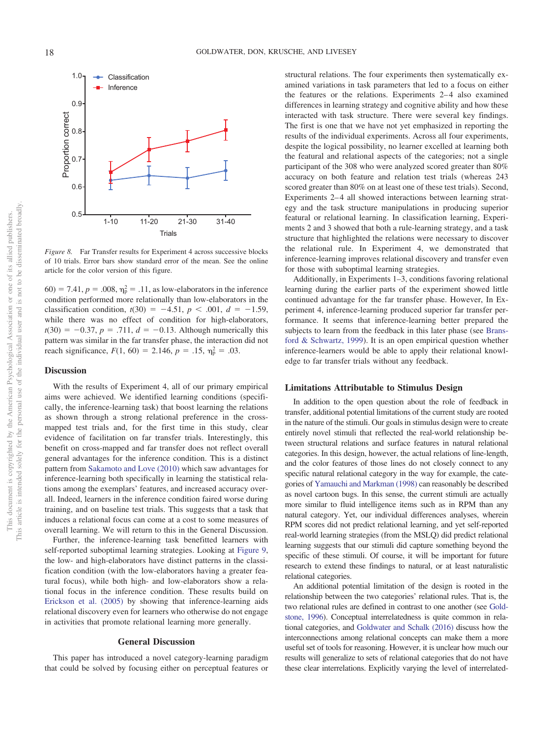*Figure 8.* Far Transfer results for Experiment 4 across successive blocks of 10 trials. Error bars show standard error of the mean. See the online article for the color version of this figure.

60) = 7.41, $p = .008$, $\eta_p^2 = .11$, as low-elaborators in the inference condition performed more relationally than low-elaborators in the classification condition, $t(30) = -4.51$, $p < .001$, $d = -1.59$, while there was no effect of condition for high-elaborators, $t(30) = -0.37$, $p = .711$, $d = -0.13$. Although numerically this pattern was similar in the far transfer phase, the interaction did not reach significance, $F(1, 60) = 2.146$, $p = .15$, $\eta_p^2 = .03$.

### Discussion

With the results of Experiment 4, all of our primary empirical aims were achieved. We identified learning conditions (specifically, the inference-learning task) that boost learning the relations as shown through a strong relational preference in the cross-mapped test trials and, for the first time in this study, clear evidence of facilitation on far transfer trials. Interestingly, this benefit on cross-mapped and far transfer does not reflect overall general advantages for the inference condition. This is a distinct pattern from Sakamoto and Love (2010) which saw advantages for inference-learning both specifically in learning the statistical relations among the exemplars' features, and increased accuracy overall. Indeed, learners in the inference condition faired worse during training, and on baseline test trials. This suggests that a task that induces a relational focus can come at a cost to some measures of overall learning. We will return to this in the General Discussion.

Further, the inference-learning task benefitted learners with self-reported suboptimal learning strategies. Looking at Figure 9, the low- and high-elaborators have distinct patterns in the classification condition (with the low-elaborators having a greater featural focus), while both high- and low-elaborators show a relational focus in the inference condition. These results build on Erickson et al. (2005) by showing that inference-learning aids relational discovery even for learners who otherwise do not engage in activities that promote relational learning more generally.

## General Discussion

This paper has introduced a novel category-learning paradigm that could be solved by focusing either on perceptual features or structural relations. The four experiments then systematically examined variations in task parameters that led to a focus on either the features or the relations. Experiments 2–4 also examined differences in learning strategy and cognitive ability and how these interacted with task structure. There were several key findings. The first is one that we have not yet emphasized in reporting the results of the individual experiments. Across all four experiments, despite the logical possibility, no learner excelled at learning both the featural and relational aspects of the categories; not a single participant of the 308 who were analyzed scored greater than 80% accuracy on both feature and relation test trials (whereas 243 scored greater than 80% on at least one of these test trials). Second, Experiments 2–4 all showed interactions between learning strategy and the task structure manipulations in producing superior featural or relational learning. In classification learning, Experiments 2 and 3 showed that both a rule-learning strategy, and a task structure that highlighted the relations were necessary to discover the relational rule. In Experiment 4, we demonstrated that inference-learning improves relational discovery and transfer even for those with suboptimal learning strategies.

Additionally, in Experiments 1–3, conditions favoring relational learning during the earlier parts of the experiment showed little continued advantage for the far transfer phase. However, In Experiment 4, inference-learning produced superior far transfer performance. It seems that inference-learning better prepared the subjects to learn from the feedback in this later phase (see Bransford & Schwartz, 1999). It is an open empirical question whether inference-learners would be able to apply their relational knowledge to far transfer trials without any feedback.

### Limitations Attributable to Stimulus Design

In addition to the open question about the role of feedback in transfer, additional potential limitations of the current study are rooted in the nature of the stimuli. Our goals in stimulus design were to create entirely novel stimuli that reflected the real-world relationship between structural relations and surface features in natural relational categories. In this design, however, the actual relations of line-length, and the color features of those lines do not closely connect to any specific natural relational category in the way for example, the categories of Yamauchi and Markman (1998) can reasonably be described as novel cartoon bugs. In this sense, the current stimuli are actually more similar to fluid intelligence items such as in RPM than any natural category. Yet, our individual differences analyses, wherein RPM scores did not predict relational learning, and yet self-reported real-world learning strategies (from the MSLQ) did predict relational learning suggests that our stimuli did capture something beyond the specific of these stimuli. Of course, it will be important for future research to extend these findings to natural, or at least naturalistic relational categories.

An additional potential limitation of the design is rooted in the relationship between the two categories' relational rules. That is, the two relational rules are defined in contrast to one another (see Goldstone, 1996). Conceptual interrelatedness is quite common in relational categories, and Goldwater and Schalk (2016) discuss how the interconnections among relational concepts can make them a more useful set of tools for reasoning. However, it is unclear how much our results will generalize to sets of relational categories that do not have these clear interrelations. Explicitly varying the level of interrelated-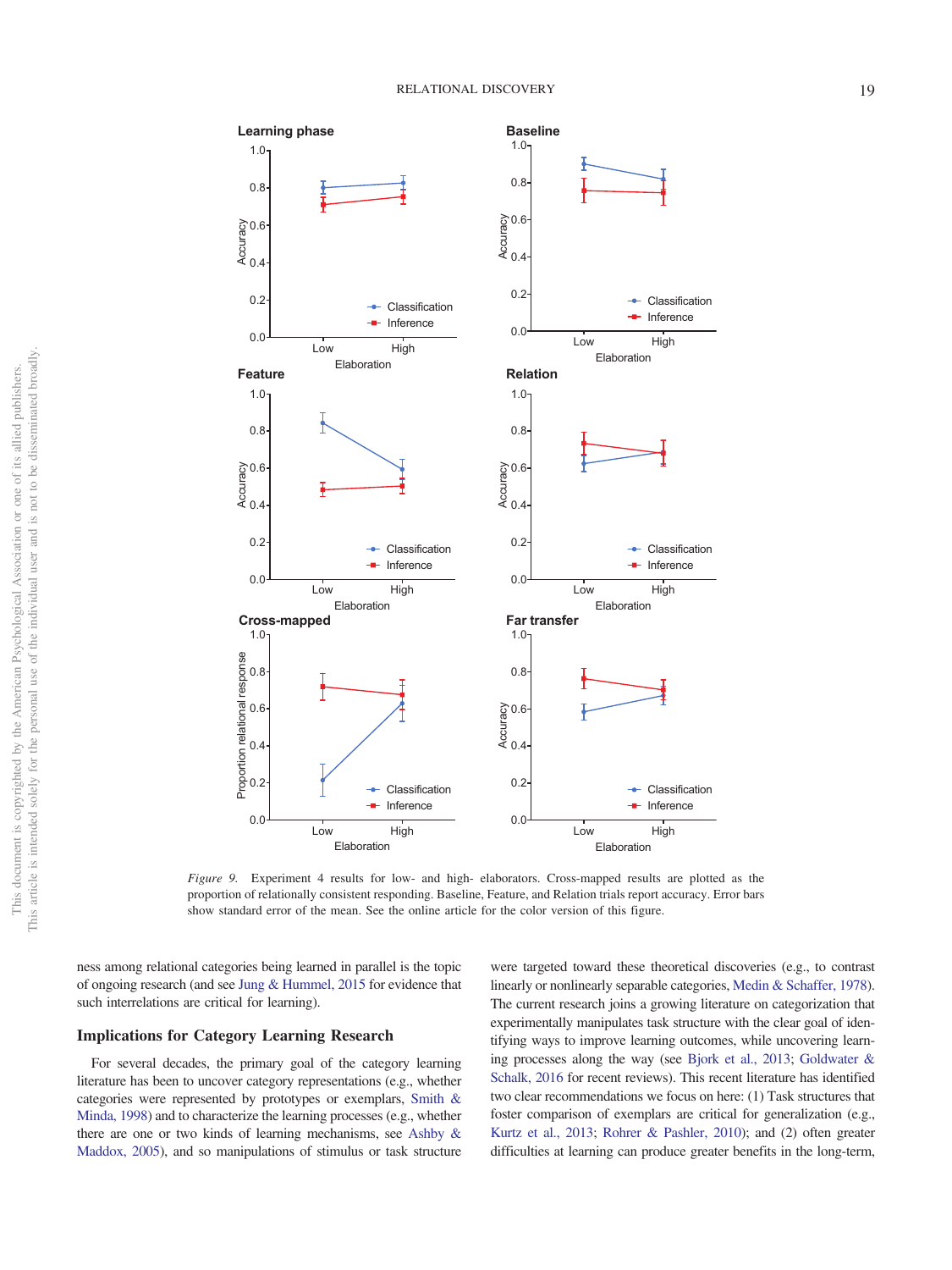*Figure 9.* Experiment 4 results for low- and high- elaborators. Cross-mapped results are plotted as the proportion of relationally consistent responding. Baseline, Feature, and Relation trials report accuracy. Error bars show standard error of the mean. See the online article for the color version of this figure.

ness among relational categories being learned in parallel is the topic of ongoing research (and see Jung & Hummel, 2015 for evidence that such interrelations are critical for learning).

## Implications for Category Learning Research

For several decades, the primary goal of the category learning literature has been to uncover category representations (e.g., whether categories were represented by prototypes or exemplars, Smith & Minda, 1998) and to characterize the learning processes (e.g., whether there are one or two kinds of learning mechanisms, see Ashby & Maddox, 2005), and so manipulations of stimulus or task structure were targeted toward these theoretical discoveries (e.g., to contrast linearly or nonlinearly separable categories, Medin & Schaffer, 1978). The current research joins a growing literature on categorization that experimentally manipulates task structure with the clear goal of identifying ways to improve learning outcomes, while uncovering learning processes along the way (see Bjork et al., 2013; Goldwater & Schalk, 2016 for recent reviews). This recent literature has identified two clear recommendations we focus on here: (1) Task structures that foster comparison of exemplars are critical for generalization (e.g., Kurtz et al., 2013; Rohrer & Pashler, 2010); and (2) often greater difficulties at learning can produce greater benefits in the long-term,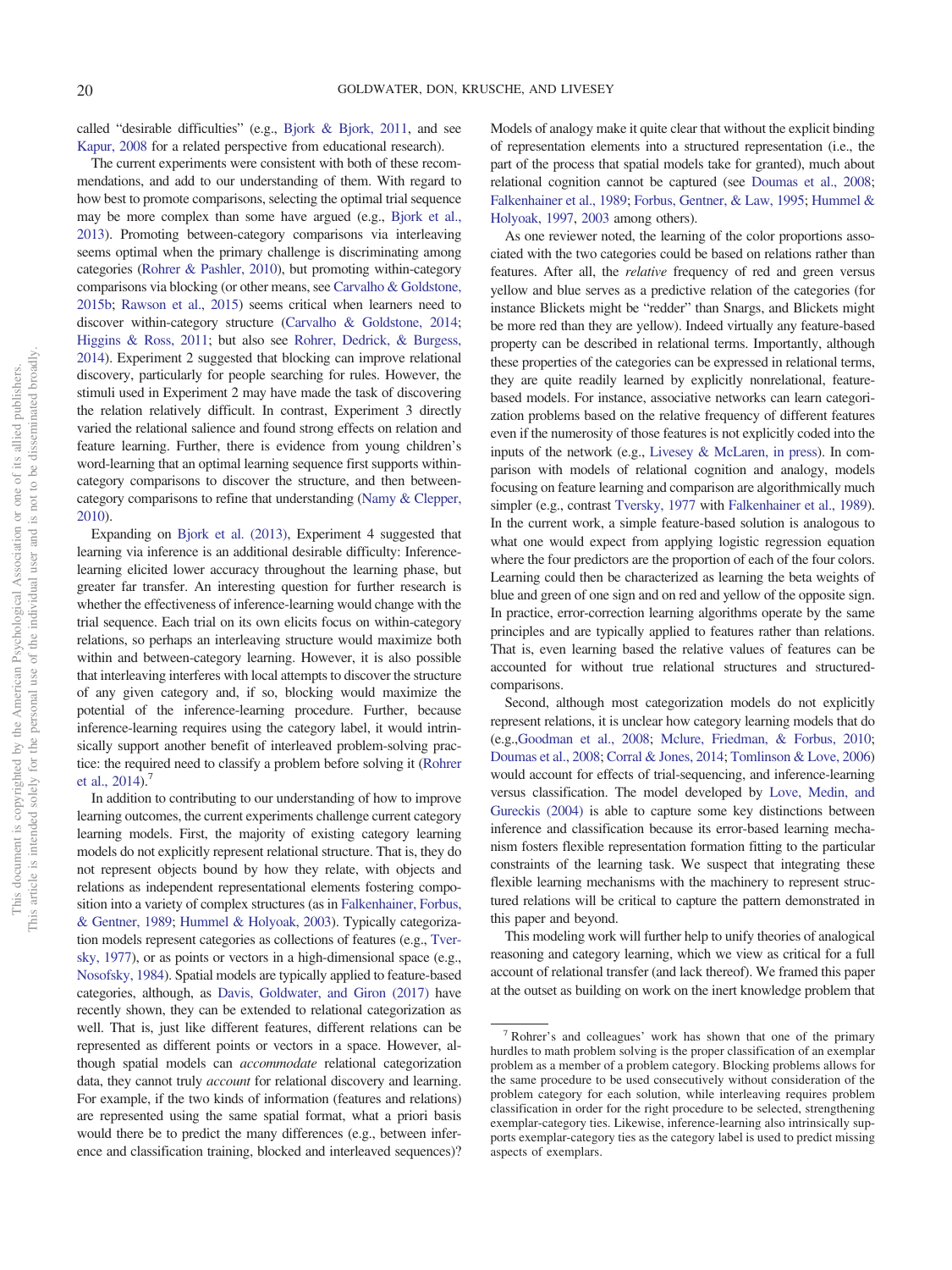called "desirable difficulties" (e.g., Bjork & Bjork, 2011, and see Kapur, 2008 for a related perspective from educational research).

The current experiments were consistent with both of these recommendations, and add to our understanding of them. With regard to how best to promote comparisons, selecting the optimal trial sequence may be more complex than some have argued (e.g., Bjork et al., 2013). Promoting between-category comparisons via interleaving seems optimal when the primary challenge is discriminating among categories (Rohrer & Pashler, 2010), but promoting within-category comparisons via blocking (or other means, see Carvalho & Goldstone, 2015b; Rawson et al., 2015) seems critical when learners need to discover within-category structure (Carvalho & Goldstone, 2014; Higgins & Ross, 2011; but also see Rohrer, Dedrick, & Burgess, 2014). Experiment 2 suggested that blocking can improve relational discovery, particularly for people searching for rules. However, the stimuli used in Experiment 2 may have made the task of discovering the relation relatively difficult. In contrast, Experiment 3 directly varied the relational salience and found strong effects on relation and feature learning. Further, there is evidence from young children's word-learning that an optimal learning sequence first supports within-category comparisons to discover the structure, and then between-category comparisons to refine that understanding (Namy & Clepper, 2010).

Expanding on Bjork et al. (2013), Experiment 4 suggested that learning via inference is an additional desirable difficulty: Inference-learning elicited lower accuracy throughout the learning phase, but greater far transfer. An interesting question for further research is whether the effectiveness of inference-learning would change with the trial sequence. Each trial on its own elicits focus on within-category relations, so perhaps an interleaving structure would maximize both within and between-category learning. However, it is also possible that interleaving interferes with local attempts to discover the structure of any given category and, if so, blocking would maximize the potential of the inference-learning procedure. Further, because inference-learning requires using the category label, it would intrinsically support another benefit of interleaved problem-solving practice: the required need to classify a problem before solving it (Rohrer et al., 2014).[7]

In addition to contributing to our understanding of how to improve learning outcomes, the current experiments challenge current category learning models. First, the majority of existing category learning models do not explicitly represent relational structure. That is, they do not represent objects bound by how they relate, with objects and relations as independent representational elements fostering composition into a variety of complex structures (as in Falkenhainer, Forbus, & Gentner, 1989; Hummel & Holyoak, 2003). Typically categorization models represent categories as collections of features (e.g., Tversky, 1977), or as points or vectors in a high-dimensional space (e.g., Nosofsky, 1984). Spatial models are typically applied to feature-based categories, although, as Davis, Goldwater, and Giron (2017) have recently shown, they can be extended to relational categorization as well. That is, just like different features, different relations can be represented as different points or vectors in a space. However, although spatial models can *accommodate* relational categorization data, they cannot truly *account* for relational discovery and learning. For example, if the two kinds of information (features and relations) are represented using the same spatial format, what a priori basis would there be to predict the many differences (e.g., between inference and classification training, blocked and interleaved sequences)? Models of analogy make it quite clear that without the explicit binding of representation elements into a structured representation (i.e., the part of the process that spatial models take for granted), much about relational cognition cannot be captured (see Doumas et al., 2008; Falkenhainer et al., 1989; Forbus, Gentner, & Law, 1995; Hummel & Holyoak, 1997, 2003 among others).

As one reviewer noted, the learning of the color proportions associated with the two categories could be based on relations rather than features. After all, the *relative* frequency of red and green versus yellow and blue serves as a predictive relation of the categories (for instance Blickets might be "redder" than Snargs, and Blickets might be more red than they are yellow). Indeed virtually any feature-based property can be described in relational terms. Importantly, although these properties of the categories can be expressed in relational terms, they are quite readily learned by explicitly nonrelational, feature-based models. For instance, associative networks can learn categorization problems based on the relative frequency of different features even if the numerosity of those features is not explicitly coded into the inputs of the network (e.g., Livesey & McLaren, in press). In comparison with models of relational cognition and analogy, models focusing on feature learning and comparison are algorithmically much simpler (e.g., contrast Tversky, 1977 with Falkenhainer et al., 1989). In the current work, a simple feature-based solution is analogous to what one would expect from applying logistic regression equation where the four predictors are the proportion of each of the four colors. Learning could then be characterized as learning the beta weights of blue and green of one sign and on red and yellow of the opposite sign. In practice, error-correction learning algorithms operate by the same principles and are typically applied to features rather than relations. That is, even learning based the relative values of features can be accounted for without true relational structures and structured-comparisons.

Second, although most categorization models do not explicitly represent relations, it is unclear how category learning models that do (e.g.,Goodman et al., 2008; Mclure, Friedman, & Forbus, 2010; Doumas et al., 2008; Corral & Jones, 2014; Tomlinson & Love, 2006) would account for effects of trial-sequencing, and inference-learning versus classification. The model developed by Love, Medin, and Gureckis (2004) is able to capture some key distinctions between inference and classification because its error-based learning mechanism fosters flexible representation formation fitting to the particular constraints of the learning task. We suspect that integrating these flexible learning mechanisms with the machinery to represent structured relations will be critical to capture the pattern demonstrated in this paper and beyond.

This modeling work will further help to unify theories of analogical reasoning and category learning, which we view as critical for a full account of relational transfer (and lack thereof). We framed this paper at the outset as building on work on the inert knowledge problem that

[7] Rohrer's and colleagues' work has shown that one of the primary hurdles to math problem solving is the proper classification of an exemplar problem as a member of a problem category. Blocking problems allows for the same procedure to be used consecutively without consideration of the problem category for each solution, while interleaving requires problem classification in order for the right procedure to be selected, strengthening exemplar-category ties. Likewise, inference-learning also intrinsically supports exemplar-category ties as the category label is used to predict missing aspects of exemplars.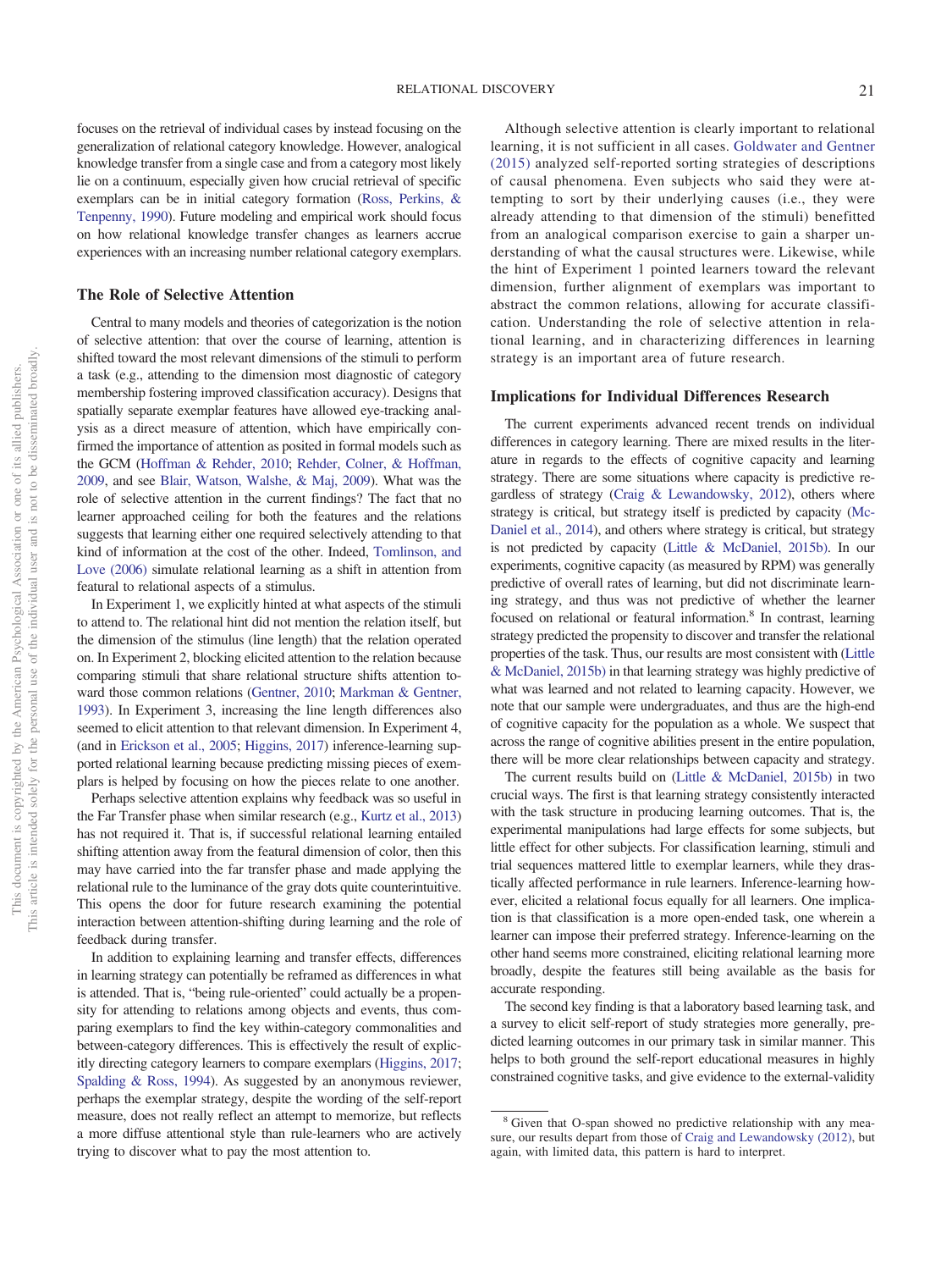focuses on the retrieval of individual cases by instead focusing on the generalization of relational category knowledge. However, analogical knowledge transfer from a single case and from a category most likely lie on a continuum, especially given how crucial retrieval of specific exemplars can be in initial category formation (Ross, Perkins, & Tenpenny, 1990). Future modeling and empirical work should focus on how relational knowledge transfer changes as learners accrue experiences with an increasing number relational category exemplars.

## The Role of Selective Attention

Central to many models and theories of categorization is the notion of selective attention: that over the course of learning, attention is shifted toward the most relevant dimensions of the stimuli to perform a task (e.g., attending to the dimension most diagnostic of category membership fostering improved classification accuracy). Designs that spatially separate exemplar features have allowed eye-tracking analysis as a direct measure of attention, which have empirically confirmed the importance of attention as posited in formal models such as the GCM (Hoffman & Rehder, 2010; Rehder, Colner, & Hoffman, 2009, and see Blair, Watson, Walshe, & Maj, 2009). What was the role of selective attention in the current findings? The fact that no learner approached ceiling for both the features and the relations suggests that learning either one required selectively attending to that kind of information at the cost of the other. Indeed, Tomlinson, and Love (2006) simulate relational learning as a shift in attention from featural to relational aspects of a stimulus.

In Experiment 1, we explicitly hinted at what aspects of the stimuli to attend to. The relational hint did not mention the relation itself, but the dimension of the stimulus (line length) that the relation operated on. In Experiment 2, blocking elicited attention to the relation because comparing stimuli that share relational structure shifts attention toward those common relations (Gentner, 2010; Markman & Gentner, 1993). In Experiment 3, increasing the line length differences also seemed to elicit attention to that relevant dimension. In Experiment 4, (and in Erickson et al., 2005; Higgins, 2017) inference-learning supported relational learning because predicting missing pieces of exemplars is helped by focusing on how the pieces relate to one another.

Perhaps selective attention explains why feedback was so useful in the Far Transfer phase when similar research (e.g., Kurtz et al., 2013) has not required it. That is, if successful relational learning entailed shifting attention away from the featural dimension of color, then this may have carried into the far transfer phase and made applying the relational rule to the luminance of the gray dots quite counterintuitive. This opens the door for future research examining the potential interaction between attention-shifting during learning and the role of feedback during transfer.

In addition to explaining learning and transfer effects, differences in learning strategy can potentially be reframed as differences in what is attended. That is, "being rule-oriented" could actually be a propensity for attending to relations among objects and events, thus comparing exemplars to find the key within-category commonalities and between-category differences. This is effectively the result of explicitly directing category learners to compare exemplars (Higgins, 2017; Spalding & Ross, 1994). As suggested by an anonymous reviewer, perhaps the exemplar strategy, despite the wording of the self-report measure, does not really reflect an attempt to memorize, but reflects a more diffuse attentional style than rule-learners who are actively trying to discover what to pay the most attention to.

Although selective attention is clearly important to relational learning, it is not sufficient in all cases. Goldwater and Gentner (2015) analyzed self-reported sorting strategies of descriptions of causal phenomena. Even subjects who said they were attempting to sort by their underlying causes (i.e., they were already attending to that dimension of the stimuli) benefitted from an analogical comparison exercise to gain a sharper understanding of what the causal structures were. Likewise, while the hint of Experiment 1 pointed learners toward the relevant dimension, further alignment of exemplars was important to abstract the common relations, allowing for accurate classification. Understanding the role of selective attention in relational learning, and in characterizing differences in learning strategy is an important area of future research.

## Implications for Individual Differences Research

The current experiments advanced recent trends on individual differences in category learning. There are mixed results in the literature in regards to the effects of cognitive capacity and learning strategy. There are some situations where capacity is predictive regardless of strategy (Craig & Lewandowsky, 2012), others where strategy is critical, but strategy itself is predicted by capacity (McDaniel et al., 2014), and others where strategy is critical, but strategy is not predicted by capacity (Little & McDaniel, 2015b). In our experiments, cognitive capacity (as measured by RPM) was generally predictive of overall rates of learning, but did not discriminate learning strategy, and thus was not predictive of whether the learner focused on relational or featural information.[8] In contrast, learning strategy predicted the propensity to discover and transfer the relational properties of the task. Thus, our results are most consistent with (Little & McDaniel, 2015b) in that learning strategy was highly predictive of what was learned and not related to learning capacity. However, we note that our sample were undergraduates, and thus are the high-end of cognitive capacity for the population as a whole. We suspect that across the range of cognitive abilities present in the entire population, there will be more clear relationships between capacity and strategy.

The current results build on (Little & McDaniel, 2015b) in two crucial ways. The first is that learning strategy consistently interacted with the task structure in producing learning outcomes. That is, the experimental manipulations had large effects for some subjects, but little effect for other subjects. For classification learning, stimuli and trial sequences mattered little to exemplar learners, while they drastically affected performance in rule learners. Inference-learning however, elicited a relational focus equally for all learners. One implication is that classification is a more open-ended task, one wherein a learner can impose their preferred strategy. Inference-learning on the other hand seems more constrained, eliciting relational learning more broadly, despite the features still being available as the basis for accurate responding.

The second key finding is that a laboratory based learning task, and a survey to elicit self-report of study strategies more generally, predicted learning outcomes in our primary task in similar manner. This helps to both ground the self-report educational measures in highly constrained cognitive tasks, and give evidence to the external-validity

[8] Given that O-span showed no predictive relationship with any measure, our results depart from those of Craig and Lewandowsky (2012), but again, with limited data, this pattern is hard to interpret.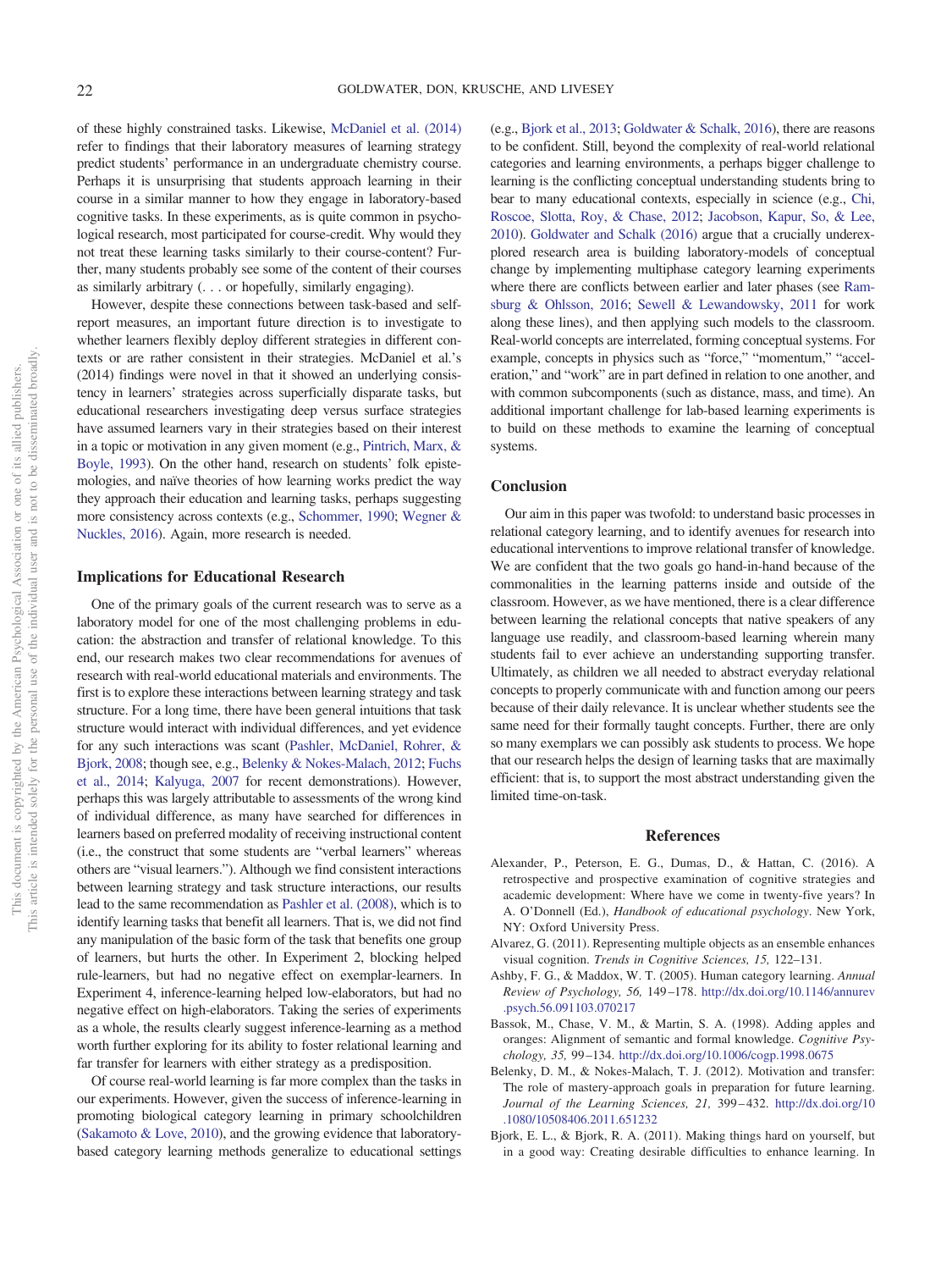of these highly constrained tasks. Likewise, McDaniel et al. (2014) refer to findings that their laboratory measures of learning strategy predict students' performance in an undergraduate chemistry course. Perhaps it is unsurprising that students approach learning in their course in a similar manner to how they engage in laboratory-based cognitive tasks. In these experiments, as is quite common in psychological research, most participated for course-credit. Why would they not treat these learning tasks similarly to their course-content? Further, many students probably see some of the content of their courses as similarly arbitrary (. . . or hopefully, similarly engaging).

However, despite these connections between task-based and self-report measures, an important future direction is to investigate to whether learners flexibly deploy different strategies in different contexts or are rather consistent in their strategies. McDaniel et al.'s (2014) findings were novel in that it showed an underlying consistency in learners' strategies across superficially disparate tasks, but educational researchers investigating deep versus surface strategies have assumed learners vary in their strategies based on their interest in a topic or motivation in any given moment (e.g., Pintrich, Marx, & Boyle, 1993). On the other hand, research on students' folk epistemologies, and naïve theories of how learning works predict the way they approach their education and learning tasks, perhaps suggesting more consistency across contexts (e.g., Schommer, 1990; Wegner & Nuckles, 2016). Again, more research is needed.

## Implications for Educational Research

One of the primary goals of the current research was to serve as a laboratory model for one of the most challenging problems in education: the abstraction and transfer of relational knowledge. To this end, our research makes two clear recommendations for avenues of research with real-world educational materials and environments. The first is to explore these interactions between learning strategy and task structure. For a long time, there have been general intuitions that task structure would interact with individual differences, and yet evidence for any such interactions was scant (Pashler, McDaniel, Rohrer, & Bjork, 2008; though see, e.g., Belenky & Nokes-Malach, 2012; Fuchs et al., 2014; Kalyuga, 2007 for recent demonstrations). However, perhaps this was largely attributable to assessments of the wrong kind of individual difference, as many have searched for differences in learners based on preferred modality of receiving instructional content (i.e., the construct that some students are "verbal learners" whereas others are "visual learners."). Although we find consistent interactions between learning strategy and task structure interactions, our results lead to the same recommendation as Pashler et al. (2008), which is to identify learning tasks that benefit all learners. That is, we did not find any manipulation of the basic form of the task that benefits one group of learners, but hurts the other. In Experiment 2, blocking helped rule-learners, but had no negative effect on exemplar-learners. In Experiment 4, inference-learning helped low-elaborators, but had no negative effect on high-elaborators. Taking the series of experiments as a whole, the results clearly suggest inference-learning as a method worth further exploring for its ability to foster relational learning and far transfer for learners with either strategy as a predisposition.

Of course real-world learning is far more complex than the tasks in our experiments. However, given the success of inference-learning in promoting biological category learning in primary schoolchildren (Sakamoto & Love, 2010), and the growing evidence that laboratory-based category learning methods generalize to educational settings (e.g., Bjork et al., 2013; Goldwater & Schalk, 2016), there are reasons to be confident. Still, beyond the complexity of real-world relational categories and learning environments, a perhaps bigger challenge to learning is the conflicting conceptual understanding students bring to bear to many educational contexts, especially in science (e.g., Chi, Roscoe, Slotta, Roy, & Chase, 2012; Jacobson, Kapur, So, & Lee, 2010). Goldwater and Schalk (2016) argue that a crucially underexplored research area is building laboratory-models of conceptual change by implementing multiphase category learning experiments where there are conflicts between earlier and later phases (see Ramsburg & Ohlsson, 2016; Sewell & Lewandowsky, 2011 for work along these lines), and then applying such models to the classroom. Real-world concepts are interrelated, forming conceptual systems. For example, concepts in physics such as "force," "momentum," "acceleration," and "work" are in part defined in relation to one another, and with common subcomponents (such as distance, mass, and time). An additional important challenge for lab-based learning experiments is to build on these methods to examine the learning of conceptual systems.

## Conclusion

Our aim in this paper was twofold: to understand basic processes in relational category learning, and to identify avenues for research into educational interventions to improve relational transfer of knowledge. We are confident that the two goals go hand-in-hand because of the commonalities in the learning patterns inside and outside of the classroom. However, as we have mentioned, there is a clear difference between learning the relational concepts that native speakers of any language use readily, and classroom-based learning wherein many students fail to ever achieve an understanding supporting transfer. Ultimately, as children we all needed to abstract everyday relational concepts to properly communicate with and function among our peers because of their daily relevance. It is unclear whether students see the same need for their formally taught concepts. Further, there are only so many exemplars we can possibly ask students to process. We hope that our research helps the design of learning tasks that are maximally efficient: that is, to support the most abstract understanding given the limited time-on-task.

## References

Alexander, P., Peterson, E. G., Dumas, D., & Hattan, C. (2016). A retrospective and prospective examination of cognitive strategies and academic development: Where have we come in twenty-five years? In A. O'Donnell (Ed.), *Handbook of educational psychology*. New York, NY: Oxford University Press.

Alvarez, G. (2011). Representing multiple objects as an ensemble enhances visual cognition. *Trends in Cognitive Sciences, 15,* 122–131.

Ashby, F. G., & Maddox, W. T. (2005). Human category learning. *Annual Review of Psychology, 56,* 149–178. http://dx.doi.org/10.1146/annurev.psych.56.091103.070217

Bassok, M., Chase, V. M., & Martin, S. A. (1998). Adding apples and oranges: Alignment of semantic and formal knowledge. *Cognitive Psychology, 35,* 99–134. http://dx.doi.org/10.1006/cogp.1998.0675

Belenky, D. M., & Nokes-Malach, T. J. (2012). Motivation and transfer: The role of mastery-approach goals in preparation for future learning. *Journal of the Learning Sciences, 21,* 399–432. http://dx.doi.org/10.1080/10508406.2011.651232

Bjork, E. L., & Bjork, R. A. (2011). Making things hard on yourself, but in a good way: Creating desirable difficulties to enhance learning. In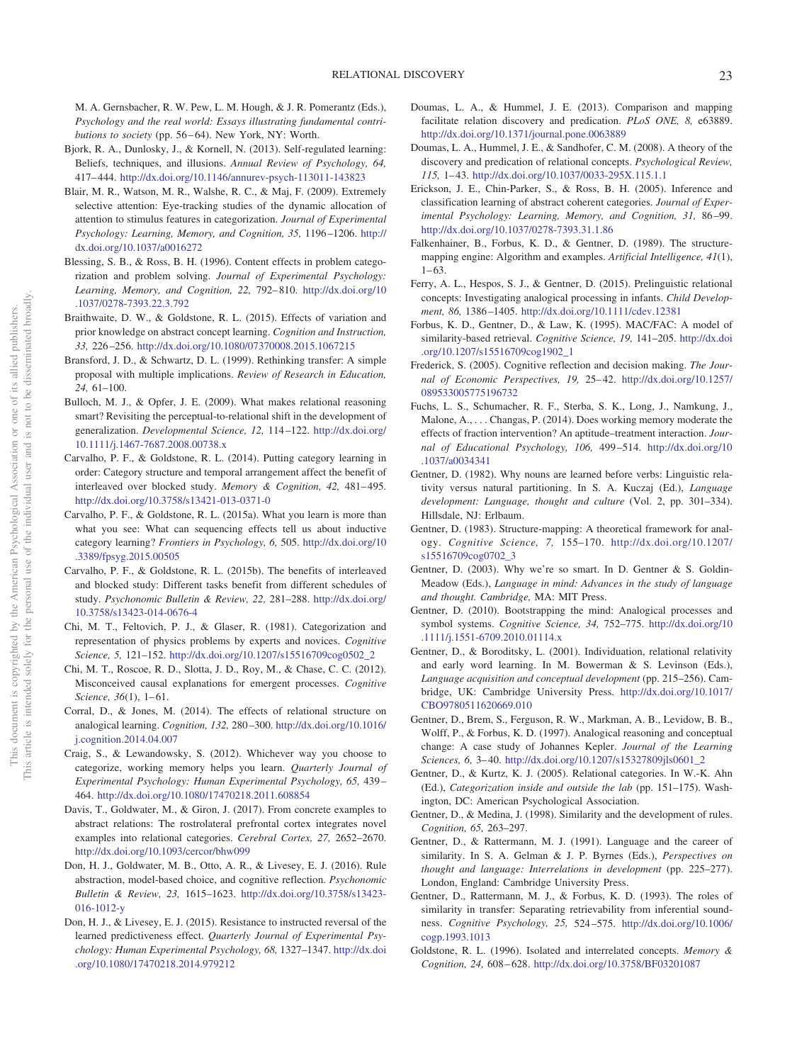M. A. Gernsbacher, R. W. Pew, L. M. Hough, & J. R. Pomerantz (Eds.), *Psychology and the real world: Essays illustrating fundamental contributions to society* (pp. 56–64). New York, NY: Worth.

Bjork, R. A., Dunlosky, J., & Kornell, N. (2013). Self-regulated learning: Beliefs, techniques, and illusions. *Annual Review of Psychology, 64,* 417–444. http://dx.doi.org/10.1146/annurev-psych-113011-143823

Blair, M. R., Watson, M. R., Walshe, R. C., & Maj, F. (2009). Extremely selective attention: Eye-tracking studies of the dynamic allocation of attention to stimulus features in categorization. *Journal of Experimental Psychology: Learning, Memory, and Cognition, 35,* 1196–1206. http://dx.doi.org/10.1037/a0016272

Blessing, S. B., & Ross, B. H. (1996). Content effects in problem categorization and problem solving. *Journal of Experimental Psychology: Learning, Memory, and Cognition, 22,* 792–810. http://dx.doi.org/10.1037/0278-7393.22.3.792

Braithwaite, D. W., & Goldstone, R. L. (2015). Effects of variation and prior knowledge on abstract concept learning. *Cognition and Instruction, 33,* 226–256. http://dx.doi.org/10.1080/07370008.2015.1067215

Bransford, J. D., & Schwartz, D. L. (1999). Rethinking transfer: A simple proposal with multiple implications. *Review of Research in Education, 24,* 61–100.

Bulloch, M. J., & Opfer, J. E. (2009). What makes relational reasoning smart? Revisiting the perceptual-to-relational shift in the development of generalization. *Developmental Science, 12,* 114–122. http://dx.doi.org/10.1111/j.1467-7687.2008.00738.x

Carvalho, P. F., & Goldstone, R. L. (2014). Putting category learning in order: Category structure and temporal arrangement affect the benefit of interleaved over blocked study. *Memory & Cognition, 42,* 481–495. http://dx.doi.org/10.3758/s13421-013-0371-0

Carvalho, P. F., & Goldstone, R. L. (2015a). What you learn is more than what you see: What can sequencing effects tell us about inductive category learning? *Frontiers in Psychology, 6,* 505. http://dx.doi.org/10.3389/fpsyg.2015.00505

Carvalho, P. F., & Goldstone, R. L. (2015b). The benefits of interleaved and blocked study: Different tasks benefit from different schedules of study. *Psychonomic Bulletin & Review, 22,* 281–288. http://dx.doi.org/10.3758/s13423-014-0676-4

Chi, M. T., Feltovich, P. J., & Glaser, R. (1981). Categorization and representation of physics problems by experts and novices. *Cognitive Science, 5,* 121–152. http://dx.doi.org/10.1207/s15516709cog0502_2

Chi, M. T., Roscoe, R. D., Slotta, J. D., Roy, M., & Chase, C. C. (2012). Misconceived causal explanations for emergent processes. *Cognitive Science, 36*(1), 1–61.

Corral, D., & Jones, M. (2014). The effects of relational structure on analogical learning. *Cognition, 132,* 280–300. http://dx.doi.org/10.1016/j.cognition.2014.04.007

Craig, S., & Lewandowsky, S. (2012). Whichever way you choose to categorize, working memory helps you learn. *Quarterly Journal of Experimental Psychology: Human Experimental Psychology, 65,* 439–464. http://dx.doi.org/10.1080/17470218.2011.608854

Davis, T., Goldwater, M., & Giron, J. (2017). From concrete examples to abstract relations: The rostrolateral prefrontal cortex integrates novel examples into relational categories. *Cerebral Cortex, 27,* 2652–2670. http://dx.doi.org/10.1093/cercor/bhw099

Don, H. J., Goldwater, M. B., Otto, A. R., & Livesey, E. J. (2016). Rule abstraction, model-based choice, and cognitive reflection. *Psychonomic Bulletin & Review, 23,* 1615–1623. http://dx.doi.org/10.3758/s13423-016-1012-y

Don, H. J., & Livesey, E. J. (2015). Resistance to instructed reversal of the learned predictiveness effect. *Quarterly Journal of Experimental Psychology: Human Experimental Psychology, 68,* 1327–1347. http://dx.doi.org/10.1080/17470218.2014.979212

Doumas, L. A., & Hummel, J. E. (2013). Comparison and mapping facilitate relation discovery and predication. *PLoS ONE, 8,* e63889. http://dx.doi.org/10.1371/journal.pone.0063889

Doumas, L. A., Hummel, J. E., & Sandhofer, C. M. (2008). A theory of the discovery and predication of relational concepts. *Psychological Review, 115,* 1–43. http://dx.doi.org/10.1037/0033-295X.115.1.1

Erickson, J. E., Chin-Parker, S., & Ross, B. H. (2005). Inference and classification learning of abstract coherent categories. *Journal of Experimental Psychology: Learning, Memory, and Cognition, 31,* 86–99. http://dx.doi.org/10.1037/0278-7393.31.1.86

Falkenhainer, B., Forbus, K. D., & Gentner, D. (1989). The structure-mapping engine: Algorithm and examples. *Artificial Intelligence, 41*(1), 1–63.

Ferry, A. L., Hespos, S. J., & Gentner, D. (2015). Prelinguistic relational concepts: Investigating analogical processing in infants. *Child Development, 86,* 1386–1405. http://dx.doi.org/10.1111/cdev.12381

Forbus, K. D., Gentner, D., & Law, K. (1995). MAC/FAC: A model of similarity-based retrieval. *Cognitive Science, 19,* 141–205. http://dx.doi.org/10.1207/s15516709cog1902_1

Frederick, S. (2005). Cognitive reflection and decision making. *The Journal of Economic Perspectives, 19,* 25–42. http://dx.doi.org/10.1257/089533005775196732

Fuchs, L. S., Schumacher, R. F., Sterba, S. K., Long, J., Namkung, J., Malone, A., . . . Changas, P. (2014). Does working memory moderate the effects of fraction intervention? An aptitude–treatment interaction. *Journal of Educational Psychology, 106,* 499–514. http://dx.doi.org/10.1037/a0034341

Gentner, D. (1982). Why nouns are learned before verbs: Linguistic relativity versus natural partitioning. In S. A. Kuczaj (Ed.), *Language development: Language, thought and culture* (Vol. 2, pp. 301–334). Hillsdale, NJ: Erlbaum.

Gentner, D. (1983). Structure-mapping: A theoretical framework for analogy. *Cognitive Science, 7,* 155–170. http://dx.doi.org/10.1207/s15516709cog0702_3

Gentner, D. (2003). Why we're so smart. In D. Gentner & S. Goldin-Meadow (Eds.), *Language in mind: Advances in the study of language and thought. Cambridge,* MA: MIT Press.

Gentner, D. (2010). Bootstrapping the mind: Analogical processes and symbol systems. *Cognitive Science, 34,* 752–775. http://dx.doi.org/10.1111/j.1551-6709.2010.01114.x

Gentner, D., & Boroditsky, L. (2001). Individuation, relational relativity and early word learning. In M. Bowerman & S. Levinson (Eds.), *Language acquisition and conceptual development* (pp. 215–256). Cambridge, UK: Cambridge University Press. http://dx.doi.org/10.1017/CBO9780511620669.010

Gentner, D., Brem, S., Ferguson, R. W., Markman, A. B., Levidow, B. B., Wolff, P., & Forbus, K. D. (1997). Analogical reasoning and conceptual change: A case study of Johannes Kepler. *Journal of the Learning Sciences, 6,* 3–40. http://dx.doi.org/10.1207/s15327809jls0601_2

Gentner, D., & Kurtz, K. J. (2005). Relational categories. In W.-K. Ahn (Ed.), *Categorization inside and outside the lab* (pp. 151–175). Washington, DC: American Psychological Association.

Gentner, D., & Medina, J. (1998). Similarity and the development of rules. *Cognition, 65,* 263–297.

Gentner, D., & Rattermann, M. J. (1991). Language and the career of similarity. In S. A. Gelman & J. P. Byrnes (Eds.), *Perspectives on thought and language: Interrelations in development* (pp. 225–277). London, England: Cambridge University Press.

Gentner, D., Rattermann, M. J., & Forbus, K. D. (1993). The roles of similarity in transfer: Separating retrievability from inferential soundness. *Cognitive Psychology, 25,* 524–575. http://dx.doi.org/10.1006/cogp.1993.1013

Goldstone, R. L. (1996). Isolated and interrelated concepts. *Memory & Cognition, 24,* 608–628. http://dx.doi.org/10.3758/BF03201087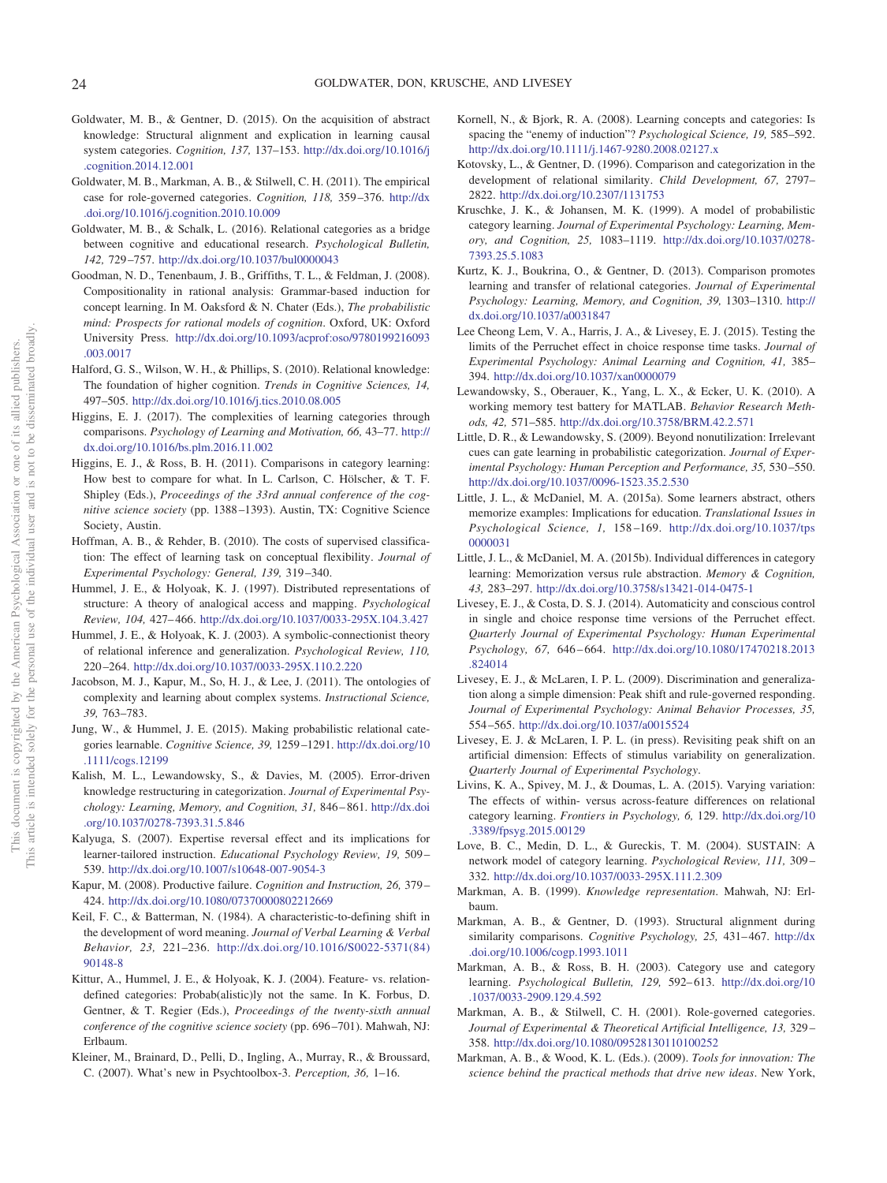Goldwater, M. B., & Gentner, D. (2015). On the acquisition of abstract knowledge: Structural alignment and explication in learning causal system categories. *Cognition, 137,* 137–153. http://dx.doi.org/10.1016/j.cognition.2014.12.001

Goldwater, M. B., Markman, A. B., & Stilwell, C. H. (2011). The empirical case for role-governed categories. *Cognition, 118,* 359–376. http://dx.doi.org/10.1016/j.cognition.2010.10.009

Goldwater, M. B., & Schalk, L. (2016). Relational categories as a bridge between cognitive and educational research. *Psychological Bulletin, 142,* 729–757. http://dx.doi.org/10.1037/bul0000043

Goodman, N. D., Tenenbaum, J. B., Griffiths, T. L., & Feldman, J. (2008). Compositionality in rational analysis: Grammar-based induction for concept learning. In M. Oaksford & N. Chater (Eds.), *The probabilistic mind: Prospects for rational models of cognition*. Oxford, UK: Oxford University Press. http://dx.doi.org/10.1093/acprof:oso/9780199216093.003.0017

Halford, G. S., Wilson, W. H., & Phillips, S. (2010). Relational knowledge: The foundation of higher cognition. *Trends in Cognitive Sciences, 14,* 497–505. http://dx.doi.org/10.1016/j.tics.2010.08.005

Higgins, E. J. (2017). The complexities of learning categories through comparisons. *Psychology of Learning and Motivation, 66,* 43–77. http://dx.doi.org/10.1016/bs.plm.2016.11.002

Higgins, E. J., & Ross, B. H. (2011). Comparisons in category learning: How best to compare for what. In L. Carlson, C. Hölscher, & T. F. Shipley (Eds.), *Proceedings of the 33rd annual conference of the cognitive science society* (pp. 1388–1393). Austin, TX: Cognitive Science Society, Austin.

Hoffman, A. B., & Rehder, B. (2010). The costs of supervised classification: The effect of learning task on conceptual flexibility. *Journal of Experimental Psychology: General, 139,* 319–340.

Hummel, J. E., & Holyoak, K. J. (1997). Distributed representations of structure: A theory of analogical access and mapping. *Psychological Review, 104,* 427–466. http://dx.doi.org/10.1037/0033-295X.104.3.427

Hummel, J. E., & Holyoak, K. J. (2003). A symbolic-connectionist theory of relational inference and generalization. *Psychological Review, 110,* 220–264. http://dx.doi.org/10.1037/0033-295X.110.2.220

Jacobson, M. J., Kapur, M., So, H. J., & Lee, J. (2011). The ontologies of complexity and learning about complex systems. *Instructional Science, 39,* 763–783.

Jung, W., & Hummel, J. E. (2015). Making probabilistic relational categories learnable. *Cognitive Science, 39,* 1259–1291. http://dx.doi.org/10.1111/cogs.12199

Kalish, M. L., Lewandowsky, S., & Davies, M. (2005). Error-driven knowledge restructuring in categorization. *Journal of Experimental Psychology: Learning, Memory, and Cognition, 31,* 846–861. http://dx.doi.org/10.1037/0278-7393.31.5.846

Kalyuga, S. (2007). Expertise reversal effect and its implications for learner-tailored instruction. *Educational Psychology Review, 19,* 509–539. http://dx.doi.org/10.1007/s10648-007-9054-3

Kapur, M. (2008). Productive failure. *Cognition and Instruction, 26,* 379–424. http://dx.doi.org/10.1080/07370000802212669

Keil, F. C., & Batterman, N. (1984). A characteristic-to-defining shift in the development of word meaning. *Journal of Verbal Learning & Verbal Behavior, 23,* 221–236. http://dx.doi.org/10.1016/S0022-5371(84)90148-8

Kittur, A., Hummel, J. E., & Holyoak, K. J. (2004). Feature- vs. relation-defined categories: Probab(alistic)ly not the same. In K. Forbus, D. Gentner, & T. Regier (Eds.), *Proceedings of the twenty-sixth annual conference of the cognitive science society* (pp. 696–701). Mahwah, NJ: Erlbaum.

Kleiner, M., Brainard, D., Pelli, D., Ingling, A., Murray, R., & Broussard, C. (2007). What's new in Psychtoolbox-3. *Perception, 36,* 1–16.

Kornell, N., & Bjork, R. A. (2008). Learning concepts and categories: Is spacing the "enemy of induction"? *Psychological Science, 19,* 585–592. http://dx.doi.org/10.1111/j.1467-9280.2008.02127.x

Kotovsky, L., & Gentner, D. (1996). Comparison and categorization in the development of relational similarity. *Child Development, 67,* 2797–2822. http://dx.doi.org/10.2307/1131753

Kruschke, J. K., & Johansen, M. K. (1999). A model of probabilistic category learning. *Journal of Experimental Psychology: Learning, Memory, and Cognition, 25,* 1083–1119. http://dx.doi.org/10.1037/0278-7393.25.5.1083

Kurtz, K. J., Boukrina, O., & Gentner, D. (2013). Comparison promotes learning and transfer of relational categories. *Journal of Experimental Psychology: Learning, Memory, and Cognition, 39,* 1303–1310. http://dx.doi.org/10.1037/a0031847

Lee Cheong Lem, V. A., Harris, J. A., & Livesey, E. J. (2015). Testing the limits of the Perruchet effect in choice response time tasks. *Journal of Experimental Psychology: Animal Learning and Cognition, 41,* 385–394. http://dx.doi.org/10.1037/xan0000079

Lewandowsky, S., Oberauer, K., Yang, L. X., & Ecker, U. K. (2010). A working memory test battery for MATLAB. *Behavior Research Methods, 42,* 571–585. http://dx.doi.org/10.3758/BRM.42.2.571

Little, D. R., & Lewandowsky, S. (2009). Beyond nonutilization: Irrelevant cues can gate learning in probabilistic categorization. *Journal of Experimental Psychology: Human Perception and Performance, 35,* 530–550. http://dx.doi.org/10.1037/0096-1523.35.2.530

Little, J. L., & McDaniel, M. A. (2015a). Some learners abstract, others memorize examples: Implications for education. *Translational Issues in Psychological Science, 1,* 158–169. http://dx.doi.org/10.1037/tps0000031

Little, J. L., & McDaniel, M. A. (2015b). Individual differences in category learning: Memorization versus rule abstraction. *Memory & Cognition, 43,* 283–297. http://dx.doi.org/10.3758/s13421-014-0475-1

Livesey, E. J., & Costa, D. S. J. (2014). Automaticity and conscious control in single and choice response time versions of the Perruchet effect. *Quarterly Journal of Experimental Psychology: Human Experimental Psychology, 67,* 646–664. http://dx.doi.org/10.1080/17470218.2013.824014

Livesey, E. J., & McLaren, I. P. L. (2009). Discrimination and generalization along a simple dimension: Peak shift and rule-governed responding. *Journal of Experimental Psychology: Animal Behavior Processes, 35,* 554–565. http://dx.doi.org/10.1037/a0015524

Livesey, E. J. & McLaren, I. P. L. (in press). Revisiting peak shift on an artificial dimension: Effects of stimulus variability on generalization. *Quarterly Journal of Experimental Psychology*.

Livins, K. A., Spivey, M. J., & Doumas, L. A. (2015). Varying variation: The effects of within- versus across-feature differences on relational category learning. *Frontiers in Psychology, 6,* 129. http://dx.doi.org/10.3389/fpsyg.2015.00129

Love, B. C., Medin, D. L., & Gureckis, T. M. (2004). SUSTAIN: A network model of category learning. *Psychological Review, 111,* 309–332. http://dx.doi.org/10.1037/0033-295X.111.2.309

Markman, A. B. (1999). *Knowledge representation*. Mahwah, NJ: Erlbaum.

Markman, A. B., & Gentner, D. (1993). Structural alignment during similarity comparisons. *Cognitive Psychology, 25,* 431–467. http://dx.doi.org/10.1006/cogp.1993.1011

Markman, A. B., & Ross, B. H. (2003). Category use and category learning. *Psychological Bulletin, 129,* 592–613. http://dx.doi.org/10.1037/0033-2909.129.4.592

Markman, A. B., & Stilwell, C. H. (2001). Role-governed categories. *Journal of Experimental & Theoretical Artificial Intelligence, 13,* 329–358. http://dx.doi.org/10.1080/09528130110100252

Markman, A. B., & Wood, K. L. (Eds.). (2009). *Tools for innovation: The science behind the practical methods that drive new ideas*. New York,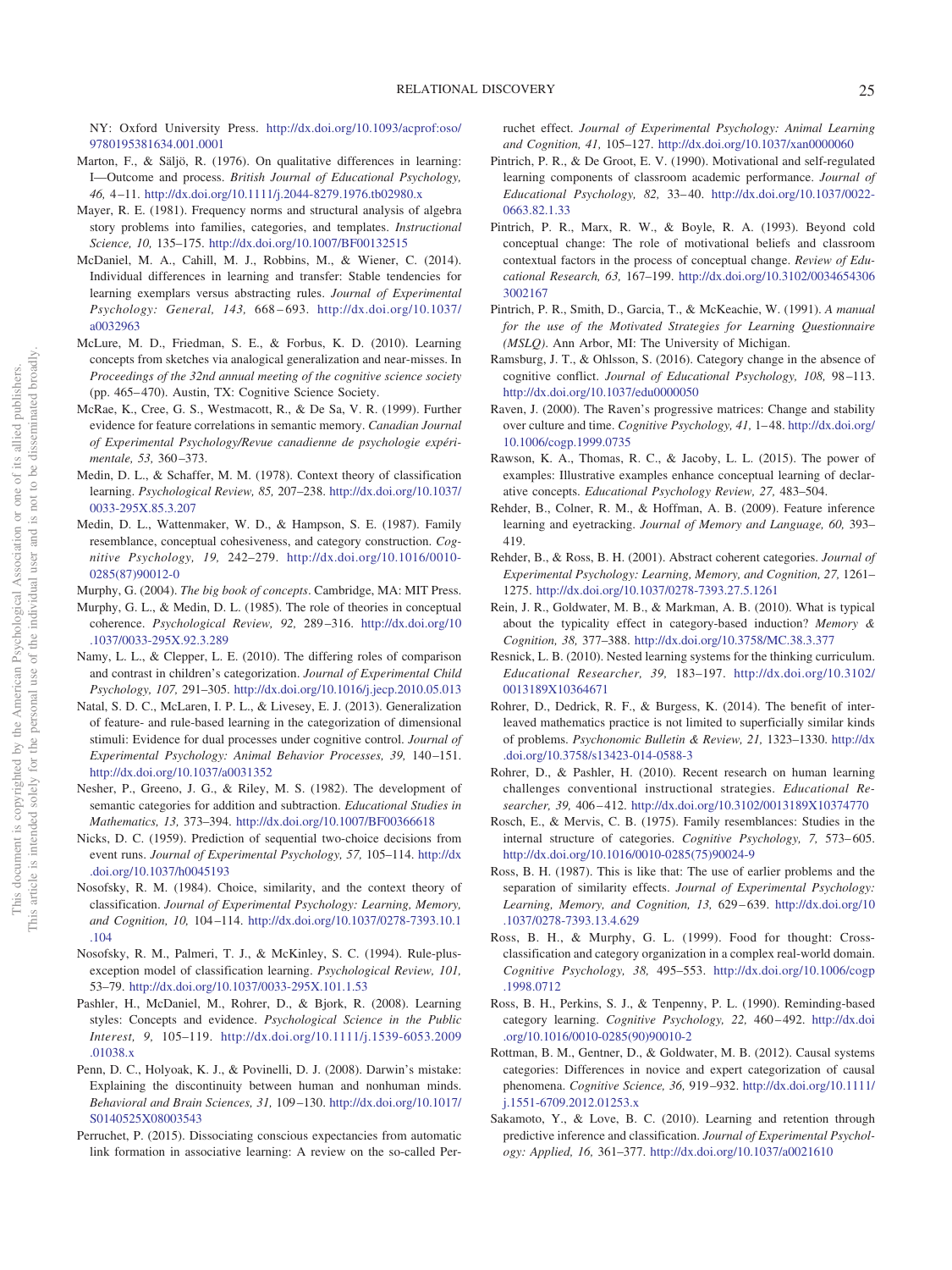NY: Oxford University Press. http://dx.doi.org/10.1093/acprof:oso/9780195381634.001.0001

Marton, F., & Säljö, R. (1976). On qualitative differences in learning: I—Outcome and process. *British Journal of Educational Psychology, 46,* 4–11. http://dx.doi.org/10.1111/j.2044-8279.1976.tb02980.x

Mayer, R. E. (1981). Frequency norms and structural analysis of algebra story problems into families, categories, and templates. *Instructional Science, 10,* 135–175. http://dx.doi.org/10.1007/BF00132515

McDaniel, M. A., Cahill, M. J., Robbins, M., & Wiener, C. (2014). Individual differences in learning and transfer: Stable tendencies for learning exemplars versus abstracting rules. *Journal of Experimental Psychology: General, 143,* 668–693. http://dx.doi.org/10.1037/a0032963

McLure, M. D., Friedman, S. E., & Forbus, K. D. (2010). Learning concepts from sketches via analogical generalization and near-misses. In *Proceedings of the 32nd annual meeting of the cognitive science society* (pp. 465–470). Austin, TX: Cognitive Science Society.

McRae, K., Cree, G. S., Westmacott, R., & De Sa, V. R. (1999). Further evidence for feature correlations in semantic memory. *Canadian Journal of Experimental Psychology/Revue canadienne de psychologie expérimentale, 53,* 360–373.

Medin, D. L., & Schaffer, M. M. (1978). Context theory of classification learning. *Psychological Review, 85,* 207–238. http://dx.doi.org/10.1037/0033-295X.85.3.207

Medin, D. L., Wattenmaker, W. D., & Hampson, S. E. (1987). Family resemblance, conceptual cohesiveness, and category construction. *Cognitive Psychology, 19,* 242–279. http://dx.doi.org/10.1016/0010-0285(87)90012-0

Murphy, G. (2004). *The big book of concepts*. Cambridge, MA: MIT Press.

Murphy, G. L., & Medin, D. L. (1985). The role of theories in conceptual coherence. *Psychological Review, 92,* 289–316. http://dx.doi.org/10.1037/0033-295X.92.3.289

Namy, L. L., & Clepper, L. E. (2010). The differing roles of comparison and contrast in children's categorization. *Journal of Experimental Child Psychology, 107,* 291–305. http://dx.doi.org/10.1016/j.jecp.2010.05.013

Natal, S. D. C., McLaren, I. P. L., & Livesey, E. J. (2013). Generalization of feature- and rule-based learning in the categorization of dimensional stimuli: Evidence for dual processes under cognitive control. *Journal of Experimental Psychology: Animal Behavior Processes, 39,* 140–151. http://dx.doi.org/10.1037/a0031352

Nesher, P., Greeno, J. G., & Riley, M. S. (1982). The development of semantic categories for addition and subtraction. *Educational Studies in Mathematics, 13,* 373–394. http://dx.doi.org/10.1007/BF00366618

Nicks, D. C. (1959). Prediction of sequential two-choice decisions from event runs. *Journal of Experimental Psychology, 57,* 105–114. http://dx.doi.org/10.1037/h0045193

Nosofsky, R. M. (1984). Choice, similarity, and the context theory of classification. *Journal of Experimental Psychology: Learning, Memory, and Cognition, 10,* 104–114. http://dx.doi.org/10.1037/0278-7393.10.1.104

Nosofsky, R. M., Palmeri, T. J., & McKinley, S. C. (1994). Rule-plus-exception model of classification learning. *Psychological Review, 101,* 53–79. http://dx.doi.org/10.1037/0033-295X.101.1.53

Pashler, H., McDaniel, M., Rohrer, D., & Bjork, R. (2008). Learning styles: Concepts and evidence. *Psychological Science in the Public Interest, 9,* 105–119. http://dx.doi.org/10.1111/j.1539-6053.2009.01038.x

Penn, D. C., Holyoak, K. J., & Povinelli, D. J. (2008). Darwin's mistake: Explaining the discontinuity between human and nonhuman minds. *Behavioral and Brain Sciences, 31,* 109–130. http://dx.doi.org/10.1017/S0140525X08003543

Perruchet, P. (2015). Dissociating conscious expectancies from automatic link formation in associative learning: A review on the so-called Perruchet effect. *Journal of Experimental Psychology: Animal Learning and Cognition, 41,* 105–127. http://dx.doi.org/10.1037/xan0000060

Pintrich, P. R., & De Groot, E. V. (1990). Motivational and self-regulated learning components of classroom academic performance. *Journal of Educational Psychology, 82,* 33–40. http://dx.doi.org/10.1037/0022-0663.82.1.33

Pintrich, P. R., Marx, R. W., & Boyle, R. A. (1993). Beyond cold conceptual change: The role of motivational beliefs and classroom contextual factors in the process of conceptual change. *Review of Educational Research, 63,* 167–199. http://dx.doi.org/10.3102/00346543063002167

Pintrich, P. R., Smith, D., Garcia, T., & McKeachie, W. (1991). *A manual for the use of the Motivated Strategies for Learning Questionnaire (MSLQ)*. Ann Arbor, MI: The University of Michigan.

Ramsburg, J. T., & Ohlsson, S. (2016). Category change in the absence of cognitive conflict. *Journal of Educational Psychology, 108,* 98–113. http://dx.doi.org/10.1037/edu0000050

Raven, J. (2000). The Raven's progressive matrices: Change and stability over culture and time. *Cognitive Psychology, 41,* 1–48. http://dx.doi.org/10.1006/cogp.1999.0735

Rawson, K. A., Thomas, R. C., & Jacoby, L. L. (2015). The power of examples: Illustrative examples enhance conceptual learning of declarative concepts. *Educational Psychology Review, 27,* 483–504.

Rehder, B., Colner, R. M., & Hoffman, A. B. (2009). Feature inference learning and eyetracking. *Journal of Memory and Language, 60,* 393–419.

Rehder, B., & Ross, B. H. (2001). Abstract coherent categories. *Journal of Experimental Psychology: Learning, Memory, and Cognition, 27,* 1261–1275. http://dx.doi.org/10.1037/0278-7393.27.5.1261

Rein, J. R., Goldwater, M. B., & Markman, A. B. (2010). What is typical about the typicality effect in category-based induction? *Memory & Cognition, 38,* 377–388. http://dx.doi.org/10.3758/MC.38.3.377

Resnick, L. B. (2010). Nested learning systems for the thinking curriculum. *Educational Researcher, 39,* 183–197. http://dx.doi.org/10.3102/0013189X10364671

Rohrer, D., Dedrick, R. F., & Burgess, K. (2014). The benefit of interleaved mathematics practice is not limited to superficially similar kinds of problems. *Psychonomic Bulletin & Review, 21,* 1323–1330. http://dx.doi.org/10.3758/s13423-014-0588-3

Rohrer, D., & Pashler, H. (2010). Recent research on human learning challenges conventional instructional strategies. *Educational Researcher, 39,* 406–412. http://dx.doi.org/10.3102/0013189X10374770

Rosch, E., & Mervis, C. B. (1975). Family resemblances: Studies in the internal structure of categories. *Cognitive Psychology, 7,* 573–605. http://dx.doi.org/10.1016/0010-0285(75)90024-9

Ross, B. H. (1987). This is like that: The use of earlier problems and the separation of similarity effects. *Journal of Experimental Psychology: Learning, Memory, and Cognition, 13,* 629–639. http://dx.doi.org/10.1037/0278-7393.13.4.629

Ross, B. H., & Murphy, G. L. (1999). Food for thought: Cross-classification and category organization in a complex real-world domain. *Cognitive Psychology, 38,* 495–553. http://dx.doi.org/10.1006/cogp.1998.0712

Ross, B. H., Perkins, S. J., & Tenpenny, P. L. (1990). Reminding-based category learning. *Cognitive Psychology, 22,* 460–492. http://dx.doi.org/10.1016/0010-0285(90)90010-2

Rottman, B. M., Gentner, D., & Goldwater, M. B. (2012). Causal systems categories: Differences in novice and expert categorization of causal phenomena. *Cognitive Science, 36,* 919–932. http://dx.doi.org/10.1111/j.1551-6709.2012.01253.x

Sakamoto, Y., & Love, B. C. (2010). Learning and retention through predictive inference and classification. *Journal of Experimental Psychology: Applied, 16,* 361–377. http://dx.doi.org/10.1037/a0021610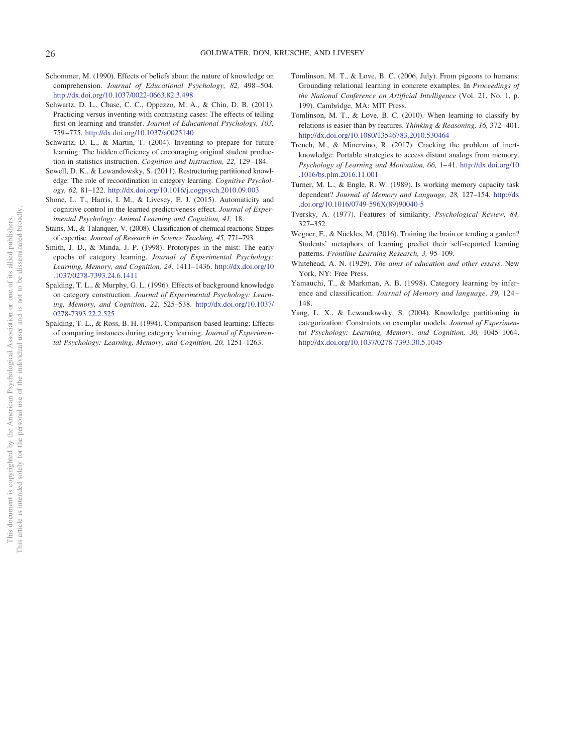Schommer, M. (1990). Effects of beliefs about the nature of knowledge on comprehension. *Journal of Educational Psychology, 82,* 498–504. http://dx.doi.org/10.1037/0022-0663.82.3.498

Schwartz, D. L., Chase, C. C., Oppezzo, M. A., & Chin, D. B. (2011). Practicing versus inventing with contrasting cases: The effects of telling first on learning and transfer. *Journal of Educational Psychology, 103,* 759–775. http://dx.doi.org/10.1037/a0025140

Schwartz, D. L., & Martin, T. (2004). Inventing to prepare for future learning: The hidden efficiency of encouraging original student production in statistics instruction. *Cognition and Instruction, 22,* 129–184.

Sewell, D. K., & Lewandowsky, S. (2011). Restructuring partitioned knowledge: The role of recoordination in category learning. *Cognitive Psychology, 62,* 81–122. http://dx.doi.org/10.1016/j.cogpsych.2010.09.003

Shone, L. T., Harris, I. M., & Livesey, E. J. (2015). Automaticity and cognitive control in the learned predictiveness effect. *Journal of Experimental Psychology: Animal Learning and Cognition, 41,* 18.

Stains, M., & Talanquer, V. (2008). Classification of chemical reactions: Stages of expertise. *Journal of Research in Science Teaching, 45,* 771–793.

Smith, J. D., & Minda, J. P. (1998). Prototypes in the mist: The early epochs of category learning. *Journal of Experimental Psychology: Learning, Memory, and Cognition, 24,* 1411–1436. http://dx.doi.org/10.1037/0278-7393.24.6.1411

Spalding, T. L., & Murphy, G. L. (1996). Effects of background knowledge on category construction. *Journal of Experimental Psychology: Learning, Memory, and Cognition, 22,* 525–538. http://dx.doi.org/10.1037/0278-7393.22.2.525

Spalding, T. L., & Ross, B. H. (1994). Comparison-based learning: Effects of comparing instances during category learning. *Journal of Experimental Psychology: Learning, Memory, and Cognition, 20,* 1251–1263.

Tomlinson, M. T., & Love, B. C. (2006, July). From pigeons to humans: Grounding relational learning in concrete examples. In *Proceedings of the National Conference on Artificial Intelligence* (Vol. 21, No. 1, p. 199). Cambridge, MA: MIT Press.

Tomlinson, M. T., & Love, B. C. (2010). When learning to classify by relations is easier than by features. *Thinking & Reasoning, 16,* 372–401. http://dx.doi.org/10.1080/13546783.2010.530464

Trench, M., & Minervino, R. (2017). Cracking the problem of inert-knowledge: Portable strategies to access distant analogs from memory. *Psychology of Learning and Motivation, 66,* 1–41. http://dx.doi.org/10.1016/bs.plm.2016.11.001

Turner, M. L., & Engle, R. W. (1989). Is working memory capacity task dependent? *Journal of Memory and Language, 28,* 127–154. http://dx.doi.org/10.1016/0749-596X(89)90040-5

Tversky, A. (1977). Features of similarity. *Psychological Review, 84,* 327–352.

Wegner, E., & Nückles, M. (2016). Training the brain or tending a garden? Students' metaphors of learning predict their self-reported learning patterns. *Frontline Learning Research, 3,* 95–109.

Whitehead, A. N. (1929). *The aims of education and other essays*. New York, NY: Free Press.

Yamauchi, T., & Markman, A. B. (1998). Category learning by inference and classification. *Journal of Memory and language, 39,* 124–148.

Yang, L. X., & Lewandowsky, S. (2004). Knowledge partitioning in categorization: Constraints on exemplar models. *Journal of Experimental Psychology: Learning, Memory, and Cognition, 30,* 1045–1064. http://dx.doi.org/10.1037/0278-7393.30.5.1045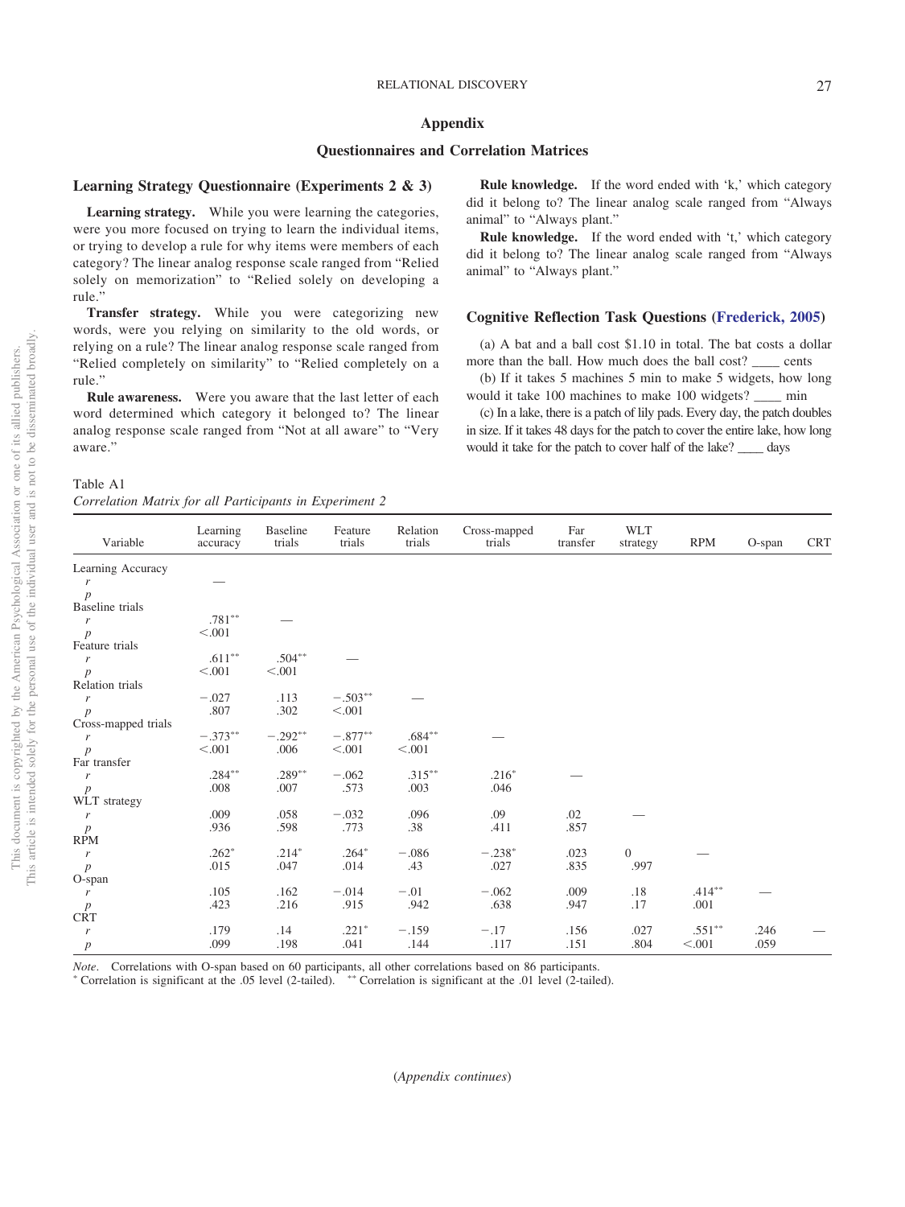# Appendix

## Questionnaires and Correlation Matrices

### Learning Strategy Questionnaire (Experiments 2 & 3)

**Learning strategy.** While you were learning the categories, were you more focused on trying to learn the individual items, or trying to develop a rule for why items were members of each category? The linear analog response scale ranged from "Relied solely on memorization" to "Relied solely on developing a rule."

**Transfer strategy.** While you were categorizing new words, were you relying on similarity to the old words, or relying on a rule? The linear analog response scale ranged from "Relied completely on similarity" to "Relied completely on a rule."

**Rule awareness.** Were you aware that the last letter of each word determined which category it belonged to? The linear analog response scale ranged from "Not at all aware" to "Very aware."

**Rule knowledge.** If the word ended with 'k,' which category did it belong to? The linear analog scale ranged from "Always animal" to "Always plant."

**Rule knowledge.** If the word ended with 't,' which category did it belong to? The linear analog scale ranged from "Always animal" to "Always plant."

### Cognitive Reflection Task Questions (Frederick, 2005)

(a) A bat and a ball cost $1.10 in total. The bat costs a dollar more than the ball. How much does the ball cost? ____ cents

(b) If it takes 5 machines 5 min to make 5 widgets, how long would it take 100 machines to make 100 widgets? ____ min

(c) In a lake, there is a patch of lily pads. Every day, the patch doubles in size. If it takes 48 days for the patch to cover the entire lake, how long would it take for the patch to cover half of the lake? ____ days

Table A1
*Correlation Matrix for all Participants in Experiment 2*

| Variable | Learning accuracy | Baseline trials | Feature trials | Relation trials | Cross-mapped trials | Far transfer | WLT strategy | RPM | O-span | CRT |
|---|---|---|---|---|---|---|---|---|---|---|
| Learning Accuracy | | | | | | | | | | |
| *r* | — | | | | | | | | | |
| *p* | | | | | | | | | | |
| Baseline trials | | | | | | | | | | |
| *r* | .781** | — | | | | | | | | |
| *p* | <.001 | | | | | | | | | |
| Feature trials | | | | | | | | | | |
| *r* | .611** | .504** | — | | | | | | | |
| *p* | <.001 | <.001 | | | | | | | | |
| Relation trials | | | | | | | | | | |
| *r* | −.027 | .113 | −.503** | — | | | | | | |
| *p* | .807 | .302 | <.001 | | | | | | | |
| Cross-mapped trials | | | | | | | | | | |
| *r* | −.373** | −.292** | −.877** | .684** | — | | | | | |
| *p* | <.001 | .006 | <.001 | <.001 | | | | | | |
| Far transfer | | | | | | | | | | |
| *r* | .284** | .289** | −.062 | .315** | .216* | — | | | | |
| *p* | .008 | .007 | .573 | .003 | .046 | | | | | |
| WLT strategy | | | | | | | | | | |
| *r* | .009 | .058 | −.032 | .096 | .09 | .02 | — | | | |
| *p* | .936 | .598 | .773 | .38 | .411 | .857 | | | | |
| RPM | | | | | | | | | | |
| *r* | .262* | .214* | .264* | −.086 | −.238* | .023 | 0 | — | | |
| *p* | .015 | .047 | .014 | .43 | .027 | .835 | .997 | | | |
| O-span | | | | | | | | | | |
| *r* | .105 | .162 | −.014 | −.01 | −.062 | .009 | .18 | .414** | — | |
| *p* | .423 | .216 | .915 | .942 | .638 | .947 | .17 | .001 | | |
| CRT | | | | | | | | | | |
| *r* | .179 | .14 | .221* | −.159 | −.17 | .156 | .027 | .551** | .246 | — |
| *p* | .099 | .198 | .041 | .144 | .117 | .151 | .804 | <.001 | .059 | |

*Note*. Correlations with O-span based on 60 participants, all other correlations based on 86 participants.
* Correlation is significant at the .05 level (2-tailed). ** Correlation is significant at the .01 level (2-tailed).

(*Appendix continues*)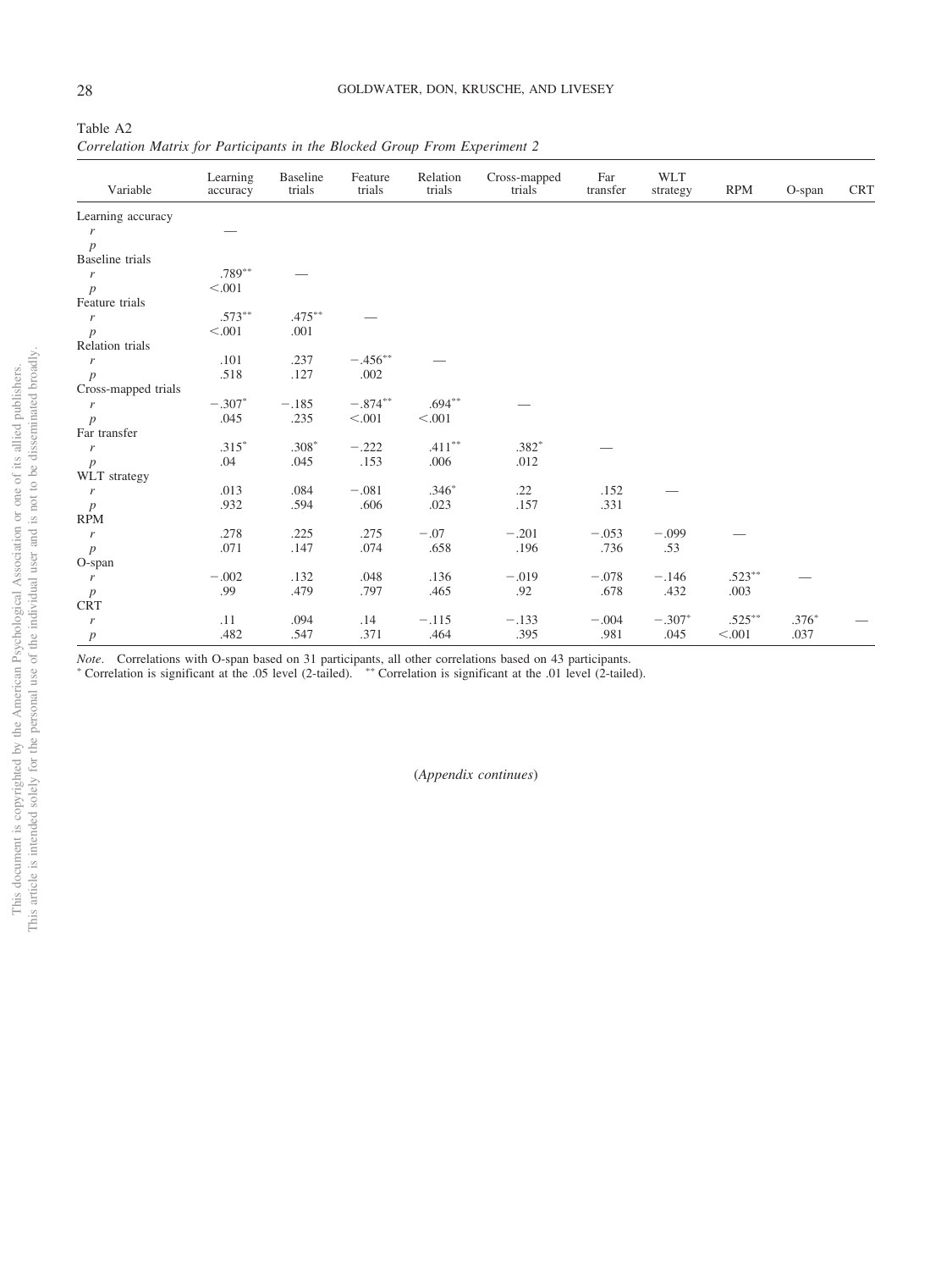Table A2

*Correlation Matrix for Participants in the Blocked Group From Experiment 2*

| Variable | Learning accuracy | Baseline trials | Feature trials | Relation trials | Cross-mapped trials | Far transfer | WLT strategy | RPM | O-span | CRT |
|---|---|---|---|---|---|---|---|---|---|---|
| Learning accuracy | | | | | | | | | | |
| *r* | — | | | | | | | | | |
| *p* | | | | | | | | | | |
| Baseline trials | | | | | | | | | | |
| *r* | .789** | — | | | | | | | | |
| *p* | <.001 | | | | | | | | | |
| Feature trials | | | | | | | | | | |
| *r* | .573** | .475** | — | | | | | | | |
| *p* | <.001 | .001 | | | | | | | | |
| Relation trials | | | | | | | | | | |
| *r* | .101 | .237 | −.456** | — | | | | | | |
| *p* | .518 | .127 | .002 | | | | | | | |
| Cross-mapped trials | | | | | | | | | | |
| *r* | −.307* | −.185 | −.874** | .694** | — | | | | | |
| *p* | .045 | .235 | <.001 | <.001 | | | | | | |
| Far transfer | | | | | | | | | | |
| *r* | .315* | .308* | −.222 | .411** | .382* | — | | | | |
| *p* | .04 | .045 | .153 | .006 | .012 | | | | | |
| WLT strategy | | | | | | | | | | |
| *r* | .013 | .084 | −.081 | .346* | .22 | .152 | — | | | |
| *p* | .932 | .594 | .606 | .023 | .157 | .331 | | | | |
| RPM | | | | | | | | | | |
| *r* | .278 | .225 | .275 | −.07 | −.201 | −.053 | −.099 | — | | |
| *p* | .071 | .147 | .074 | .658 | .196 | .736 | .53 | | | |
| O-span | | | | | | | | | | |
| *r* | −.002 | .132 | .048 | .136 | −.019 | −.078 | −.146 | .523** | — | |
| *p* | .99 | .479 | .797 | .465 | .92 | .678 | .432 | .003 | | |
| CRT | | | | | | | | | | |
| *r* | .11 | .094 | .14 | −.115 | −.133 | −.004 | −.307* | .525** | .376* | — |
| *p* | .482 | .547 | .371 | .464 | .395 | .981 | .045 | <.001 | .037 | |

*Note*. Correlations with O-span based on 31 participants, all other correlations based on 43 participants.
\* Correlation is significant at the .05 level (2-tailed). ** Correlation is significant at the .01 level (2-tailed).

(*Appendix continues*)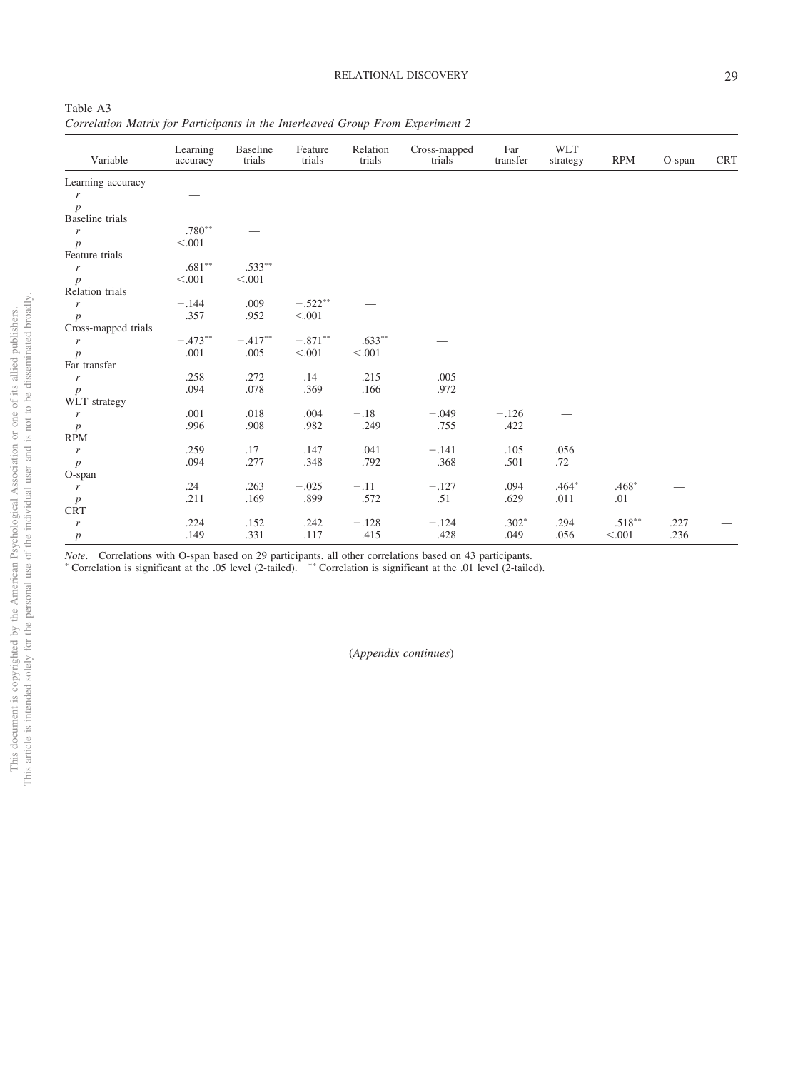Table A3

*Correlation Matrix for Participants in the Interleaved Group From Experiment 2*

| Variable | Learning accuracy | Baseline trials | Feature trials | Relation trials | Cross-mapped trials | Far transfer | WLT strategy | RPM | O-span | CRT |
|---|---|---|---|---|---|---|---|---|---|---|
| Learning accuracy | | | | | | | | | | |
| *r* | — | | | | | | | | | |
| *p* | | | | | | | | | | |
| Baseline trials | | | | | | | | | | |
| *r* | .780** | — | | | | | | | | |
| *p* | <.001 | | | | | | | | | |
| Feature trials | | | | | | | | | | |
| *r* | .681** | .533** | — | | | | | | | |
| *p* | <.001 | <.001 | | | | | | | | |
| Relation trials | | | | | | | | | | |
| *r* | −.144 | .009 | −.522** | — | | | | | | |
| *p* | .357 | .952 | <.001 | | | | | | | |
| Cross-mapped trials | | | | | | | | | | |
| *r* | −.473** | −.417** | −.871** | .633** | — | | | | | |
| *p* | .001 | .005 | <.001 | <.001 | | | | | | |
| Far transfer | | | | | | | | | | |
| *r* | .258 | .272 | .14 | .215 | .005 | — | | | | |
| *p* | .094 | .078 | .369 | .166 | .972 | | | | | |
| WLT strategy | | | | | | | | | | |
| *r* | .001 | .018 | .004 | −.18 | −.049 | −.126 | — | | | |
| *p* | .996 | .908 | .982 | .249 | .755 | .422 | | | | |
| RPM | | | | | | | | | | |
| *r* | .259 | .17 | .147 | .041 | −.141 | .105 | .056 | — | | |
| *p* | .094 | .277 | .348 | .792 | .368 | .501 | .72 | | | |
| O-span | | | | | | | | | | |
| *r* | .24 | .263 | −.025 | −.11 | −.127 | .094 | .464* | .468* | — | |
| *p* | .211 | .169 | .899 | .572 | .51 | .629 | .011 | .01 | | |
| CRT | | | | | | | | | | |
| *r* | .224 | .152 | .242 | −.128 | −.124 | .302* | .294 | .518** | .227 | — |
| *p* | .149 | .331 | .117 | .415 | .428 | .049 | .056 | <.001 | .236 | |

*Note*. Correlations with O-span based on 29 participants, all other correlations based on 43 participants.
* Correlation is significant at the .05 level (2-tailed). ** Correlation is significant at the .01 level (2-tailed).

(*Appendix continues*)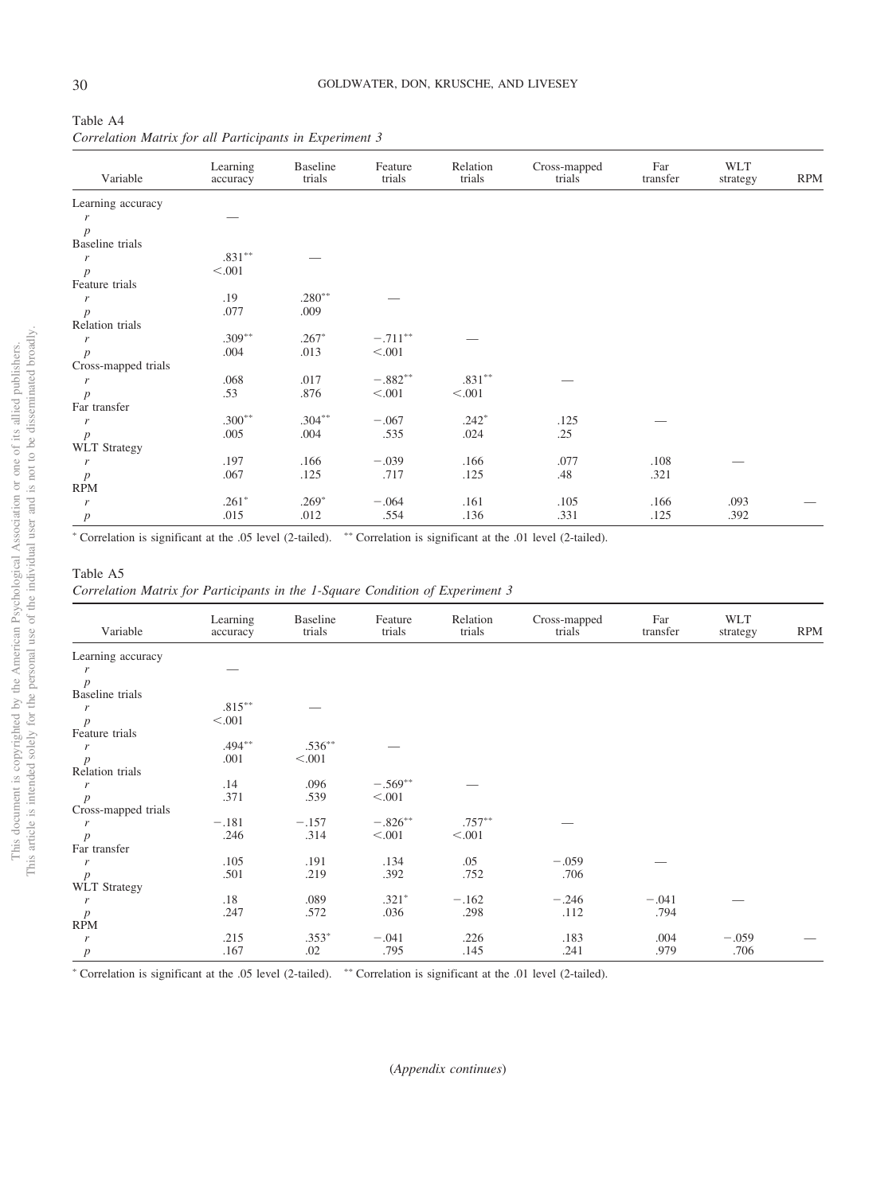Table A4

*Correlation Matrix for all Participants in Experiment 3*

| Variable | Learning accuracy | Baseline trials | Feature trials | Relation trials | Cross-mapped trials | Far transfer | WLT strategy | RPM |
|---|---|---|---|---|---|---|---|---|
| Learning accuracy | | | | | | | | |
| *r* | — | | | | | | | |
| *p* | | | | | | | | |
| Baseline trials | | | | | | | | |
| *r* | .831** | — | | | | | | |
| *p* | <.001 | | | | | | | |
| Feature trials | | | | | | | | |
| *r* | .19 | .280** | — | | | | | |
| *p* | .077 | .009 | | | | | | |
| Relation trials | | | | | | | | |
| *r* | .309** | .267* | −.711** | — | | | | |
| *p* | .004 | .013 | <.001 | | | | | |
| Cross-mapped trials | | | | | | | | |
| *r* | .068 | .017 | −.882** | .831** | — | | | |
| *p* | .53 | .876 | <.001 | <.001 | | | | |
| Far transfer | | | | | | | | |
| *r* | .300** | .304** | −.067 | .242* | .125 | — | | |
| *p* | .005 | .004 | .535 | .024 | .25 | | | |
| WLT Strategy | | | | | | | | |
| *r* | .197 | .166 | −.039 | .166 | .077 | .108 | — | |
| *p* | .067 | .125 | .717 | .125 | .48 | .321 | | |
| RPM | | | | | | | | |
| *r* | .261* | .269* | −.064 | .161 | .105 | .166 | .093 | — |
| *p* | .015 | .012 | .554 | .136 | .331 | .125 | .392 | |

* Correlation is significant at the .05 level (2-tailed). ** Correlation is significant at the .01 level (2-tailed).

Table A5

*Correlation Matrix for Participants in the 1-Square Condition of Experiment 3*

| Variable | Learning accuracy | Baseline trials | Feature trials | Relation trials | Cross-mapped trials | Far transfer | WLT strategy | RPM |
|---|---|---|---|---|---|---|---|---|
| Learning accuracy | | | | | | | | |
| *r* | — | | | | | | | |
| *p* | | | | | | | | |
| Baseline trials | | | | | | | | |
| *r* | .815** | — | | | | | | |
| *p* | <.001 | | | | | | | |
| Feature trials | | | | | | | | |
| *r* | .494** | .536** | — | | | | | |
| *p* | .001 | <.001 | | | | | | |
| Relation trials | | | | | | | | |
| *r* | .14 | .096 | −.569** | — | | | | |
| *p* | .371 | .539 | <.001 | | | | | |
| Cross-mapped trials | | | | | | | | |
| *r* | −.181 | −.157 | −.826** | .757** | — | | | |
| *p* | .246 | .314 | <.001 | <.001 | | | | |
| Far transfer | | | | | | | | |
| *r* | .105 | .191 | .134 | .05 | −.059 | — | | |
| *p* | .501 | .219 | .392 | .752 | .706 | | | |
| WLT Strategy | | | | | | | | |
| *r* | .18 | .089 | .321* | −.162 | −.246 | −.041 | — | |
| *p* | .247 | .572 | .036 | .298 | .112 | .794 | | |
| RPM | | | | | | | | |
| *r* | .215 | .353* | −.041 | .226 | .183 | .004 | −.059 | — |
| *p* | .167 | .02 | .795 | .145 | .241 | .979 | .706 | |

* Correlation is significant at the .05 level (2-tailed). ** Correlation is significant at the .01 level (2-tailed).

(*Appendix continues*)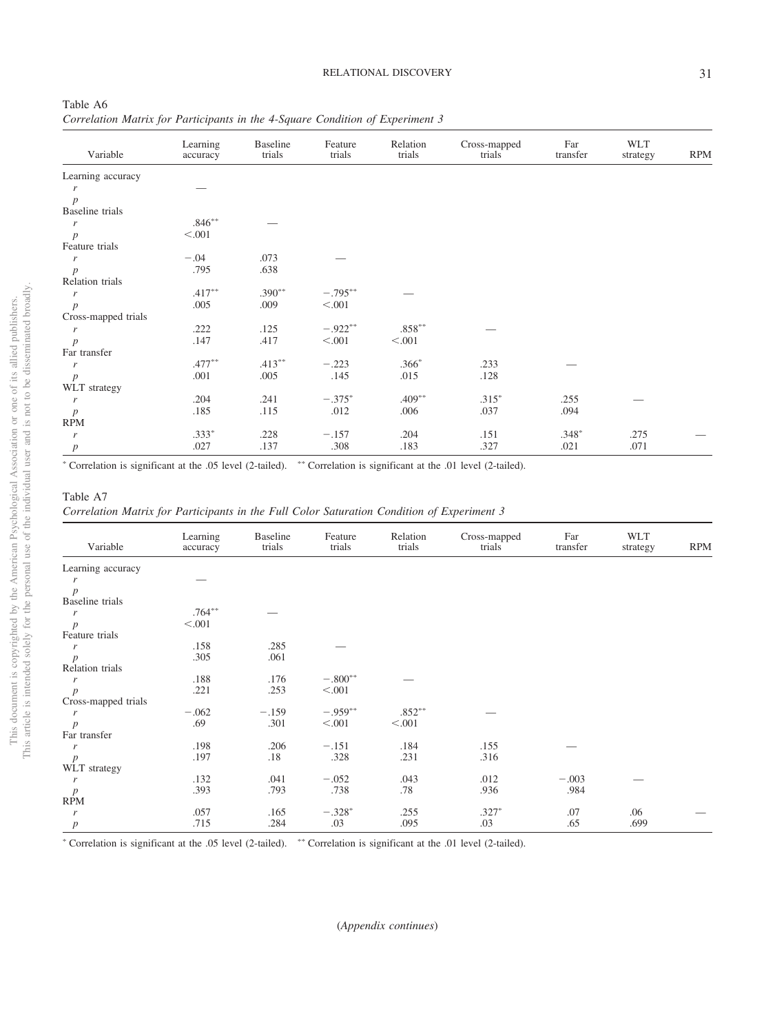Table A6

*Correlation Matrix for Participants in the 4-Square Condition of Experiment 3*

| Variable | Learning accuracy | Baseline trials | Feature trials | Relation trials | Cross-mapped trials | Far transfer | WLT strategy | RPM |
|---|---|---|---|---|---|---|---|---|
| Learning accuracy | | | | | | | | |
| *r* | — | | | | | | | |
| *p* | | | | | | | | |
| Baseline trials | | | | | | | | |
| *r* | .846** | — | | | | | | |
| *p* | <.001 | | | | | | | |
| Feature trials | | | | | | | | |
| *r* | −.04 | .073 | — | | | | | |
| *p* | .795 | .638 | | | | | | |
| Relation trials | | | | | | | | |
| *r* | .417** | .390** | −.795** | — | | | | |
| *p* | .005 | .009 | <.001 | | | | | |
| Cross-mapped trials | | | | | | | | |
| *r* | .222 | .125 | −.922** | .858** | — | | | |
| *p* | .147 | .417 | <.001 | <.001 | | | | |
| Far transfer | | | | | | | | |
| *r* | .477** | .413** | −.223 | .366* | .233 | — | | |
| *p* | .001 | .005 | .145 | .015 | .128 | | | |
| WLT strategy | | | | | | | | |
| *r* | .204 | .241 | −.375* | .409** | .315* | .255 | — | |
| *p* | .185 | .115 | .012 | .006 | .037 | .094 | | |
| RPM | | | | | | | | |
| *r* | .333* | .228 | −.157 | .204 | .151 | .348* | .275 | — |
| *p* | .027 | .137 | .308 | .183 | .327 | .021 | .071 | |

\* Correlation is significant at the .05 level (2-tailed). ** Correlation is significant at the .01 level (2-tailed).

Table A7

*Correlation Matrix for Participants in the Full Color Saturation Condition of Experiment 3*

| Variable | Learning accuracy | Baseline trials | Feature trials | Relation trials | Cross-mapped trials | Far transfer | WLT strategy | RPM |
|---|---|---|---|---|---|---|---|---|
| Learning accuracy | | | | | | | | |
| *r* | — | | | | | | | |
| *p* | | | | | | | | |
| Baseline trials | | | | | | | | |
| *r* | .764** | — | | | | | | |
| *p* | <.001 | | | | | | | |
| Feature trials | | | | | | | | |
| *r* | .158 | .285 | — | | | | | |
| *p* | .305 | .061 | | | | | | |
| Relation trials | | | | | | | | |
| *r* | .188 | .176 | −.800** | — | | | | |
| *p* | .221 | .253 | <.001 | | | | | |
| Cross-mapped trials | | | | | | | | |
| *r* | −.062 | −.159 | −.959** | .852** | — | | | |
| *p* | .69 | .301 | <.001 | <.001 | | | | |
| Far transfer | | | | | | | | |
| *r* | .198 | .206 | −.151 | .184 | .155 | — | | |
| *p* | .197 | .18 | .328 | .231 | .316 | | | |
| WLT strategy | | | | | | | | |
| *r* | .132 | .041 | −.052 | .043 | .012 | −.003 | — | |
| *p* | .393 | .793 | .738 | .78 | .936 | .984 | | |
| RPM | | | | | | | | |
| *r* | .057 | .165 | −.328* | .255 | .327* | .07 | .06 | — |
| *p* | .715 | .284 | .03 | .095 | .03 | .65 | .699 | |

\* Correlation is significant at the .05 level (2-tailed). ** Correlation is significant at the .01 level (2-tailed).

(*Appendix continues*)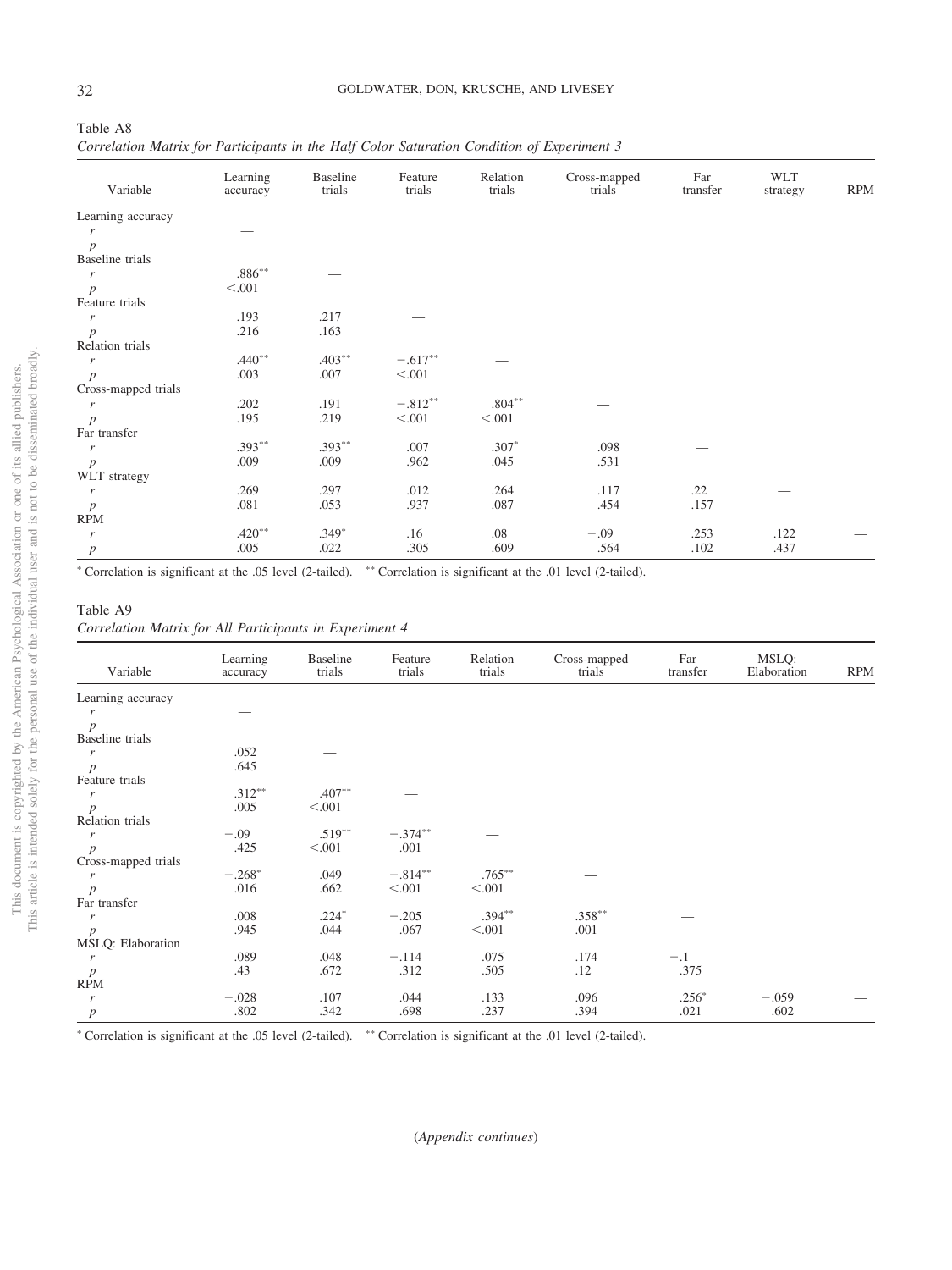Table A8

*Correlation Matrix for Participants in the Half Color Saturation Condition of Experiment 3*

| Variable | Learning accuracy | Baseline trials | Feature trials | Relation trials | Cross-mapped trials | Far transfer | WLT strategy | RPM |
|---|---|---|---|---|---|---|---|---|
| Learning accuracy | | | | | | | | |
| *r* | — | | | | | | | |
| *p* | | | | | | | | |
| Baseline trials | | | | | | | | |
| *r* | .886** | — | | | | | | |
| *p* | <.001 | | | | | | | |
| Feature trials | | | | | | | | |
| *r* | .193 | .217 | — | | | | | |
| *p* | .216 | .163 | | | | | | |
| Relation trials | | | | | | | | |
| *r* | .440** | .403** | −.617** | — | | | | |
| *p* | .003 | .007 | <.001 | | | | | |
| Cross-mapped trials | | | | | | | | |
| *r* | .202 | .191 | −.812** | .804** | — | | | |
| *p* | .195 | .219 | <.001 | <.001 | | | | |
| Far transfer | | | | | | | | |
| *r* | .393** | .393** | .007 | .307* | .098 | — | | |
| *p* | .009 | .009 | .962 | .045 | .531 | | | |
| WLT strategy | | | | | | | | |
| *r* | .269 | .297 | .012 | .264 | .117 | .22 | — | |
| *p* | .081 | .053 | .937 | .087 | .454 | .157 | | |
| RPM | | | | | | | | |
| *r* | .420** | .349* | .16 | .08 | −.09 | .253 | .122 | — |
| *p* | .005 | .022 | .305 | .609 | .564 | .102 | .437 | |

* Correlation is significant at the .05 level (2-tailed). ** Correlation is significant at the .01 level (2-tailed).

Table A9

*Correlation Matrix for All Participants in Experiment 4*

| Variable | Learning accuracy | Baseline trials | Feature trials | Relation trials | Cross-mapped trials | Far transfer | MSLQ: Elaboration | RPM |
|---|---|---|---|---|---|---|---|---|
| Learning accuracy | | | | | | | | |
| *r* | — | | | | | | | |
| *p* | | | | | | | | |
| Baseline trials | | | | | | | | |
| *r* | .052 | — | | | | | | |
| *p* | .645 | | | | | | | |
| Feature trials | | | | | | | | |
| *r* | .312** | .407** | — | | | | | |
| *p* | .005 | <.001 | | | | | | |
| Relation trials | | | | | | | | |
| *r* | −.09 | .519** | −.374** | — | | | | |
| *p* | .425 | <.001 | .001 | | | | | |
| Cross-mapped trials | | | | | | | | |
| *r* | −.268* | .049 | −.814** | .765** | — | | | |
| *p* | .016 | .662 | <.001 | <.001 | | | | |
| Far transfer | | | | | | | | |
| *r* | .008 | .224* | −.205 | .394** | .358** | — | | |
| *p* | .945 | .044 | .067 | <.001 | .001 | | | |
| MSLQ: Elaboration | | | | | | | | |
| *r* | .089 | .048 | −.114 | .075 | .174 | −.1 | — | |
| *p* | .43 | .672 | .312 | .505 | .12 | .375 | | |
| RPM | | | | | | | | |
| *r* | −.028 | .107 | .044 | .133 | .096 | .256* | −.059 | — |
| *p* | .802 | .342 | .698 | .237 | .394 | .021 | .602 | |

* Correlation is significant at the .05 level (2-tailed). ** Correlation is significant at the .01 level (2-tailed).

(*Appendix continues*)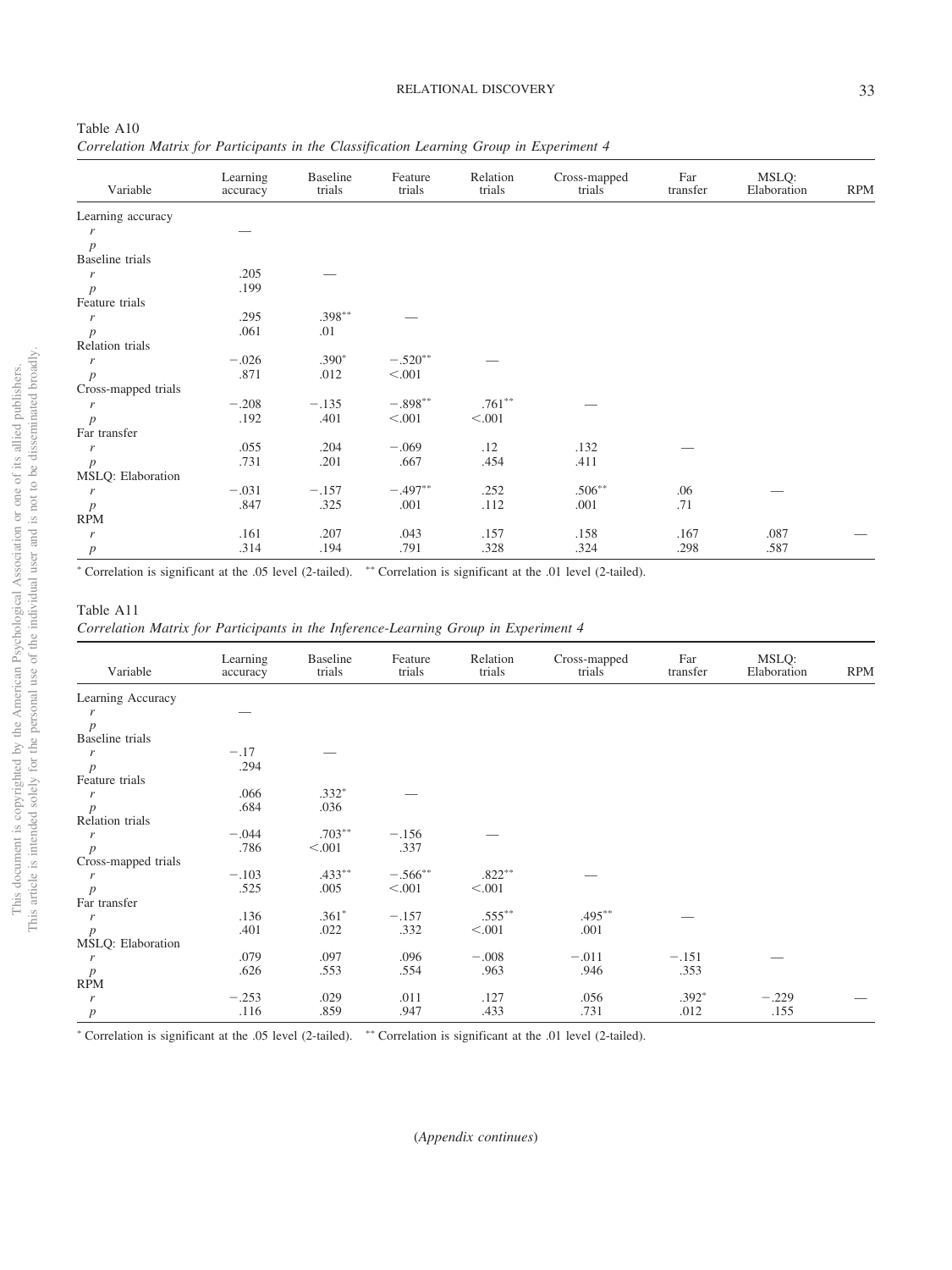Table A10

*Correlation Matrix for Participants in the Classification Learning Group in Experiment 4*

| Variable | Learning accuracy | Baseline trials | Feature trials | Relation trials | Cross-mapped trials | Far transfer | MSLQ: Elaboration | RPM |
|---|---|---|---|---|---|---|---|---|
| Learning accuracy | | | | | | | | |
| *r* | — | | | | | | | |
| *p* | | | | | | | | |
| Baseline trials | | | | | | | | |
| *r* | .205 | — | | | | | | |
| *p* | .199 | | | | | | | |
| Feature trials | | | | | | | | |
| *r* | .295 | .398** | — | | | | | |
| *p* | .061 | .01 | | | | | | |
| Relation trials | | | | | | | | |
| *r* | −.026 | .390* | −.520** | — | | | | |
| *p* | .871 | .012 | <.001 | | | | | |
| Cross-mapped trials | | | | | | | | |
| *r* | −.208 | −.135 | −.898** | .761** | — | | | |
| *p* | .192 | .401 | <.001 | <.001 | | | | |
| Far transfer | | | | | | | | |
| *r* | .055 | .204 | −.069 | .12 | .132 | — | | |
| *p* | .731 | .201 | .667 | .454 | .411 | | | |
| MSLQ: Elaboration | | | | | | | | |
| *r* | −.031 | −.157 | −.497** | .252 | .506** | .06 | — | |
| *p* | .847 | .325 | .001 | .112 | .001 | .71 | | |
| RPM | | | | | | | | |
| *r* | .161 | .207 | .043 | .157 | .158 | .167 | .087 | — |
| *p* | .314 | .194 | .791 | .328 | .324 | .298 | .587 | |

\* Correlation is significant at the .05 level (2-tailed). ** Correlation is significant at the .01 level (2-tailed).

Table A11

*Correlation Matrix for Participants in the Inference-Learning Group in Experiment 4*

| Variable | Learning accuracy | Baseline trials | Feature trials | Relation trials | Cross-mapped trials | Far transfer | MSLQ: Elaboration | RPM |
|---|---|---|---|---|---|---|---|---|
| Learning Accuracy | | | | | | | | |
| *r* | — | | | | | | | |
| *p* | | | | | | | | |
| Baseline trials | | | | | | | | |
| *r* | −.17 | — | | | | | | |
| *p* | .294 | | | | | | | |
| Feature trials | | | | | | | | |
| *r* | .066 | .332* | — | | | | | |
| *p* | .684 | .036 | | | | | | |
| Relation trials | | | | | | | | |
| *r* | −.044 | .703** | −.156 | — | | | | |
| *p* | .786 | <.001 | .337 | | | | | |
| Cross-mapped trials | | | | | | | | |
| *r* | −.103 | .433** | −.566** | .822** | — | | | |
| *p* | .525 | .005 | <.001 | <.001 | | | | |
| Far transfer | | | | | | | | |
| *r* | .136 | .361* | −.157 | .555** | .495** | — | | |
| *p* | .401 | .022 | .332 | <.001 | .001 | | | |
| MSLQ: Elaboration | | | | | | | | |
| *r* | .079 | .097 | .096 | −.008 | −.011 | −.151 | — | |
| *p* | .626 | .553 | .554 | .963 | .946 | .353 | | |
| RPM | | | | | | | | |
| *r* | −.253 | .029 | .011 | .127 | .056 | .392* | −.229 | — |
| *p* | .116 | .859 | .947 | .433 | .731 | .012 | .155 | |

\* Correlation is significant at the .05 level (2-tailed). ** Correlation is significant at the .01 level (2-tailed).

(*Appendix continues*)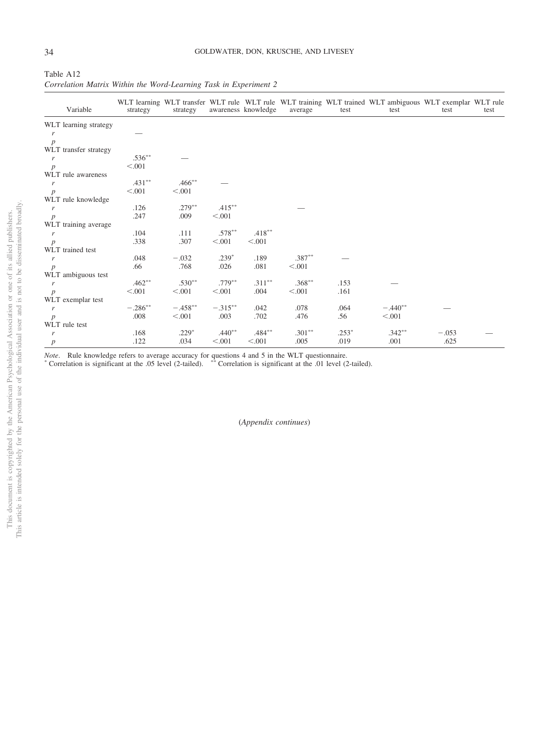Table A12

*Correlation Matrix Within the Word-Learning Task in Experiment 2*

| Variable | WLT learning strategy | WLT transfer strategy | WLT rule awareness | WLT rule knowledge | WLT training average | WLT trained test | WLT ambiguous test | WLT exemplar test | WLT rule test |
|---|---|---|---|---|---|---|---|---|---|
| WLT learning strategy | | | | | | | | | |
| *r* | — | | | | | | | | |
| *p* | | | | | | | | | |
| WLT transfer strategy | | | | | | | | | |
| *r* | .536** | — | | | | | | | |
| *p* | <.001 | | | | | | | | |
| WLT rule awareness | | | | | | | | | |
| *r* | .431** | .466** | — | | | | | | |
| *p* | <.001 | <.001 | | | | | | | |
| WLT rule knowledge | | | | | | | | | |
| *r* | .126 | .279** | .415** | — | | | | | |
| *p* | .247 | .009 | <.001 | | | | | | |
| WLT training average | | | | | | | | | |
| *r* | .104 | .111 | .578** | .418** | — | | | | |
| *p* | .338 | .307 | <.001 | <.001 | | | | | |
| WLT trained test | | | | | | | | | |
| *r* | .048 | −.032 | .239* | .189 | .387** | — | | | |
| *p* | .66 | .768 | .026 | .081 | <.001 | | | | |
| WLT ambiguous test | | | | | | | | | |
| *r* | .462** | .530** | .779** | .311** | .368** | .153 | — | | |
| *p* | <.001 | <.001 | <.001 | .004 | <.001 | .161 | | | |
| WLT exemplar test | | | | | | | | | |
| *r* | −.286** | −.458** | −.315** | .042 | .078 | .064 | −.440** | — | |
| *p* | .008 | <.001 | .003 | .702 | .476 | .56 | <.001 | | |
| WLT rule test | | | | | | | | | |
| *r* | .168 | .229* | .440** | .484** | .301** | .253* | .342** | −.053 | — |
| *p* | .122 | .034 | <.001 | <.001 | .005 | .019 | .001 | .625 | |

*Note*. Rule knowledge refers to average accuracy for questions 4 and 5 in the WLT questionnaire.
\* Correlation is significant at the .05 level (2-tailed). ** Correlation is significant at the .01 level (2-tailed).

(*Appendix continues*)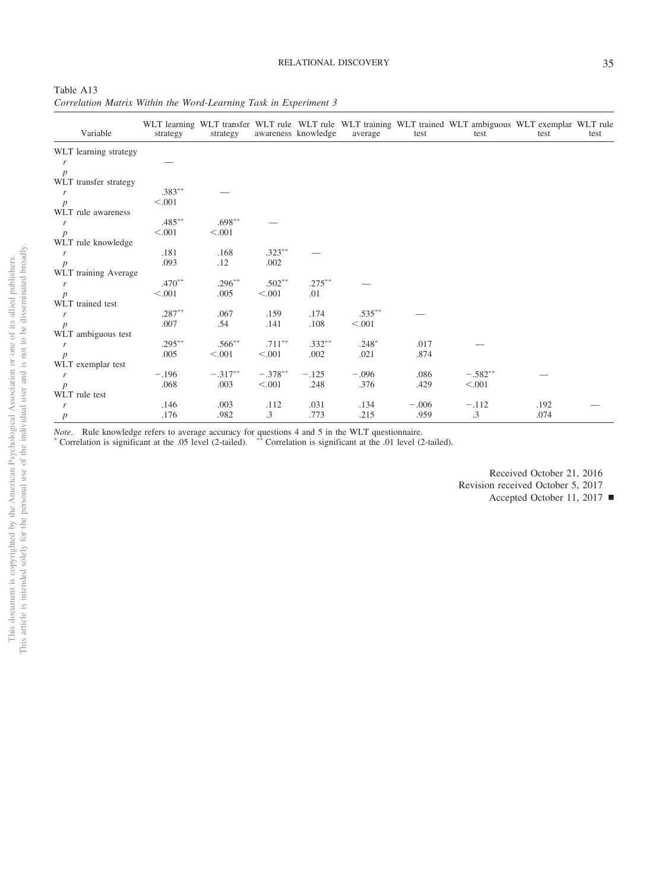Table A13

*Correlation Matrix Within the Word-Learning Task in Experiment 3*

| Variable | WLT learning strategy | WLT transfer strategy | WLT rule awareness | WLT rule knowledge | WLT training average | WLT trained test | WLT ambiguous test | WLT exemplar test | WLT rule test |
|---|---|---|---|---|---|---|---|---|---|
| WLT learning strategy | | | | | | | | | |
| *r* | — | | | | | | | | |
| *p* | | | | | | | | | |
| WLT transfer strategy | | | | | | | | | |
| *r* | .383** | — | | | | | | | |
| *p* | <.001 | | | | | | | | |
| WLT rule awareness | | | | | | | | | |
| *r* | .485** | .698** | — | | | | | | |
| *p* | <.001 | <.001 | | | | | | | |
| WLT rule knowledge | | | | | | | | | |
| *r* | .181 | .168 | .323** | — | | | | | |
| *p* | .093 | .12 | .002 | | | | | | |
| WLT training Average | | | | | | | | | |
| *r* | .470** | .296** | .502** | .275** | — | | | | |
| *p* | <.001 | .005 | <.001 | .01 | | | | | |
| WLT trained test | | | | | | | | | |
| *r* | .287** | .067 | .159 | .174 | .535** | — | | | |
| *p* | .007 | .54 | .141 | .108 | <.001 | | | | |
| WLT ambiguous test | | | | | | | | | |
| *r* | .295** | .566** | .711** | .332** | .248* | .017 | — | | |
| *p* | .005 | <.001 | <.001 | .002 | .021 | .874 | | | |
| WLT exemplar test | | | | | | | | | |
| *r* | −.196 | −.317** | −.378** | −.125 | −.096 | .086 | −.582** | — | |
| *p* | .068 | .003 | <.001 | .248 | .376 | .429 | <.001 | | |
| WLT rule test | | | | | | | | | |
| *r* | .146 | .003 | .112 | .031 | .134 | −.006 | −.112 | .192 | — |
| *p* | .176 | .982 | .3 | .773 | .215 | .959 | .3 | .074 | |

*Note*. Rule knowledge refers to average accuracy for questions 4 and 5 in the WLT questionnaire.
\* Correlation is significant at the .05 level (2-tailed). ** Correlation is significant at the .01 level (2-tailed).

Received October 21, 2016
Revision received October 5, 2017
Accepted October 11, 2017 ■